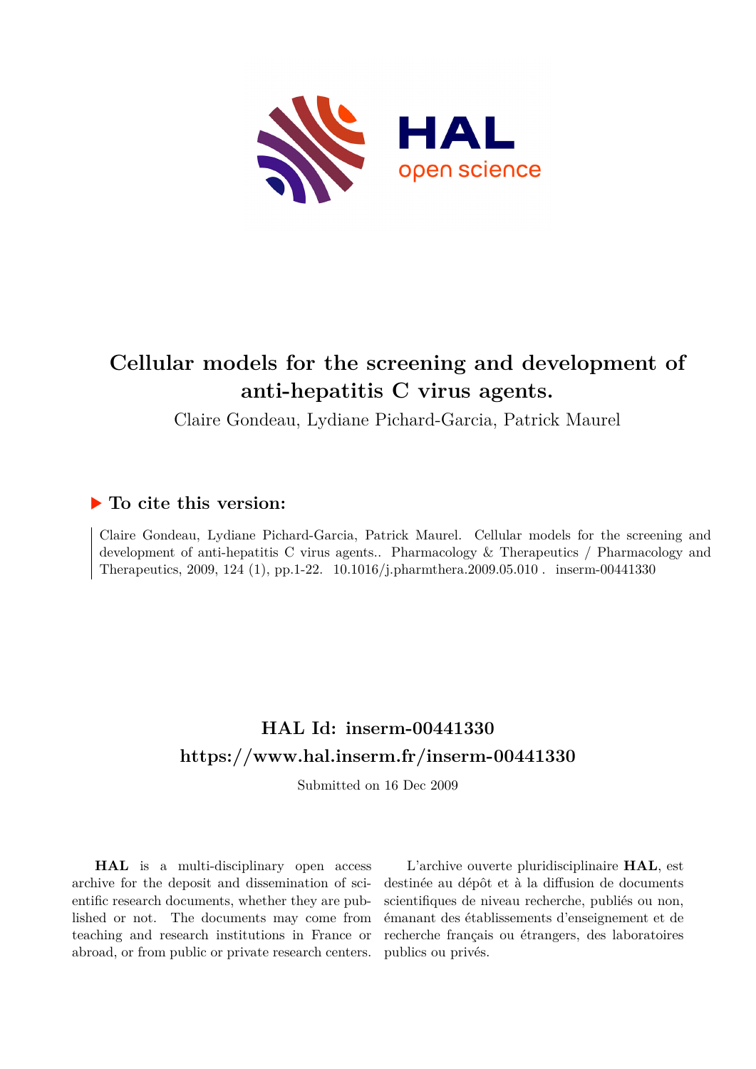# Cellular models for the screening and development of anti-hepatitis C virus agents.

Claire Gondeau, Lydiane Pichard-Garcia, Patrick Maurel

## ▶ To cite this version:

Claire Gondeau, Lydiane Pichard-Garcia, Patrick Maurel. Cellular models for the screening and development of anti-hepatitis C virus agents.. Pharmacology & Therapeutics / Pharmacology and Therapeutics, 2009, 124 (1), pp.1-22. 10.1016/j.pharmthera.2009.05.010 . inserm-00441330

## HAL Id: inserm-00441330

## https://www.hal.inserm.fr/inserm-00441330

Submitted on 16 Dec 2009

**HAL** is a multi-disciplinary open access archive for the deposit and dissemination of scientific research documents, whether they are published or not. The documents may come from teaching and research institutions in France or abroad, or from public or private research centers.

L'archive ouverte pluridisciplinaire **HAL**, est destinée au dépôt et à la diffusion de documents scientifiques de niveau recherche, publiés ou non, émanant des établissements d'enseignement et de recherche français ou étrangers, des laboratoires publics ou privés.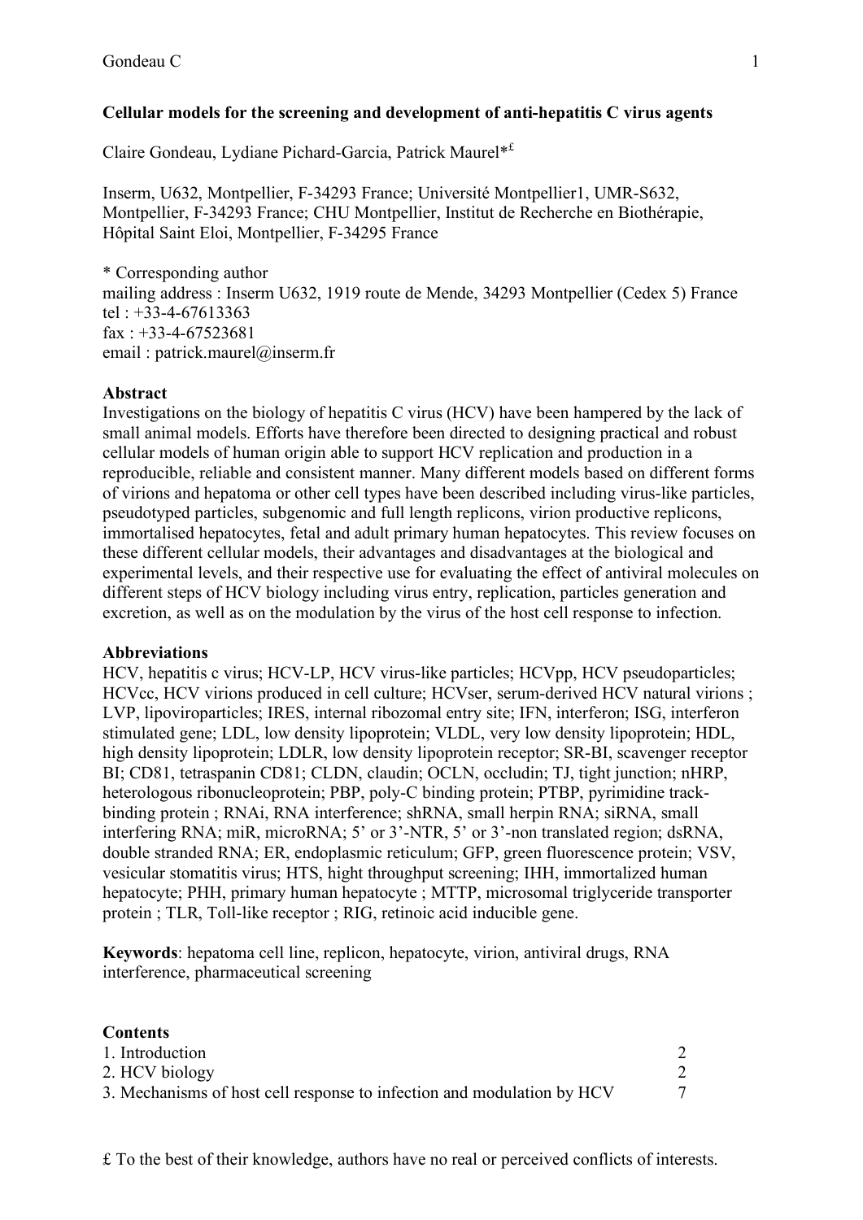**Cellular models for the screening and development of anti-hepatitis C virus agents**

Claire Gondeau, Lydiane Pichard-Garcia, Patrick Maurel*[£]

Inserm, U632, Montpellier, F-34293 France; Université Montpellier1, UMR-S632, Montpellier, F-34293 France; CHU Montpellier, Institut de Recherche en Biothérapie, Hôpital Saint Eloi, Montpellier, F-34295 France

\* Corresponding author
mailing address : Inserm U632, 1919 route de Mende, 34293 Montpellier (Cedex 5) France
tel : +33-4-67613363
fax : +33-4-67523681
email : patrick.maurel@inserm.fr

**Abstract**

Investigations on the biology of hepatitis C virus (HCV) have been hampered by the lack of small animal models. Efforts have therefore been directed to designing practical and robust cellular models of human origin able to support HCV replication and production in a reproducible, reliable and consistent manner. Many different models based on different forms of virions and hepatoma or other cell types have been described including virus-like particles, pseudotyped particles, subgenomic and full length replicons, virion productive replicons, immortalised hepatocytes, fetal and adult primary human hepatocytes. This review focuses on these different cellular models, their advantages and disadvantages at the biological and experimental levels, and their respective use for evaluating the effect of antiviral molecules on different steps of HCV biology including virus entry, replication, particles generation and excretion, as well as on the modulation by the virus of the host cell response to infection.

**Abbreviations**

HCV, hepatitis c virus; HCV-LP, HCV virus-like particles; HCVpp, HCV pseudoparticles; HCVcc, HCV virions produced in cell culture; HCVser, serum-derived HCV natural virions ; LVP, lipoviroparticles; IRES, internal ribozomal entry site; IFN, interferon; ISG, interferon stimulated gene; LDL, low density lipoprotein; VLDL, very low density lipoprotein; HDL, high density lipoprotein; LDLR, low density lipoprotein receptor; SR-BI, scavenger receptor BI; CD81, tetraspanin CD81; CLDN, claudin; OCLN, occludin; TJ, tight junction; nHRP, heterologous ribonucleoprotein; PBP, poly-C binding protein; PTBP, pyrimidine track-binding protein ; RNAi, RNA interference; shRNA, small herpin RNA; siRNA, small interfering RNA; miR, microRNA; 5' or 3'-NTR, 5' or 3'-non translated region; dsRNA, double stranded RNA; ER, endoplasmic reticulum; GFP, green fluorescence protein; VSV, vesicular stomatitis virus; HTS, hight throughput screening; IHH, immortalized human hepatocyte; PHH, primary human hepatocyte ; MTTP, microsomal triglyceride transporter protein ; TLR, Toll-like receptor ; RIG, retinoic acid inducible gene.

**Keywords**: hepatoma cell line, replicon, hepatocyte, virion, antiviral drugs, RNA interference, pharmaceutical screening

**Contents**

| | |
|---|---|
| 1. Introduction | 2 |
| 2. HCV biology | 2 |
| 3. Mechanisms of host cell response to infection and modulation by HCV | 7 |

£ To the best of their knowledge, authors have no real or perceived conflicts of interests.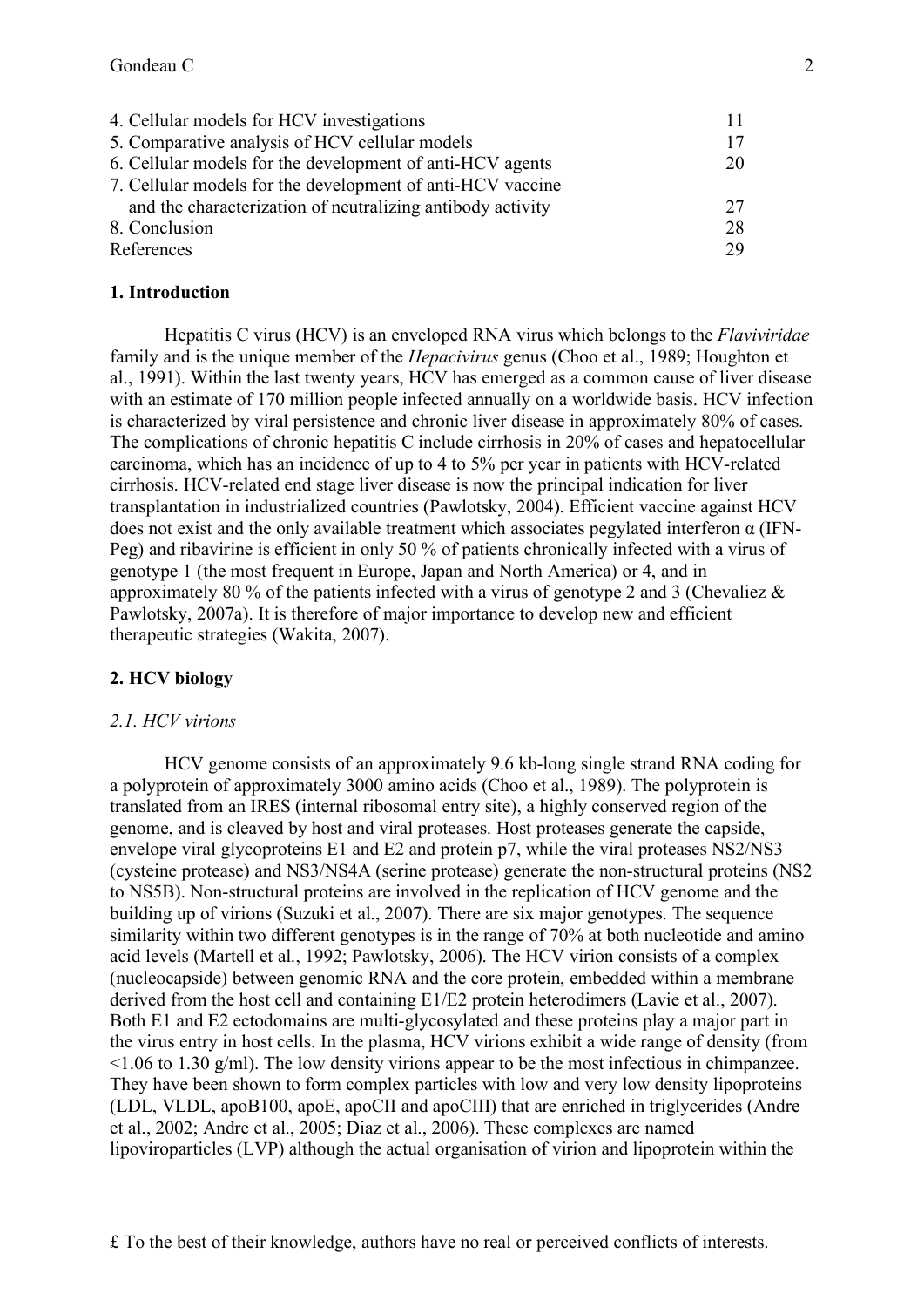| | |
|---|---|
| 4. Cellular models for HCV investigations | 11 |
| 5. Comparative analysis of HCV cellular models | 17 |
| 6. Cellular models for the development of anti-HCV agents | 20 |
| 7. Cellular models for the development of anti-HCV vaccine and the characterization of neutralizing antibody activity | 27 |
| 8. Conclusion | 28 |
| References | 29 |

## 1. Introduction

Hepatitis C virus (HCV) is an enveloped RNA virus which belongs to the *Flaviviridae* family and is the unique member of the *Hepacivirus* genus (Choo et al., 1989; Houghton et al., 1991). Within the last twenty years, HCV has emerged as a common cause of liver disease with an estimate of 170 million people infected annually on a worldwide basis. HCV infection is characterized by viral persistence and chronic liver disease in approximately 80% of cases. The complications of chronic hepatitis C include cirrhosis in 20% of cases and hepatocellular carcinoma, which has an incidence of up to 4 to 5% per year in patients with HCV-related cirrhosis. HCV-related end stage liver disease is now the principal indication for liver transplantation in industrialized countries (Pawlotsky, 2004). Efficient vaccine against HCV does not exist and the only available treatment which associates pegylated interferon α (IFN-Peg) and ribavirine is efficient in only 50 % of patients chronically infected with a virus of genotype 1 (the most frequent in Europe, Japan and North America) or 4, and in approximately 80 % of the patients infected with a virus of genotype 2 and 3 (Chevaliez & Pawlotsky, 2007a). It is therefore of major importance to develop new and efficient therapeutic strategies (Wakita, 2007).

## 2. HCV biology

### *2.1. HCV virions*

HCV genome consists of an approximately 9.6 kb-long single strand RNA coding for a polyprotein of approximately 3000 amino acids (Choo et al., 1989). The polyprotein is translated from an IRES (internal ribosomal entry site), a highly conserved region of the genome, and is cleaved by host and viral proteases. Host proteases generate the capside, envelope viral glycoproteins E1 and E2 and protein p7, while the viral proteases NS2/NS3 (cysteine protease) and NS3/NS4A (serine protease) generate the non-structural proteins (NS2 to NS5B). Non-structural proteins are involved in the replication of HCV genome and the building up of virions (Suzuki et al., 2007). There are six major genotypes. The sequence similarity within two different genotypes is in the range of 70% at both nucleotide and amino acid levels (Martell et al., 1992; Pawlotsky, 2006). The HCV virion consists of a complex (nucleocapside) between genomic RNA and the core protein, embedded within a membrane derived from the host cell and containing E1/E2 protein heterodimers (Lavie et al., 2007). Both E1 and E2 ectodomains are multi-glycosylated and these proteins play a major part in the virus entry in host cells. In the plasma, HCV virions exhibit a wide range of density (from <1.06 to 1.30 g/ml). The low density virions appear to be the most infectious in chimpanzee. They have been shown to form complex particles with low and very low density lipoproteins (LDL, VLDL, apoB100, apoE, apoCII and apoCIII) that are enriched in triglycerides (Andre et al., 2002; Andre et al., 2005; Diaz et al., 2006). These complexes are named lipoviroparticles (LVP) although the actual organisation of virion and lipoprotein within the

£ To the best of their knowledge, authors have no real or perceived conflicts of interests.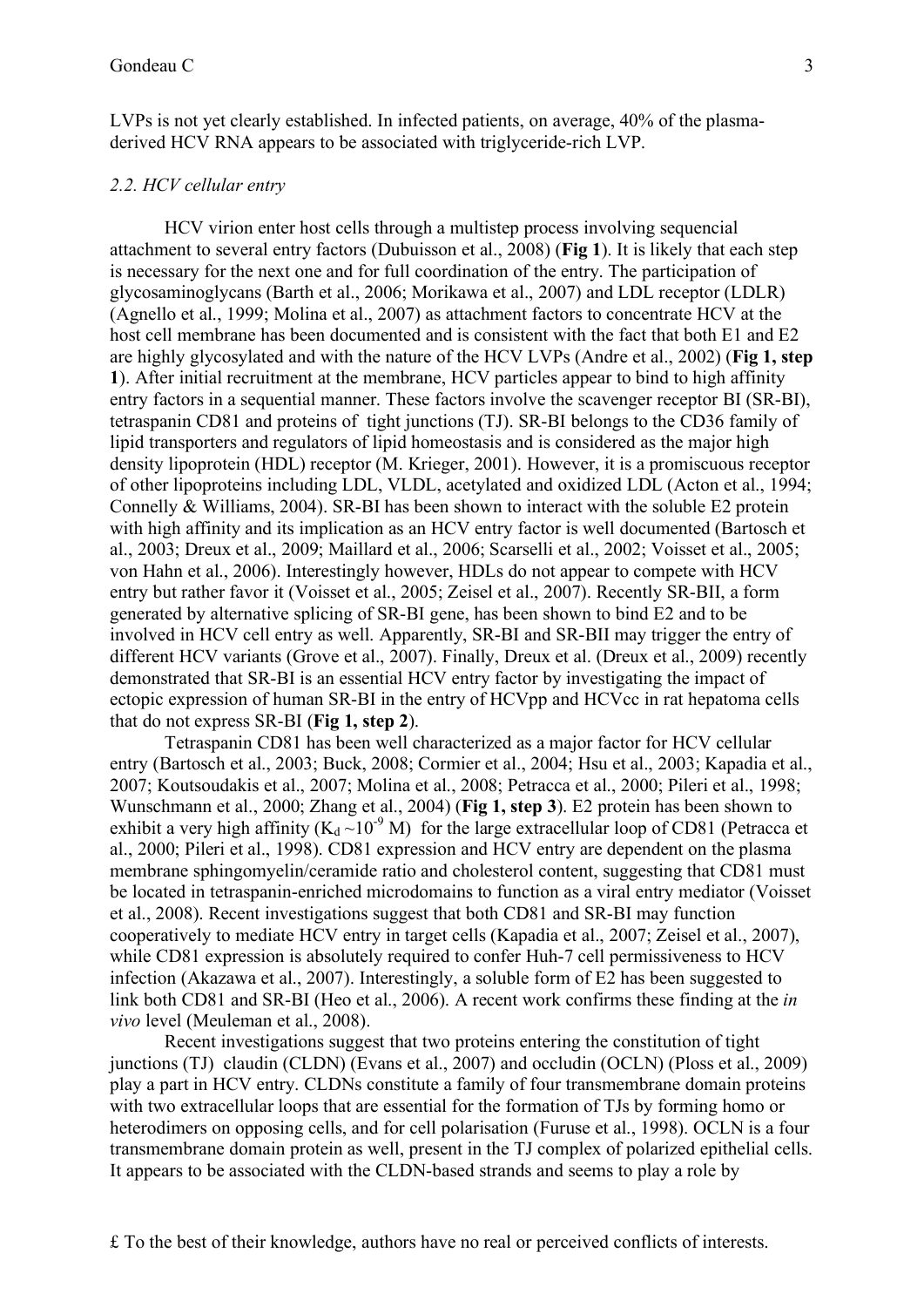LVPs is not yet clearly established. In infected patients, on average, 40% of the plasma-derived HCV RNA appears to be associated with triglyceride-rich LVP.

### *2.2. HCV cellular entry*

HCV virion enter host cells through a multistep process involving sequencial attachment to several entry factors (Dubuisson et al., 2008) (**Fig 1**). It is likely that each step is necessary for the next one and for full coordination of the entry. The participation of glycosaminoglycans (Barth et al., 2006; Morikawa et al., 2007) and LDL receptor (LDLR) (Agnello et al., 1999; Molina et al., 2007) as attachment factors to concentrate HCV at the host cell membrane has been documented and is consistent with the fact that both E1 and E2 are highly glycosylated and with the nature of the HCV LVPs (Andre et al., 2002) (**Fig 1, step 1**). After initial recruitment at the membrane, HCV particles appear to bind to high affinity entry factors in a sequential manner. These factors involve the scavenger receptor BI (SR-BI), tetraspanin CD81 and proteins of tight junctions (TJ). SR-BI belongs to the CD36 family of lipid transporters and regulators of lipid homeostasis and is considered as the major high density lipoprotein (HDL) receptor (M. Krieger, 2001). However, it is a promiscuous receptor of other lipoproteins including LDL, VLDL, acetylated and oxidized LDL (Acton et al., 1994; Connelly & Williams, 2004). SR-BI has been shown to interact with the soluble E2 protein with high affinity and its implication as an HCV entry factor is well documented (Bartosch et al., 2003; Dreux et al., 2009; Maillard et al., 2006; Scarselli et al., 2002; Voisset et al., 2005; von Hahn et al., 2006). Interestingly however, HDLs do not appear to compete with HCV entry but rather favor it (Voisset et al., 2005; Zeisel et al., 2007). Recently SR-BII, a form generated by alternative splicing of SR-BI gene, has been shown to bind E2 and to be involved in HCV cell entry as well. Apparently, SR-BI and SR-BII may trigger the entry of different HCV variants (Grove et al., 2007). Finally, Dreux et al. (Dreux et al., 2009) recently demonstrated that SR-BI is an essential HCV entry factor by investigating the impact of ectopic expression of human SR-BI in the entry of HCVpp and HCVcc in rat hepatoma cells that do not express SR-BI (**Fig 1, step 2**).

Tetraspanin CD81 has been well characterized as a major factor for HCV cellular entry (Bartosch et al., 2003; Buck, 2008; Cormier et al., 2004; Hsu et al., 2003; Kapadia et al., 2007; Koutsoudakis et al., 2007; Molina et al., 2008; Petracca et al., 2000; Pileri et al., 1998; Wunschmann et al., 2000; Zhang et al., 2004) (**Fig 1, step 3**). E2 protein has been shown to exhibit a very high affinity ($K_d \sim 10^{-9}$ M) for the large extracellular loop of CD81 (Petracca et al., 2000; Pileri et al., 1998). CD81 expression and HCV entry are dependent on the plasma membrane sphingomyelin/ceramide ratio and cholesterol content, suggesting that CD81 must be located in tetraspanin-enriched microdomains to function as a viral entry mediator (Voisset et al., 2008). Recent investigations suggest that both CD81 and SR-BI may function cooperatively to mediate HCV entry in target cells (Kapadia et al., 2007; Zeisel et al., 2007), while CD81 expression is absolutely required to confer Huh-7 cell permissiveness to HCV infection (Akazawa et al., 2007). Interestingly, a soluble form of E2 has been suggested to link both CD81 and SR-BI (Heo et al., 2006). A recent work confirms these finding at the *in vivo* level (Meuleman et al., 2008).

Recent investigations suggest that two proteins entering the constitution of tight junctions (TJ) claudin (CLDN) (Evans et al., 2007) and occludin (OCLN) (Ploss et al., 2009) play a part in HCV entry. CLDNs constitute a family of four transmembrane domain proteins with two extracellular loops that are essential for the formation of TJs by forming homo or heterodimers on opposing cells, and for cell polarisation (Furuse et al., 1998). OCLN is a four transmembrane domain protein as well, present in the TJ complex of polarized epithelial cells. It appears to be associated with the CLDN-based strands and seems to play a role by

£ To the best of their knowledge, authors have no real or perceived conflicts of interests.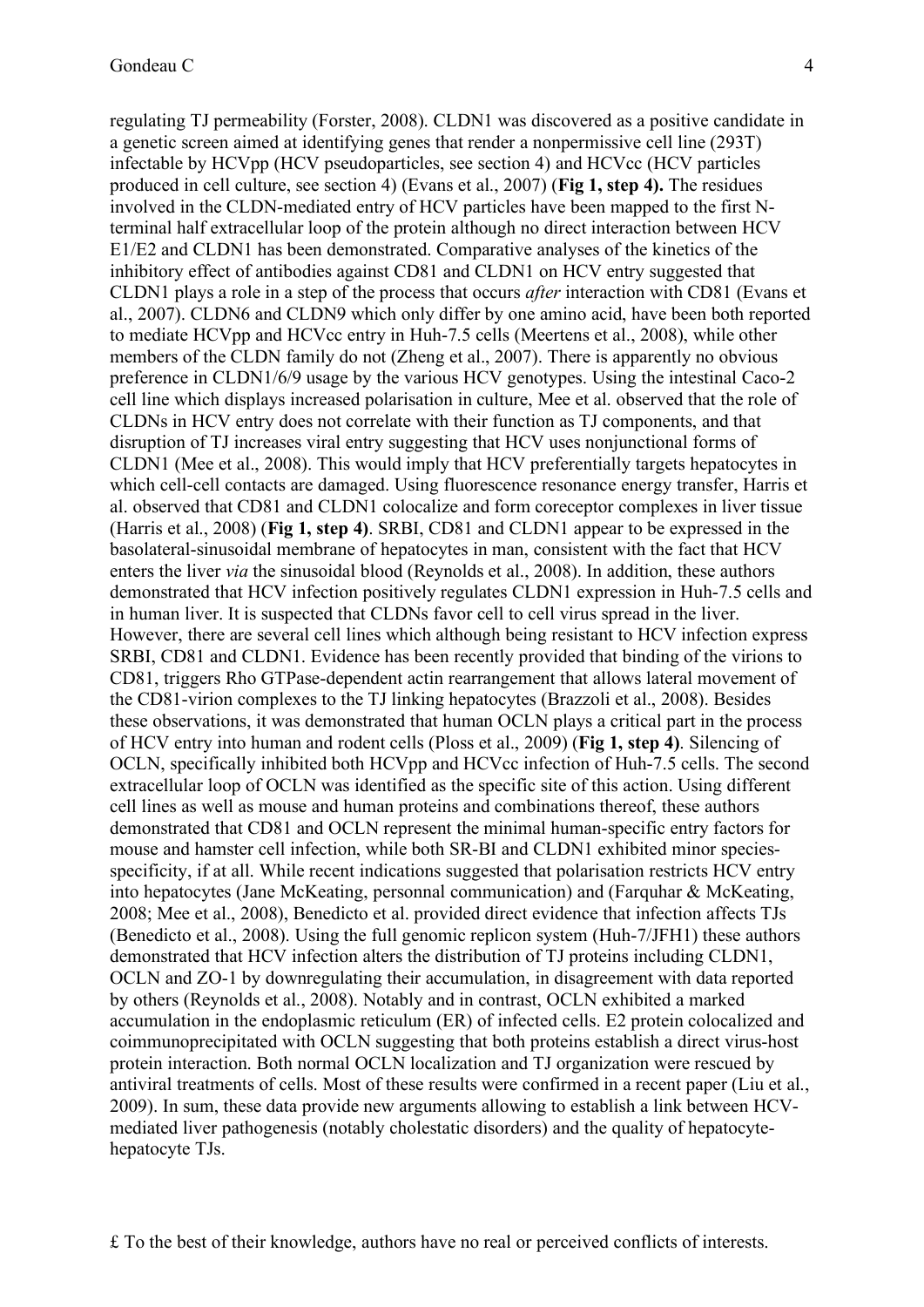regulating TJ permeability (Forster, 2008). CLDN1 was discovered as a positive candidate in a genetic screen aimed at identifying genes that render a nonpermissive cell line (293T) infectable by HCVpp (HCV pseudoparticles, see section 4) and HCVcc (HCV particles produced in cell culture, see section 4) (Evans et al., 2007) (**Fig 1, step 4).** The residues involved in the CLDN-mediated entry of HCV particles have been mapped to the first N-terminal half extracellular loop of the protein although no direct interaction between HCV E1/E2 and CLDN1 has been demonstrated. Comparative analyses of the kinetics of the inhibitory effect of antibodies against CD81 and CLDN1 on HCV entry suggested that CLDN1 plays a role in a step of the process that occurs *after* interaction with CD81 (Evans et al., 2007). CLDN6 and CLDN9 which only differ by one amino acid, have been both reported to mediate HCVpp and HCVcc entry in Huh-7.5 cells (Meertens et al., 2008), while other members of the CLDN family do not (Zheng et al., 2007). There is apparently no obvious preference in CLDN1/6/9 usage by the various HCV genotypes. Using the intestinal Caco-2 cell line which displays increased polarisation in culture, Mee et al. observed that the role of CLDNs in HCV entry does not correlate with their function as TJ components, and that disruption of TJ increases viral entry suggesting that HCV uses nonjunctional forms of CLDN1 (Mee et al., 2008). This would imply that HCV preferentially targets hepatocytes in which cell-cell contacts are damaged. Using fluorescence resonance energy transfer, Harris et al. observed that CD81 and CLDN1 colocalize and form coreceptor complexes in liver tissue (Harris et al., 2008) (**Fig 1, step 4)**. SRBI, CD81 and CLDN1 appear to be expressed in the basolateral-sinusoidal membrane of hepatocytes in man, consistent with the fact that HCV enters the liver *via* the sinusoidal blood (Reynolds et al., 2008). In addition, these authors demonstrated that HCV infection positively regulates CLDN1 expression in Huh-7.5 cells and in human liver. It is suspected that CLDNs favor cell to cell virus spread in the liver. However, there are several cell lines which although being resistant to HCV infection express SRBI, CD81 and CLDN1. Evidence has been recently provided that binding of the virions to CD81, triggers Rho GTPase-dependent actin rearrangement that allows lateral movement of the CD81-virion complexes to the TJ linking hepatocytes (Brazzoli et al., 2008). Besides these observations, it was demonstrated that human OCLN plays a critical part in the process of HCV entry into human and rodent cells (Ploss et al., 2009) (**Fig 1, step 4)**. Silencing of OCLN, specifically inhibited both HCVpp and HCVcc infection of Huh-7.5 cells. The second extracellular loop of OCLN was identified as the specific site of this action. Using different cell lines as well as mouse and human proteins and combinations thereof, these authors demonstrated that CD81 and OCLN represent the minimal human-specific entry factors for mouse and hamster cell infection, while both SR-BI and CLDN1 exhibited minor species-specificity, if at all. While recent indications suggested that polarisation restricts HCV entry into hepatocytes (Jane McKeating, personnal communication) and (Farquhar & McKeating, 2008; Mee et al., 2008), Benedicto et al. provided direct evidence that infection affects TJs (Benedicto et al., 2008). Using the full genomic replicon system (Huh-7/JFH1) these authors demonstrated that HCV infection alters the distribution of TJ proteins including CLDN1, OCLN and ZO-1 by downregulating their accumulation, in disagreement with data reported by others (Reynolds et al., 2008). Notably and in contrast, OCLN exhibited a marked accumulation in the endoplasmic reticulum (ER) of infected cells. E2 protein colocalized and coimmunoprecipitated with OCLN suggesting that both proteins establish a direct virus-host protein interaction. Both normal OCLN localization and TJ organization were rescued by antiviral treatments of cells. Most of these results were confirmed in a recent paper (Liu et al., 2009). In sum, these data provide new arguments allowing to establish a link between HCV-mediated liver pathogenesis (notably cholestatic disorders) and the quality of hepatocyte-hepatocyte TJs.

£ To the best of their knowledge, authors have no real or perceived conflicts of interests.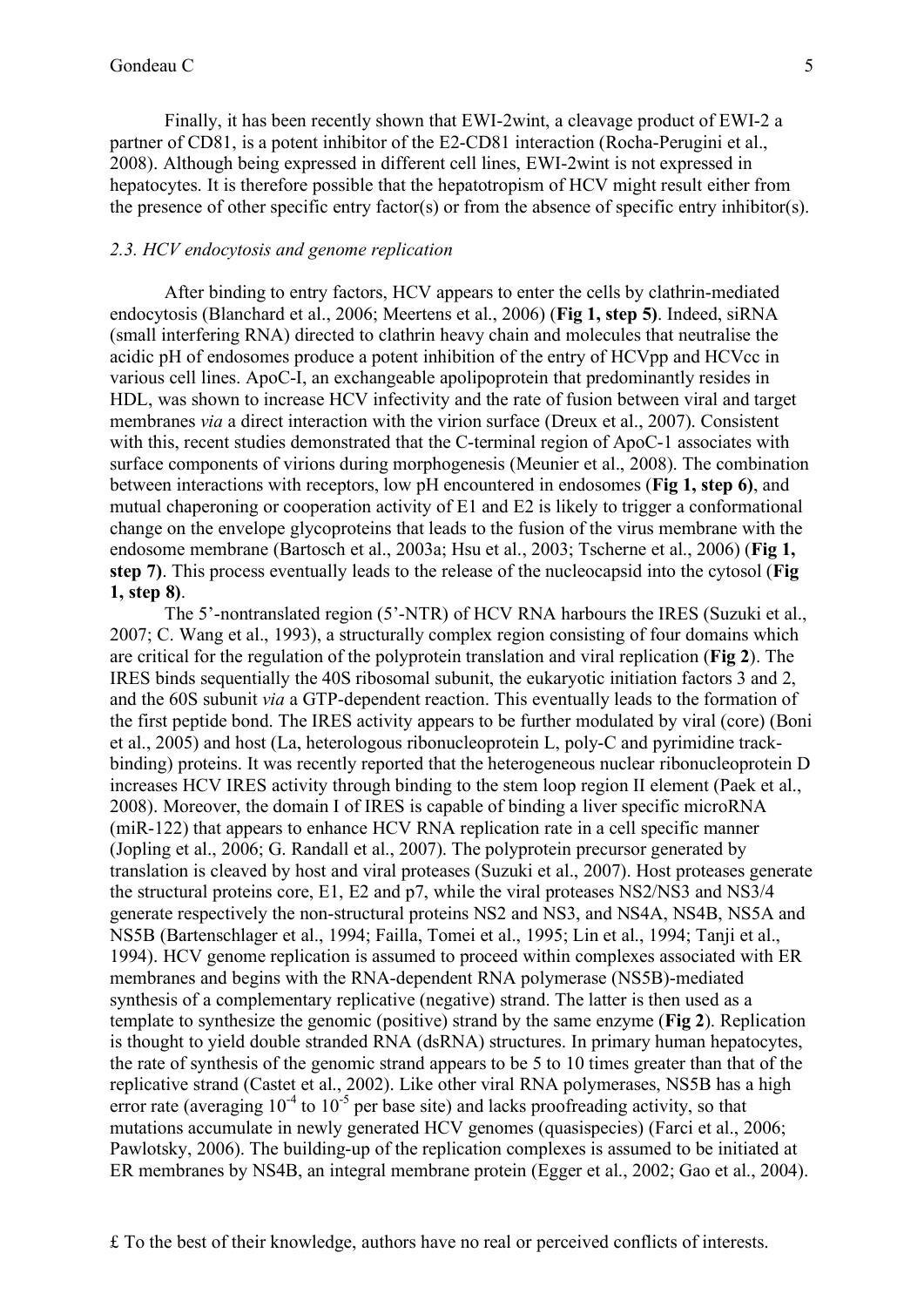Finally, it has been recently shown that EWI-2wint, a cleavage product of EWI-2 a partner of CD81, is a potent inhibitor of the E2-CD81 interaction (Rocha-Perugini et al., 2008). Although being expressed in different cell lines, EWI-2wint is not expressed in hepatocytes. It is therefore possible that the hepatotropism of HCV might result either from the presence of other specific entry factor(s) or from the absence of specific entry inhibitor(s).

### *2.3. HCV endocytosis and genome replication*

After binding to entry factors, HCV appears to enter the cells by clathrin-mediated endocytosis (Blanchard et al., 2006; Meertens et al., 2006) (**Fig 1, step 5)**. Indeed, siRNA (small interfering RNA) directed to clathrin heavy chain and molecules that neutralise the acidic pH of endosomes produce a potent inhibition of the entry of HCVpp and HCVcc in various cell lines. ApoC-I, an exchangeable apolipoprotein that predominantly resides in HDL, was shown to increase HCV infectivity and the rate of fusion between viral and target membranes *via* a direct interaction with the virion surface (Dreux et al., 2007). Consistent with this, recent studies demonstrated that the C-terminal region of ApoC-1 associates with surface components of virions during morphogenesis (Meunier et al., 2008). The combination between interactions with receptors, low pH encountered in endosomes (**Fig 1, step 6)**, and mutual chaperoning or cooperation activity of E1 and E2 is likely to trigger a conformational change on the envelope glycoproteins that leads to the fusion of the virus membrane with the endosome membrane (Bartosch et al., 2003a; Hsu et al., 2003; Tscherne et al., 2006) (**Fig 1, step 7)**. This process eventually leads to the release of the nucleocapsid into the cytosol (**Fig 1, step 8)**.

The 5'-nontranslated region (5'-NTR) of HCV RNA harbours the IRES (Suzuki et al., 2007; C. Wang et al., 1993), a structurally complex region consisting of four domains which are critical for the regulation of the polyprotein translation and viral replication (**Fig 2**). The IRES binds sequentially the 40S ribosomal subunit, the eukaryotic initiation factors 3 and 2, and the 60S subunit *via* a GTP-dependent reaction. This eventually leads to the formation of the first peptide bond. The IRES activity appears to be further modulated by viral (core) (Boni et al., 2005) and host (La, heterologous ribonucleoprotein L, poly-C and pyrimidine track-binding) proteins. It was recently reported that the heterogeneous nuclear ribonucleoprotein D increases HCV IRES activity through binding to the stem loop region II element (Paek et al., 2008). Moreover, the domain I of IRES is capable of binding a liver specific microRNA (miR-122) that appears to enhance HCV RNA replication rate in a cell specific manner (Jopling et al., 2006; G. Randall et al., 2007). The polyprotein precursor generated by translation is cleaved by host and viral proteases (Suzuki et al., 2007). Host proteases generate the structural proteins core, E1, E2 and p7, while the viral proteases NS2/NS3 and NS3/4 generate respectively the non-structural proteins NS2 and NS3, and NS4A, NS4B, NS5A and NS5B (Bartenschlager et al., 1994; Failla, Tomei et al., 1995; Lin et al., 1994; Tanji et al., 1994). HCV genome replication is assumed to proceed within complexes associated with ER membranes and begins with the RNA-dependent RNA polymerase (NS5B)-mediated synthesis of a complementary replicative (negative) strand. The latter is then used as a template to synthesize the genomic (positive) strand by the same enzyme (**Fig 2**). Replication is thought to yield double stranded RNA (dsRNA) structures. In primary human hepatocytes, the rate of synthesis of the genomic strand appears to be 5 to 10 times greater than that of the replicative strand (Castet et al., 2002). Like other viral RNA polymerases, NS5B has a high error rate (averaging $10^{-4}$ to $10^{-5}$ per base site) and lacks proofreading activity, so that mutations accumulate in newly generated HCV genomes (quasispecies) (Farci et al., 2006; Pawlotsky, 2006). The building-up of the replication complexes is assumed to be initiated at ER membranes by NS4B, an integral membrane protein (Egger et al., 2002; Gao et al., 2004).

£ To the best of their knowledge, authors have no real or perceived conflicts of interests.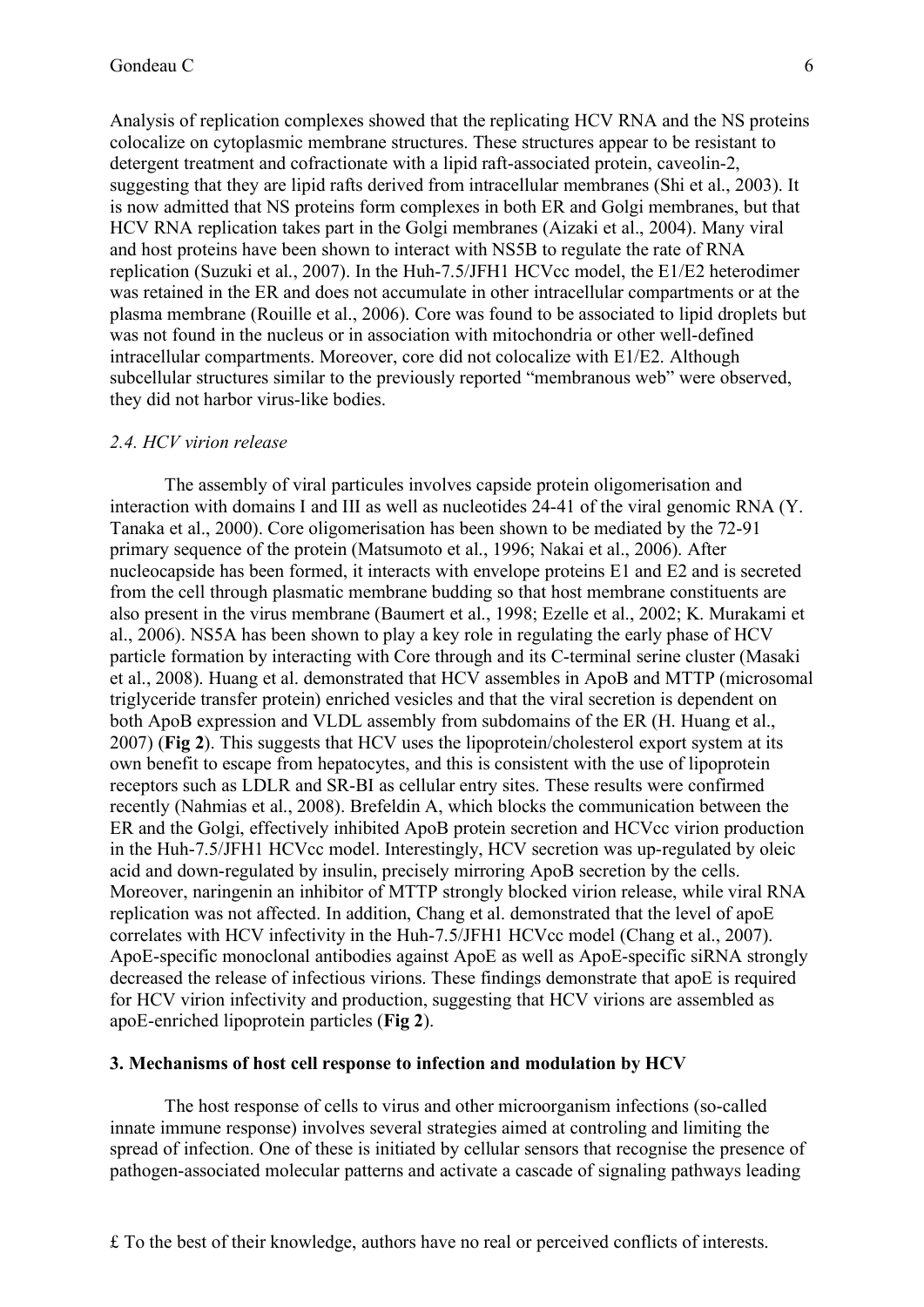Analysis of replication complexes showed that the replicating HCV RNA and the NS proteins colocalize on cytoplasmic membrane structures. These structures appear to be resistant to detergent treatment and cofractionate with a lipid raft-associated protein, caveolin-2, suggesting that they are lipid rafts derived from intracellular membranes (Shi et al., 2003). It is now admitted that NS proteins form complexes in both ER and Golgi membranes, but that HCV RNA replication takes part in the Golgi membranes (Aizaki et al., 2004). Many viral and host proteins have been shown to interact with NS5B to regulate the rate of RNA replication (Suzuki et al., 2007). In the Huh-7.5/JFH1 HCVcc model, the E1/E2 heterodimer was retained in the ER and does not accumulate in other intracellular compartments or at the plasma membrane (Rouille et al., 2006). Core was found to be associated to lipid droplets but was not found in the nucleus or in association with mitochondria or other well-defined intracellular compartments. Moreover, core did not colocalize with E1/E2. Although subcellular structures similar to the previously reported "membranous web" were observed, they did not harbor virus-like bodies.

### *2.4. HCV virion release*

The assembly of viral particules involves capside protein oligomerisation and interaction with domains I and III as well as nucleotides 24-41 of the viral genomic RNA (Y. Tanaka et al., 2000). Core oligomerisation has been shown to be mediated by the 72-91 primary sequence of the protein (Matsumoto et al., 1996; Nakai et al., 2006). After nucleocapside has been formed, it interacts with envelope proteins E1 and E2 and is secreted from the cell through plasmatic membrane budding so that host membrane constituents are also present in the virus membrane (Baumert et al., 1998; Ezelle et al., 2002; K. Murakami et al., 2006). NS5A has been shown to play a key role in regulating the early phase of HCV particle formation by interacting with Core through and its C-terminal serine cluster (Masaki et al., 2008). Huang et al. demonstrated that HCV assembles in ApoB and MTTP (microsomal triglyceride transfer protein) enriched vesicles and that the viral secretion is dependent on both ApoB expression and VLDL assembly from subdomains of the ER (H. Huang et al., 2007) (**Fig 2**). This suggests that HCV uses the lipoprotein/cholesterol export system at its own benefit to escape from hepatocytes, and this is consistent with the use of lipoprotein receptors such as LDLR and SR-BI as cellular entry sites. These results were confirmed recently (Nahmias et al., 2008). Brefeldin A, which blocks the communication between the ER and the Golgi, effectively inhibited ApoB protein secretion and HCVcc virion production in the Huh-7.5/JFH1 HCVcc model. Interestingly, HCV secretion was up-regulated by oleic acid and down-regulated by insulin, precisely mirroring ApoB secretion by the cells. Moreover, naringenin an inhibitor of MTTP strongly blocked virion release, while viral RNA replication was not affected. In addition, Chang et al. demonstrated that the level of apoE correlates with HCV infectivity in the Huh-7.5/JFH1 HCVcc model (Chang et al., 2007). ApoE-specific monoclonal antibodies against ApoE as well as ApoE-specific siRNA strongly decreased the release of infectious virions. These findings demonstrate that apoE is required for HCV virion infectivity and production, suggesting that HCV virions are assembled as apoE-enriched lipoprotein particles (**Fig 2**).

## 3. Mechanisms of host cell response to infection and modulation by HCV

The host response of cells to virus and other microorganism infections (so-called innate immune response) involves several strategies aimed at controling and limiting the spread of infection. One of these is initiated by cellular sensors that recognise the presence of pathogen-associated molecular patterns and activate a cascade of signaling pathways leading

£ To the best of their knowledge, authors have no real or perceived conflicts of interests.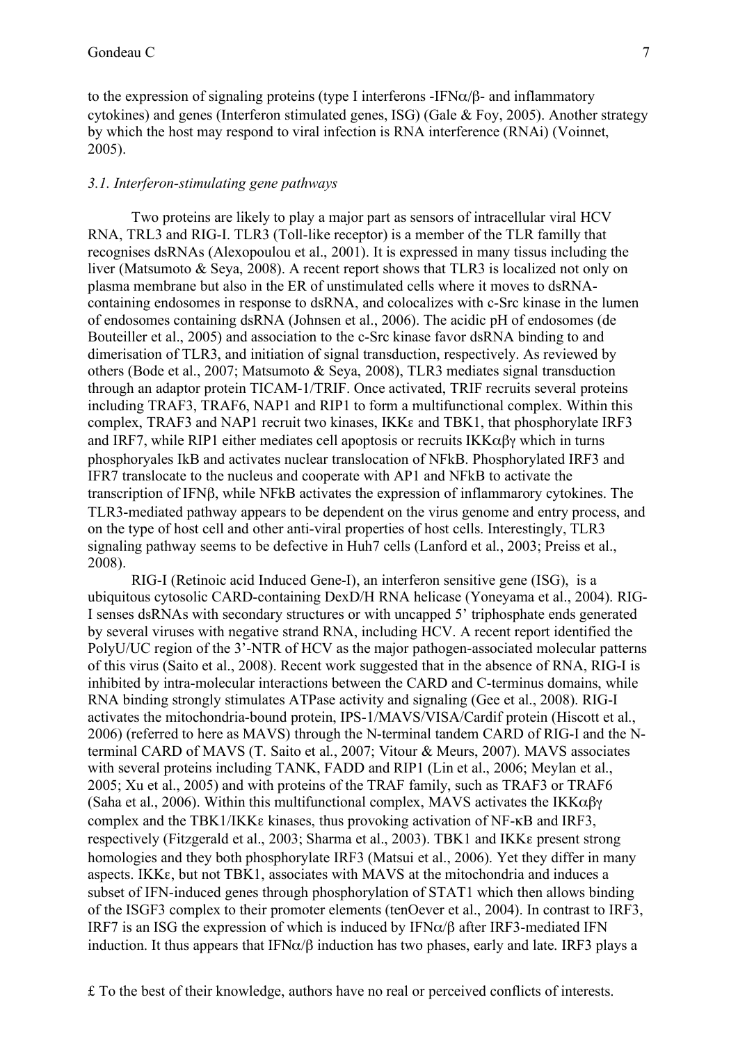to the expression of signaling proteins (type I interferons -IFN$\alpha$/$\beta$- and inflammatory cytokines) and genes (Interferon stimulated genes, ISG) (Gale & Foy, 2005). Another strategy by which the host may respond to viral infection is RNA interference (RNAi) (Voinnet, 2005).

### *3.1. Interferon-stimulating gene pathways*

Two proteins are likely to play a major part as sensors of intracellular viral HCV RNA, TRL3 and RIG-I. TLR3 (Toll-like receptor) is a member of the TLR familly that recognises dsRNAs (Alexopoulou et al., 2001). It is expressed in many tissus including the liver (Matsumoto & Seya, 2008). A recent report shows that TLR3 is localized not only on plasma membrane but also in the ER of unstimulated cells where it moves to dsRNA-containing endosomes in response to dsRNA, and colocalizes with c-Src kinase in the lumen of endosomes containing dsRNA (Johnsen et al., 2006). The acidic pH of endosomes (de Bouteiller et al., 2005) and association to the c-Src kinase favor dsRNA binding to and dimerisation of TLR3, and initiation of signal transduction, respectively. As reviewed by others (Bode et al., 2007; Matsumoto & Seya, 2008), TLR3 mediates signal transduction through an adaptor protein TICAM-1/TRIF. Once activated, TRIF recruits several proteins including TRAF3, TRAF6, NAP1 and RIP1 to form a multifunctional complex. Within this complex, TRAF3 and NAP1 recruit two kinases, IKK$\varepsilon$ and TBK1, that phosphorylate IRF3 and IRF7, while RIP1 either mediates cell apoptosis or recruits IKK$\alpha\beta\gamma$ which in turns phosphoryales IkB and activates nuclear translocation of NFkB. Phosphorylated IRF3 and IFR7 translocate to the nucleus and cooperate with AP1 and NFkB to activate the transcription of IFN$\beta$, while NFkB activates the expression of inflammarory cytokines. The TLR3-mediated pathway appears to be dependent on the virus genome and entry process, and on the type of host cell and other anti-viral properties of host cells. Interestingly, TLR3 signaling pathway seems to be defective in Huh7 cells (Lanford et al., 2003; Preiss et al., 2008).

RIG-I (Retinoic acid Induced Gene-I), an interferon sensitive gene (ISG), is a ubiquitous cytosolic CARD-containing DexD/H RNA helicase (Yoneyama et al., 2004). RIG-I senses dsRNAs with secondary structures or with uncapped 5' triphosphate ends generated by several viruses with negative strand RNA, including HCV. A recent report identified the PolyU/UC region of the 3'-NTR of HCV as the major pathogen-associated molecular patterns of this virus (Saito et al., 2008). Recent work suggested that in the absence of RNA, RIG-I is inhibited by intra-molecular interactions between the CARD and C-terminus domains, while RNA binding strongly stimulates ATPase activity and signaling (Gee et al., 2008). RIG-I activates the mitochondria-bound protein, IPS-1/MAVS/VISA/Cardif protein (Hiscott et al., 2006) (referred to here as MAVS) through the N-terminal tandem CARD of RIG-I and the N-terminal CARD of MAVS (T. Saito et al., 2007; Vitour & Meurs, 2007). MAVS associates with several proteins including TANK, FADD and RIP1 (Lin et al., 2006; Meylan et al., 2005; Xu et al., 2005) and with proteins of the TRAF family, such as TRAF3 or TRAF6 (Saha et al., 2006). Within this multifunctional complex, MAVS activates the IKK$\alpha\beta\gamma$ complex and the TBK1/IKK$\varepsilon$ kinases, thus provoking activation of NF-$\kappa$B and IRF3, respectively (Fitzgerald et al., 2003; Sharma et al., 2003). TBK1 and IKK$\varepsilon$ present strong homologies and they both phosphorylate IRF3 (Matsui et al., 2006). Yet they differ in many aspects. IKK$\varepsilon$, but not TBK1, associates with MAVS at the mitochondria and induces a subset of IFN-induced genes through phosphorylation of STAT1 which then allows binding of the ISGF3 complex to their promoter elements (tenOever et al., 2004). In contrast to IRF3, IRF7 is an ISG the expression of which is induced by IFN$\alpha$/$\beta$ after IRF3-mediated IFN induction. It thus appears that IFN$\alpha$/$\beta$ induction has two phases, early and late. IRF3 plays a

£ To the best of their knowledge, authors have no real or perceived conflicts of interests.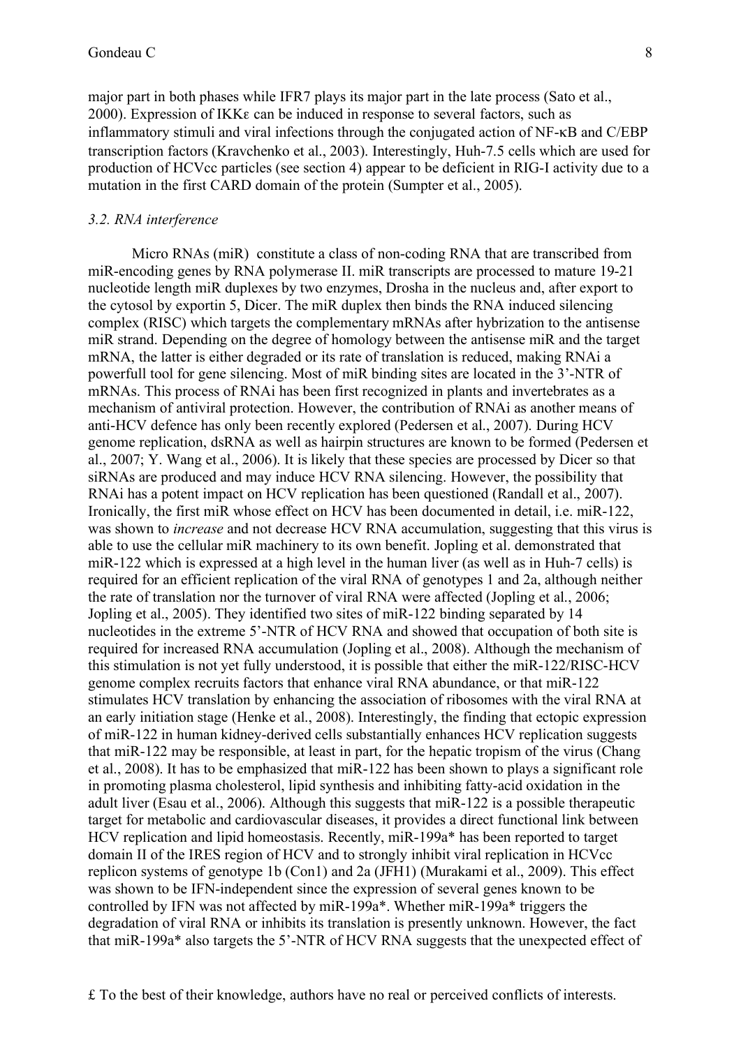major part in both phases while IFR7 plays its major part in the late process (Sato et al., 2000). Expression of IKKε can be induced in response to several factors, such as inflammatory stimuli and viral infections through the conjugated action of NF-κB and C/EBP transcription factors (Kravchenko et al., 2003). Interestingly, Huh-7.5 cells which are used for production of HCVcc particles (see section 4) appear to be deficient in RIG-I activity due to a mutation in the first CARD domain of the protein (Sumpter et al., 2005).

### *3.2. RNA interference*

Micro RNAs (miR) constitute a class of non-coding RNA that are transcribed from miR-encoding genes by RNA polymerase II. miR transcripts are processed to mature 19-21 nucleotide length miR duplexes by two enzymes, Drosha in the nucleus and, after export to the cytosol by exportin 5, Dicer. The miR duplex then binds the RNA induced silencing complex (RISC) which targets the complementary mRNAs after hybrization to the antisense miR strand. Depending on the degree of homology between the antisense miR and the target mRNA, the latter is either degraded or its rate of translation is reduced, making RNAi a powerfull tool for gene silencing. Most of miR binding sites are located in the 3'-NTR of mRNAs. This process of RNAi has been first recognized in plants and invertebrates as a mechanism of antiviral protection. However, the contribution of RNAi as another means of anti-HCV defence has only been recently explored (Pedersen et al., 2007). During HCV genome replication, dsRNA as well as hairpin structures are known to be formed (Pedersen et al., 2007; Y. Wang et al., 2006). It is likely that these species are processed by Dicer so that siRNAs are produced and may induce HCV RNA silencing. However, the possibility that RNAi has a potent impact on HCV replication has been questioned (Randall et al., 2007). Ironically, the first miR whose effect on HCV has been documented in detail, i.e. miR-122, was shown to *increase* and not decrease HCV RNA accumulation, suggesting that this virus is able to use the cellular miR machinery to its own benefit. Jopling et al. demonstrated that miR-122 which is expressed at a high level in the human liver (as well as in Huh-7 cells) is required for an efficient replication of the viral RNA of genotypes 1 and 2a, although neither the rate of translation nor the turnover of viral RNA were affected (Jopling et al., 2006; Jopling et al., 2005). They identified two sites of miR-122 binding separated by 14 nucleotides in the extreme 5'-NTR of HCV RNA and showed that occupation of both site is required for increased RNA accumulation (Jopling et al., 2008). Although the mechanism of this stimulation is not yet fully understood, it is possible that either the miR-122/RISC-HCV genome complex recruits factors that enhance viral RNA abundance, or that miR-122 stimulates HCV translation by enhancing the association of ribosomes with the viral RNA at an early initiation stage (Henke et al., 2008). Interestingly, the finding that ectopic expression of miR-122 in human kidney-derived cells substantially enhances HCV replication suggests that miR-122 may be responsible, at least in part, for the hepatic tropism of the virus (Chang et al., 2008). It has to be emphasized that miR-122 has been shown to plays a significant role in promoting plasma cholesterol, lipid synthesis and inhibiting fatty-acid oxidation in the adult liver (Esau et al., 2006). Although this suggests that miR-122 is a possible therapeutic target for metabolic and cardiovascular diseases, it provides a direct functional link between HCV replication and lipid homeostasis. Recently, miR-199a* has been reported to target domain II of the IRES region of HCV and to strongly inhibit viral replication in HCVcc replicon systems of genotype 1b (Con1) and 2a (JFH1) (Murakami et al., 2009). This effect was shown to be IFN-independent since the expression of several genes known to be controlled by IFN was not affected by miR-199a*. Whether miR-199a* triggers the degradation of viral RNA or inhibits its translation is presently unknown. However, the fact that miR-199a* also targets the 5'-NTR of HCV RNA suggests that the unexpected effect of

£ To the best of their knowledge, authors have no real or perceived conflicts of interests.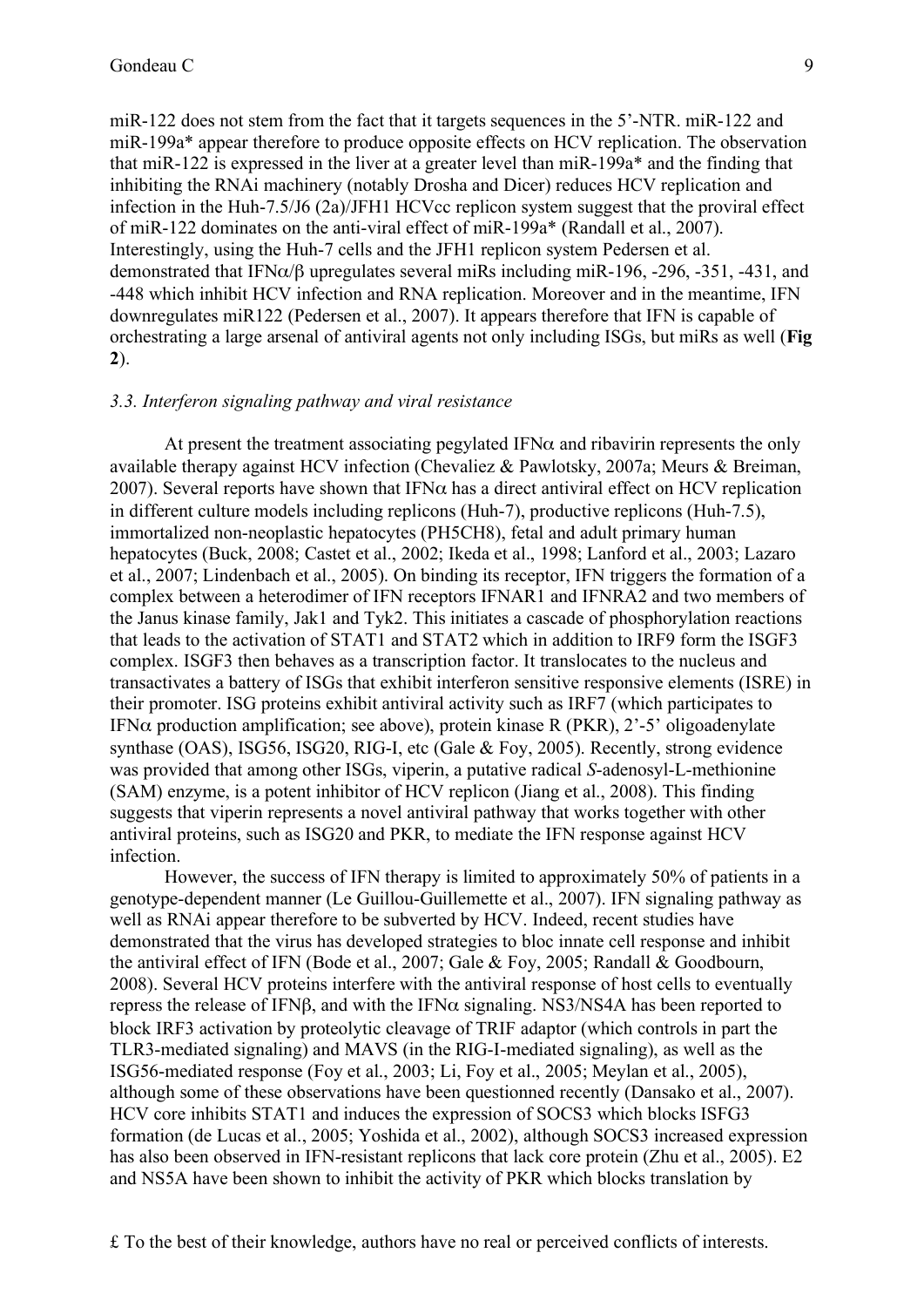miR-122 does not stem from the fact that it targets sequences in the 5'-NTR. miR-122 and miR-199a* appear therefore to produce opposite effects on HCV replication. The observation that miR-122 is expressed in the liver at a greater level than miR-199a* and the finding that inhibiting the RNAi machinery (notably Drosha and Dicer) reduces HCV replication and infection in the Huh-7.5/J6 (2a)/JFH1 HCVcc replicon system suggest that the proviral effect of miR-122 dominates on the anti-viral effect of miR-199a* (Randall et al., 2007). Interestingly, using the Huh-7 cells and the JFH1 replicon system Pedersen et al. demonstrated that IFNα/β upregulates several miRs including miR-196, -296, -351, -431, and -448 which inhibit HCV infection and RNA replication. Moreover and in the meantime, IFN downregulates miR122 (Pedersen et al., 2007). It appears therefore that IFN is capable of orchestrating a large arsenal of antiviral agents not only including ISGs, but miRs as well (**Fig 2**).

### *3.3. Interferon signaling pathway and viral resistance*

At present the treatment associating pegylated IFNα and ribavirin represents the only available therapy against HCV infection (Chevaliez & Pawlotsky, 2007a; Meurs & Breiman, 2007). Several reports have shown that IFNα has a direct antiviral effect on HCV replication in different culture models including replicons (Huh-7), productive replicons (Huh-7.5), immortalized non-neoplastic hepatocytes (PH5CH8), fetal and adult primary human hepatocytes (Buck, 2008; Castet et al., 2002; Ikeda et al., 1998; Lanford et al., 2003; Lazaro et al., 2007; Lindenbach et al., 2005). On binding its receptor, IFN triggers the formation of a complex between a heterodimer of IFN receptors IFNAR1 and IFNRA2 and two members of the Janus kinase family, Jak1 and Tyk2. This initiates a cascade of phosphorylation reactions that leads to the activation of STAT1 and STAT2 which in addition to IRF9 form the ISGF3 complex. ISGF3 then behaves as a transcription factor. It translocates to the nucleus and transactivates a battery of ISGs that exhibit interferon sensitive responsive elements (ISRE) in their promoter. ISG proteins exhibit antiviral activity such as IRF7 (which participates to IFNα production amplification; see above), protein kinase R (PKR), 2'-5' oligoadenylate synthase (OAS), ISG56, ISG20, RIG-I, etc (Gale & Foy, 2005). Recently, strong evidence was provided that among other ISGs, viperin, a putative radical *S*-adenosyl-L-methionine (SAM) enzyme, is a potent inhibitor of HCV replicon (Jiang et al., 2008). This finding suggests that viperin represents a novel antiviral pathway that works together with other antiviral proteins, such as ISG20 and PKR, to mediate the IFN response against HCV infection.

However, the success of IFN therapy is limited to approximately 50% of patients in a genotype-dependent manner (Le Guillou-Guillemette et al., 2007). IFN signaling pathway as well as RNAi appear therefore to be subverted by HCV. Indeed, recent studies have demonstrated that the virus has developed strategies to bloc innate cell response and inhibit the antiviral effect of IFN (Bode et al., 2007; Gale & Foy, 2005; Randall & Goodbourn, 2008). Several HCV proteins interfere with the antiviral response of host cells to eventually repress the release of IFNβ, and with the IFNα signaling. NS3/NS4A has been reported to block IRF3 activation by proteolytic cleavage of TRIF adaptor (which controls in part the TLR3-mediated signaling) and MAVS (in the RIG-I-mediated signaling), as well as the ISG56-mediated response (Foy et al., 2003; Li, Foy et al., 2005; Meylan et al., 2005), although some of these observations have been questionned recently (Dansako et al., 2007). HCV core inhibits STAT1 and induces the expression of SOCS3 which blocks ISFG3 formation (de Lucas et al., 2005; Yoshida et al., 2002), although SOCS3 increased expression has also been observed in IFN-resistant replicons that lack core protein (Zhu et al., 2005). E2 and NS5A have been shown to inhibit the activity of PKR which blocks translation by

£ To the best of their knowledge, authors have no real or perceived conflicts of interests.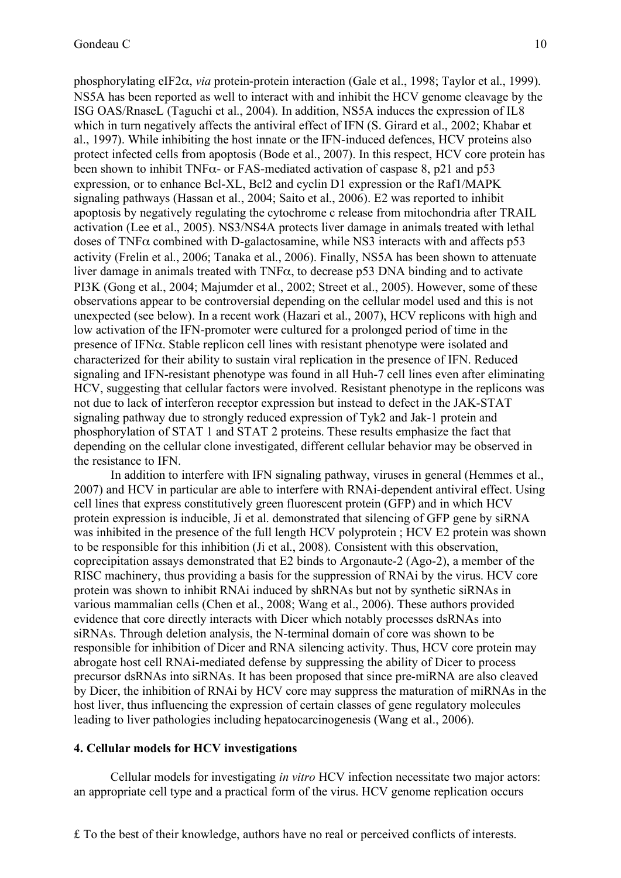phosphorylating eIF2α, *via* protein-protein interaction (Gale et al., 1998; Taylor et al., 1999). NS5A has been reported as well to interact with and inhibit the HCV genome cleavage by the ISG OAS/RnaseL (Taguchi et al., 2004). In addition, NS5A induces the expression of IL8 which in turn negatively affects the antiviral effect of IFN (S. Girard et al., 2002; Khabar et al., 1997). While inhibiting the host innate or the IFN-induced defences, HCV proteins also protect infected cells from apoptosis (Bode et al., 2007). In this respect, HCV core protein has been shown to inhibit TNFα- or FAS-mediated activation of caspase 8, p21 and p53 expression, or to enhance Bcl-XL, Bcl2 and cyclin D1 expression or the Raf1/MAPK signaling pathways (Hassan et al., 2004; Saito et al., 2006). E2 was reported to inhibit apoptosis by negatively regulating the cytochrome c release from mitochondria after TRAIL activation (Lee et al., 2005). NS3/NS4A protects liver damage in animals treated with lethal doses of TNFα combined with D-galactosamine, while NS3 interacts with and affects p53 activity (Frelin et al., 2006; Tanaka et al., 2006). Finally, NS5A has been shown to attenuate liver damage in animals treated with TNFα, to decrease p53 DNA binding and to activate PI3K (Gong et al., 2004; Majumder et al., 2002; Street et al., 2005). However, some of these observations appear to be controversial depending on the cellular model used and this is not unexpected (see below). In a recent work (Hazari et al., 2007), HCV replicons with high and low activation of the IFN-promoter were cultured for a prolonged period of time in the presence of IFNα. Stable replicon cell lines with resistant phenotype were isolated and characterized for their ability to sustain viral replication in the presence of IFN. Reduced signaling and IFN-resistant phenotype was found in all Huh-7 cell lines even after eliminating HCV, suggesting that cellular factors were involved. Resistant phenotype in the replicons was not due to lack of interferon receptor expression but instead to defect in the JAK-STAT signaling pathway due to strongly reduced expression of Tyk2 and Jak-1 protein and phosphorylation of STAT 1 and STAT 2 proteins. These results emphasize the fact that depending on the cellular clone investigated, different cellular behavior may be observed in the resistance to IFN.

In addition to interfere with IFN signaling pathway, viruses in general (Hemmes et al., 2007) and HCV in particular are able to interfere with RNAi-dependent antiviral effect. Using cell lines that express constitutively green fluorescent protein (GFP) and in which HCV protein expression is inducible, Ji et al. demonstrated that silencing of GFP gene by siRNA was inhibited in the presence of the full length HCV polyprotein ; HCV E2 protein was shown to be responsible for this inhibition (Ji et al., 2008). Consistent with this observation, coprecipitation assays demonstrated that E2 binds to Argonaute-2 (Ago-2), a member of the RISC machinery, thus providing a basis for the suppression of RNAi by the virus. HCV core protein was shown to inhibit RNAi induced by shRNAs but not by synthetic siRNAs in various mammalian cells (Chen et al., 2008; Wang et al., 2006). These authors provided evidence that core directly interacts with Dicer which notably processes dsRNAs into siRNAs. Through deletion analysis, the N-terminal domain of core was shown to be responsible for inhibition of Dicer and RNA silencing activity. Thus, HCV core protein may abrogate host cell RNAi-mediated defense by suppressing the ability of Dicer to process precursor dsRNAs into siRNAs. It has been proposed that since pre-miRNA are also cleaved by Dicer, the inhibition of RNAi by HCV core may suppress the maturation of miRNAs in the host liver, thus influencing the expression of certain classes of gene regulatory molecules leading to liver pathologies including hepatocarcinogenesis (Wang et al., 2006).

## 4. Cellular models for HCV investigations

Cellular models for investigating *in vitro* HCV infection necessitate two major actors: an appropriate cell type and a practical form of the virus. HCV genome replication occurs

£ To the best of their knowledge, authors have no real or perceived conflicts of interests.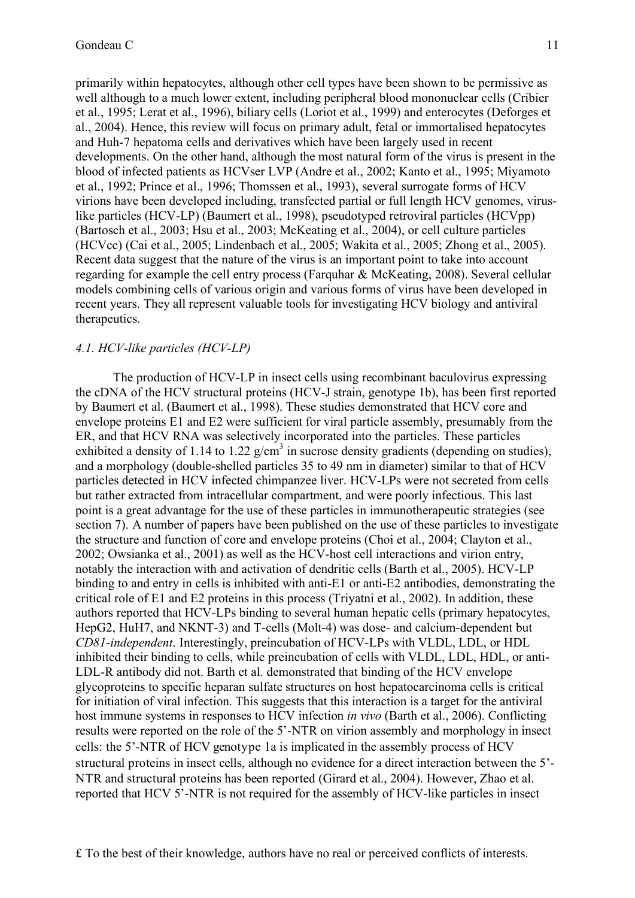primarily within hepatocytes, although other cell types have been shown to be permissive as well although to a much lower extent, including peripheral blood mononuclear cells (Cribier et al., 1995; Lerat et al., 1996), biliary cells (Loriot et al., 1999) and enterocytes (Deforges et al., 2004). Hence, this review will focus on primary adult, fetal or immortalised hepatocytes and Huh-7 hepatoma cells and derivatives which have been largely used in recent developments. On the other hand, although the most natural form of the virus is present in the blood of infected patients as HCVser LVP (Andre et al., 2002; Kanto et al., 1995; Miyamoto et al., 1992; Prince et al., 1996; Thomssen et al., 1993), several surrogate forms of HCV virions have been developed including, transfected partial or full length HCV genomes, virus-like particles (HCV-LP) (Baumert et al., 1998), pseudotyped retroviral particles (HCVpp) (Bartosch et al., 2003; Hsu et al., 2003; McKeating et al., 2004), or cell culture particles (HCVcc) (Cai et al., 2005; Lindenbach et al., 2005; Wakita et al., 2005; Zhong et al., 2005). Recent data suggest that the nature of the virus is an important point to take into account regarding for example the cell entry process (Farquhar & McKeating, 2008). Several cellular models combining cells of various origin and various forms of virus have been developed in recent years. They all represent valuable tools for investigating HCV biology and antiviral therapeutics.

### *4.1. HCV-like particles (HCV-LP)*

The production of HCV-LP in insect cells using recombinant baculovirus expressing the cDNA of the HCV structural proteins (HCV-J strain, genotype 1b), has been first reported by Baumert et al. (Baumert et al., 1998). These studies demonstrated that HCV core and envelope proteins E1 and E2 were sufficient for viral particle assembly, presumably from the ER, and that HCV RNA was selectively incorporated into the particles. These particles exhibited a density of 1.14 to 1.22 g/cm$^3$ in sucrose density gradients (depending on studies), and a morphology (double-shelled particles 35 to 49 nm in diameter) similar to that of HCV particles detected in HCV infected chimpanzee liver. HCV-LPs were not secreted from cells but rather extracted from intracellular compartment, and were poorly infectious. This last point is a great advantage for the use of these particles in immunotherapeutic strategies (see section 7). A number of papers have been published on the use of these particles to investigate the structure and function of core and envelope proteins (Choi et al., 2004; Clayton et al., 2002; Owsianka et al., 2001) as well as the HCV-host cell interactions and virion entry, notably the interaction with and activation of dendritic cells (Barth et al., 2005). HCV-LP binding to and entry in cells is inhibited with anti-E1 or anti-E2 antibodies, demonstrating the critical role of E1 and E2 proteins in this process (Triyatni et al., 2002). In addition, these authors reported that HCV-LPs binding to several human hepatic cells (primary hepatocytes, HepG2, HuH7, and NKNT-3) and T-cells (Molt-4) was dose- and calcium-dependent but *CD81-independent*. Interestingly, preincubation of HCV-LPs with VLDL, LDL, or HDL inhibited their binding to cells, while preincubation of cells with VLDL, LDL, HDL, or anti-LDL-R antibody did not. Barth et al. demonstrated that binding of the HCV envelope glycoproteins to specific heparan sulfate structures on host hepatocarcinoma cells is critical for initiation of viral infection. This suggests that this interaction is a target for the antiviral host immune systems in responses to HCV infection *in vivo* (Barth et al., 2006). Conflicting results were reported on the role of the 5'-NTR on virion assembly and morphology in insect cells: the 5'-NTR of HCV genotype 1a is implicated in the assembly process of HCV structural proteins in insect cells, although no evidence for a direct interaction between the 5'-NTR and structural proteins has been reported (Girard et al., 2004). However, Zhao et al. reported that HCV 5'-NTR is not required for the assembly of HCV-like particles in insect

£ To the best of their knowledge, authors have no real or perceived conflicts of interests.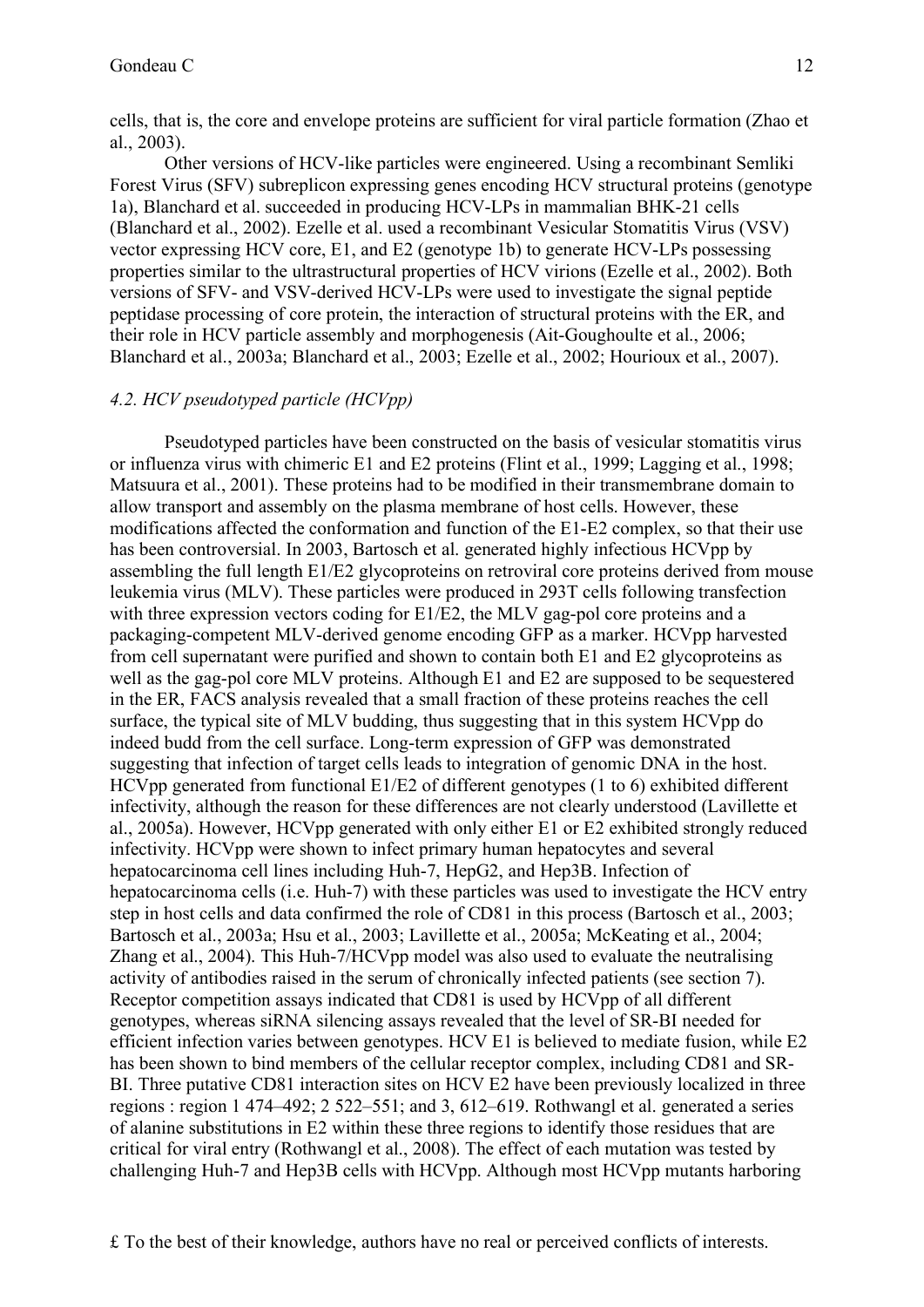cells, that is, the core and envelope proteins are sufficient for viral particle formation (Zhao et al., 2003).

Other versions of HCV-like particles were engineered. Using a recombinant Semliki Forest Virus (SFV) subreplicon expressing genes encoding HCV structural proteins (genotype 1a), Blanchard et al. succeeded in producing HCV-LPs in mammalian BHK-21 cells (Blanchard et al., 2002). Ezelle et al. used a recombinant Vesicular Stomatitis Virus (VSV) vector expressing HCV core, E1, and E2 (genotype 1b) to generate HCV-LPs possessing properties similar to the ultrastructural properties of HCV virions (Ezelle et al., 2002). Both versions of SFV- and VSV-derived HCV-LPs were used to investigate the signal peptide peptidase processing of core protein, the interaction of structural proteins with the ER, and their role in HCV particle assembly and morphogenesis (Ait-Goughoulte et al., 2006; Blanchard et al., 2003a; Blanchard et al., 2003; Ezelle et al., 2002; Hourioux et al., 2007).

### *4.2. HCV pseudotyped particle (HCVpp)*

Pseudotyped particles have been constructed on the basis of vesicular stomatitis virus or influenza virus with chimeric E1 and E2 proteins (Flint et al., 1999; Lagging et al., 1998; Matsuura et al., 2001). These proteins had to be modified in their transmembrane domain to allow transport and assembly on the plasma membrane of host cells. However, these modifications affected the conformation and function of the E1-E2 complex, so that their use has been controversial. In 2003, Bartosch et al. generated highly infectious HCVpp by assembling the full length E1/E2 glycoproteins on retroviral core proteins derived from mouse leukemia virus (MLV). These particles were produced in 293T cells following transfection with three expression vectors coding for E1/E2, the MLV gag-pol core proteins and a packaging-competent MLV-derived genome encoding GFP as a marker. HCVpp harvested from cell supernatant were purified and shown to contain both E1 and E2 glycoproteins as well as the gag-pol core MLV proteins. Although E1 and E2 are supposed to be sequestered in the ER, FACS analysis revealed that a small fraction of these proteins reaches the cell surface, the typical site of MLV budding, thus suggesting that in this system HCVpp do indeed budd from the cell surface. Long-term expression of GFP was demonstrated suggesting that infection of target cells leads to integration of genomic DNA in the host. HCVpp generated from functional E1/E2 of different genotypes (1 to 6) exhibited different infectivity, although the reason for these differences are not clearly understood (Lavillette et al., 2005a). However, HCVpp generated with only either E1 or E2 exhibited strongly reduced infectivity. HCVpp were shown to infect primary human hepatocytes and several hepatocarcinoma cell lines including Huh-7, HepG2, and Hep3B. Infection of hepatocarcinoma cells (i.e. Huh-7) with these particles was used to investigate the HCV entry step in host cells and data confirmed the role of CD81 in this process (Bartosch et al., 2003; Bartosch et al., 2003a; Hsu et al., 2003; Lavillette et al., 2005a; McKeating et al., 2004; Zhang et al., 2004). This Huh-7/HCVpp model was also used to evaluate the neutralising activity of antibodies raised in the serum of chronically infected patients (see section 7). Receptor competition assays indicated that CD81 is used by HCVpp of all different genotypes, whereas siRNA silencing assays revealed that the level of SR-BI needed for efficient infection varies between genotypes. HCV E1 is believed to mediate fusion, while E2 has been shown to bind members of the cellular receptor complex, including CD81 and SR-BI. Three putative CD81 interaction sites on HCV E2 have been previously localized in three regions : region 1 474–492; 2 522–551; and 3, 612–619. Rothwangl et al. generated a series of alanine substitutions in E2 within these three regions to identify those residues that are critical for viral entry (Rothwangl et al., 2008). The effect of each mutation was tested by challenging Huh-7 and Hep3B cells with HCVpp. Although most HCVpp mutants harboring

£ To the best of their knowledge, authors have no real or perceived conflicts of interests.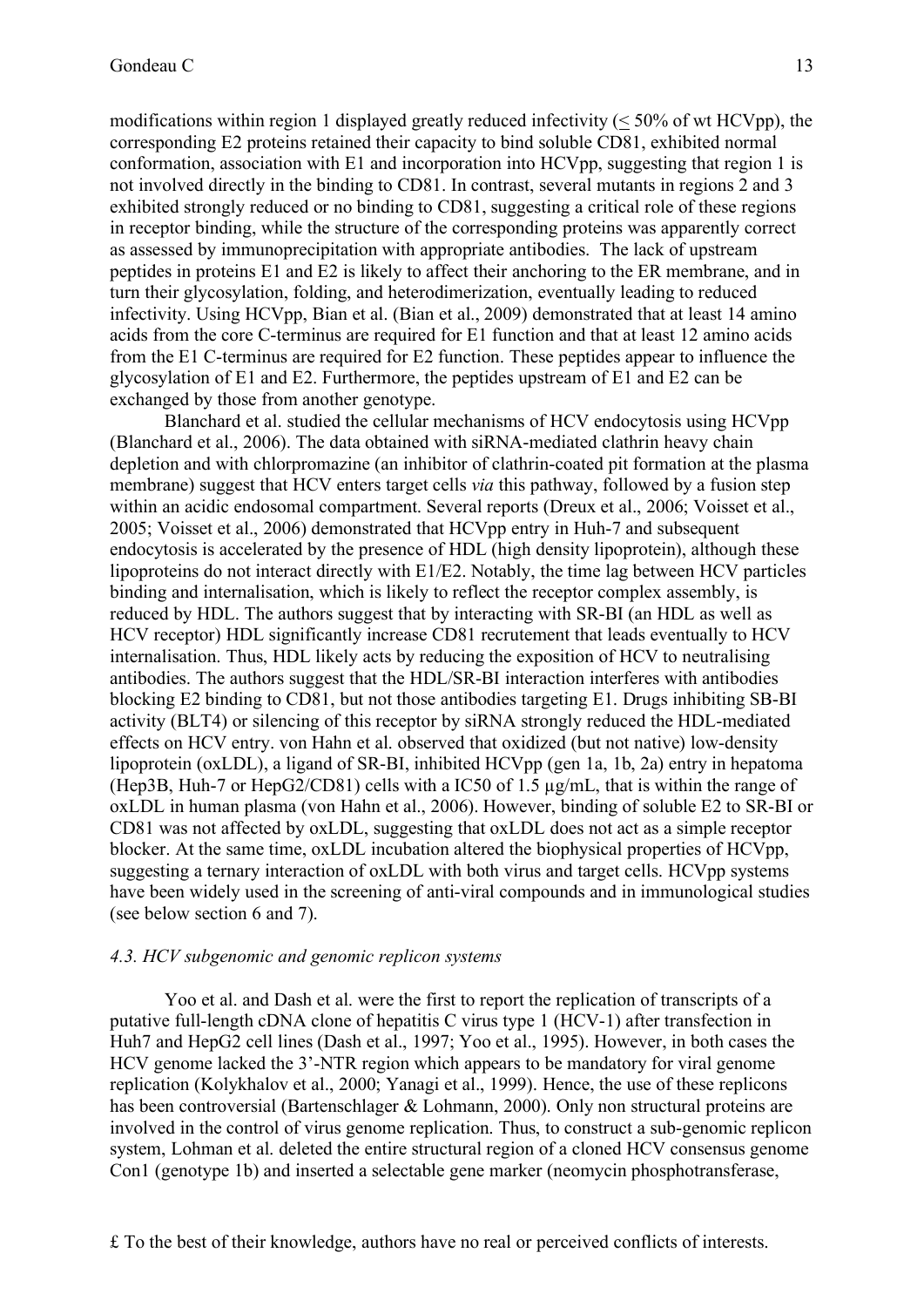modifications within region 1 displayed greatly reduced infectivity (≤ 50% of wt HCVpp), the corresponding E2 proteins retained their capacity to bind soluble CD81, exhibited normal conformation, association with E1 and incorporation into HCVpp, suggesting that region 1 is not involved directly in the binding to CD81. In contrast, several mutants in regions 2 and 3 exhibited strongly reduced or no binding to CD81, suggesting a critical role of these regions in receptor binding, while the structure of the corresponding proteins was apparently correct as assessed by immunoprecipitation with appropriate antibodies. The lack of upstream peptides in proteins E1 and E2 is likely to affect their anchoring to the ER membrane, and in turn their glycosylation, folding, and heterodimerization, eventually leading to reduced infectivity. Using HCVpp, Bian et al. (Bian et al., 2009) demonstrated that at least 14 amino acids from the core C-terminus are required for E1 function and that at least 12 amino acids from the E1 C-terminus are required for E2 function. These peptides appear to influence the glycosylation of E1 and E2. Furthermore, the peptides upstream of E1 and E2 can be exchanged by those from another genotype.

Blanchard et al. studied the cellular mechanisms of HCV endocytosis using HCVpp (Blanchard et al., 2006). The data obtained with siRNA-mediated clathrin heavy chain depletion and with chlorpromazine (an inhibitor of clathrin-coated pit formation at the plasma membrane) suggest that HCV enters target cells *via* this pathway, followed by a fusion step within an acidic endosomal compartment. Several reports (Dreux et al., 2006; Voisset et al., 2005; Voisset et al., 2006) demonstrated that HCVpp entry in Huh-7 and subsequent endocytosis is accelerated by the presence of HDL (high density lipoprotein), although these lipoproteins do not interact directly with E1/E2. Notably, the time lag between HCV particles binding and internalisation, which is likely to reflect the receptor complex assembly, is reduced by HDL. The authors suggest that by interacting with SR-BI (an HDL as well as HCV receptor) HDL significantly increase CD81 recrutement that leads eventually to HCV internalisation. Thus, HDL likely acts by reducing the exposition of HCV to neutralising antibodies. The authors suggest that the HDL/SR-BI interaction interferes with antibodies blocking E2 binding to CD81, but not those antibodies targeting E1. Drugs inhibiting SB-BI activity (BLT4) or silencing of this receptor by siRNA strongly reduced the HDL-mediated effects on HCV entry. von Hahn et al. observed that oxidized (but not native) low-density lipoprotein (oxLDL), a ligand of SR-BI, inhibited HCVpp (gen 1a, 1b, 2a) entry in hepatoma (Hep3B, Huh-7 or HepG2/CD81) cells with a IC50 of 1.5 µg/mL, that is within the range of oxLDL in human plasma (von Hahn et al., 2006). However, binding of soluble E2 to SR-BI or CD81 was not affected by oxLDL, suggesting that oxLDL does not act as a simple receptor blocker. At the same time, oxLDL incubation altered the biophysical properties of HCVpp, suggesting a ternary interaction of oxLDL with both virus and target cells. HCVpp systems have been widely used in the screening of anti-viral compounds and in immunological studies (see below section 6 and 7).

### *4.3. HCV subgenomic and genomic replicon systems*

Yoo et al. and Dash et al. were the first to report the replication of transcripts of a putative full-length cDNA clone of hepatitis C virus type 1 (HCV-1) after transfection in Huh7 and HepG2 cell lines (Dash et al., 1997; Yoo et al., 1995). However, in both cases the HCV genome lacked the 3'-NTR region which appears to be mandatory for viral genome replication (Kolykhalov et al., 2000; Yanagi et al., 1999). Hence, the use of these replicons has been controversial (Bartenschlager & Lohmann, 2000). Only non structural proteins are involved in the control of virus genome replication. Thus, to construct a sub-genomic replicon system, Lohman et al. deleted the entire structural region of a cloned HCV consensus genome Con1 (genotype 1b) and inserted a selectable gene marker (neomycin phosphotransferase,

£ To the best of their knowledge, authors have no real or perceived conflicts of interests.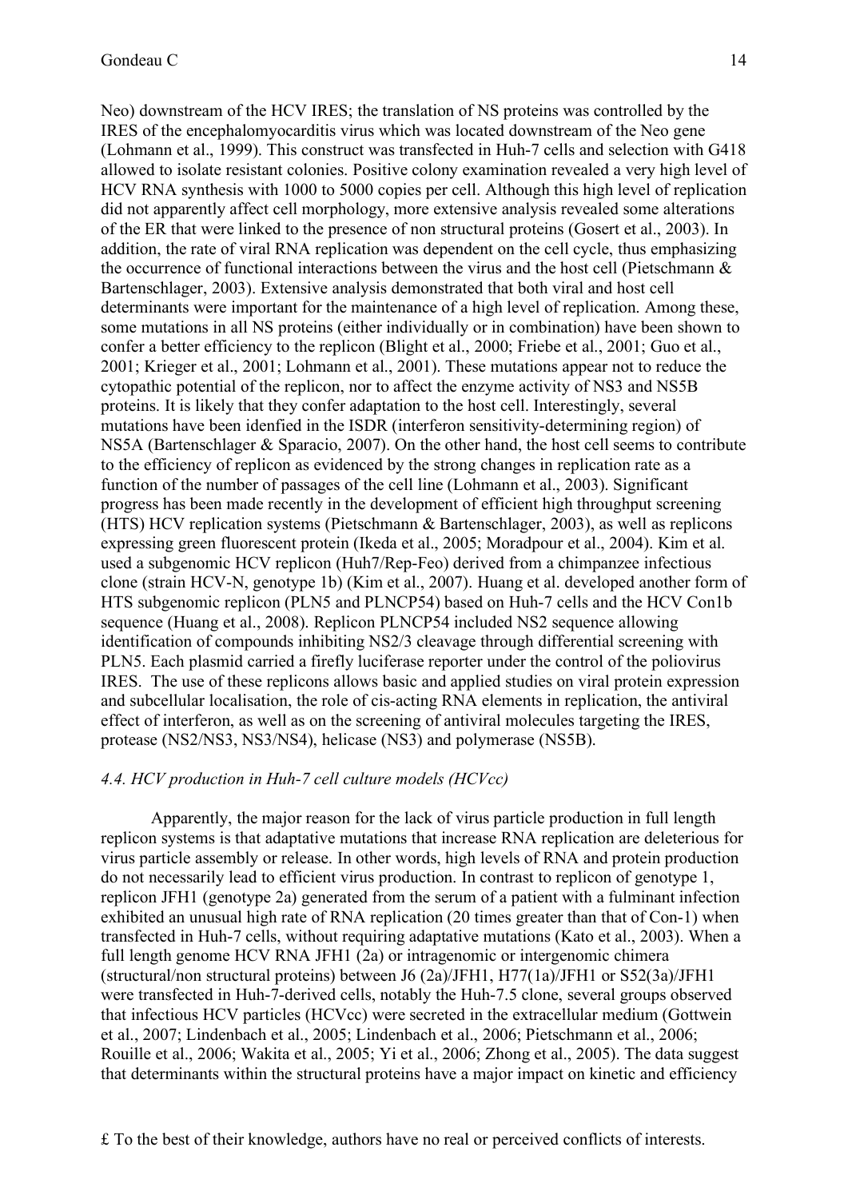Neo) downstream of the HCV IRES; the translation of NS proteins was controlled by the IRES of the encephalomyocarditis virus which was located downstream of the Neo gene (Lohmann et al., 1999). This construct was transfected in Huh-7 cells and selection with G418 allowed to isolate resistant colonies. Positive colony examination revealed a very high level of HCV RNA synthesis with 1000 to 5000 copies per cell. Although this high level of replication did not apparently affect cell morphology, more extensive analysis revealed some alterations of the ER that were linked to the presence of non structural proteins (Gosert et al., 2003). In addition, the rate of viral RNA replication was dependent on the cell cycle, thus emphasizing the occurrence of functional interactions between the virus and the host cell (Pietschmann & Bartenschlager, 2003). Extensive analysis demonstrated that both viral and host cell determinants were important for the maintenance of a high level of replication. Among these, some mutations in all NS proteins (either individually or in combination) have been shown to confer a better efficiency to the replicon (Blight et al., 2000; Friebe et al., 2001; Guo et al., 2001; Krieger et al., 2001; Lohmann et al., 2001). These mutations appear not to reduce the cytopathic potential of the replicon, nor to affect the enzyme activity of NS3 and NS5B proteins. It is likely that they confer adaptation to the host cell. Interestingly, several mutations have been idenfied in the ISDR (interferon sensitivity-determining region) of NS5A (Bartenschlager & Sparacio, 2007). On the other hand, the host cell seems to contribute to the efficiency of replicon as evidenced by the strong changes in replication rate as a function of the number of passages of the cell line (Lohmann et al., 2003). Significant progress has been made recently in the development of efficient high throughput screening (HTS) HCV replication systems (Pietschmann & Bartenschlager, 2003), as well as replicons expressing green fluorescent protein (Ikeda et al., 2005; Moradpour et al., 2004). Kim et al. used a subgenomic HCV replicon (Huh7/Rep-Feo) derived from a chimpanzee infectious clone (strain HCV-N, genotype 1b) (Kim et al., 2007). Huang et al. developed another form of HTS subgenomic replicon (PLN5 and PLNCP54) based on Huh-7 cells and the HCV Con1b sequence (Huang et al., 2008). Replicon PLNCP54 included NS2 sequence allowing identification of compounds inhibiting NS2/3 cleavage through differential screening with PLN5. Each plasmid carried a firefly luciferase reporter under the control of the poliovirus IRES. The use of these replicons allows basic and applied studies on viral protein expression and subcellular localisation, the role of cis-acting RNA elements in replication, the antiviral effect of interferon, as well as on the screening of antiviral molecules targeting the IRES, protease (NS2/NS3, NS3/NS4), helicase (NS3) and polymerase (NS5B).

### *4.4. HCV production in Huh-7 cell culture models (HCVcc)*

Apparently, the major reason for the lack of virus particle production in full length replicon systems is that adaptative mutations that increase RNA replication are deleterious for virus particle assembly or release. In other words, high levels of RNA and protein production do not necessarily lead to efficient virus production. In contrast to replicon of genotype 1, replicon JFH1 (genotype 2a) generated from the serum of a patient with a fulminant infection exhibited an unusual high rate of RNA replication (20 times greater than that of Con-1) when transfected in Huh-7 cells, without requiring adaptative mutations (Kato et al., 2003). When a full length genome HCV RNA JFH1 (2a) or intragenomic or intergenomic chimera (structural/non structural proteins) between J6 (2a)/JFH1, H77(1a)/JFH1 or S52(3a)/JFH1 were transfected in Huh-7-derived cells, notably the Huh-7.5 clone, several groups observed that infectious HCV particles (HCVcc) were secreted in the extracellular medium (Gottwein et al., 2007; Lindenbach et al., 2005; Lindenbach et al., 2006; Pietschmann et al., 2006; Rouille et al., 2006; Wakita et al., 2005; Yi et al., 2006; Zhong et al., 2005). The data suggest that determinants within the structural proteins have a major impact on kinetic and efficiency

£ To the best of their knowledge, authors have no real or perceived conflicts of interests.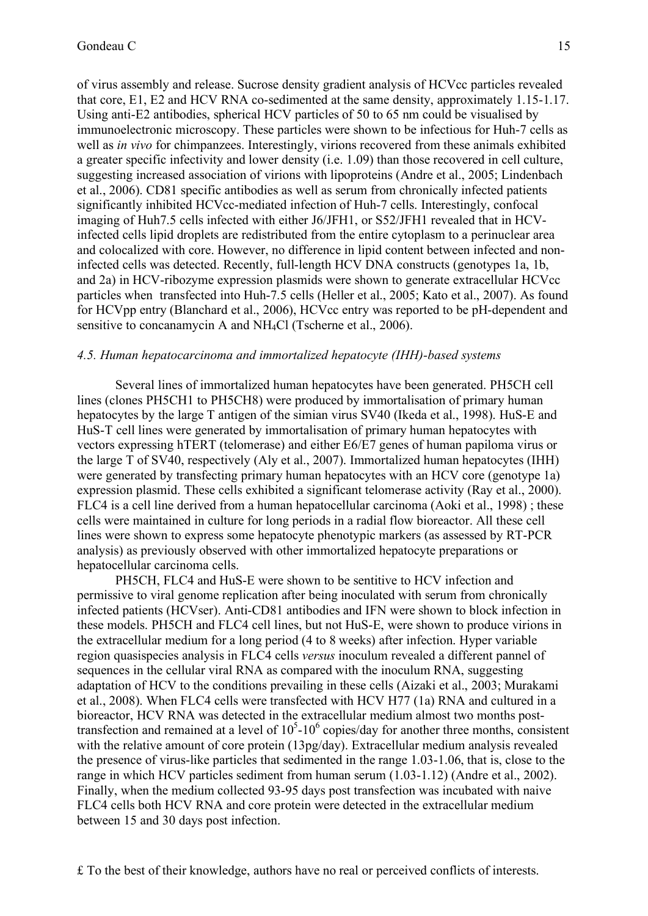of virus assembly and release. Sucrose density gradient analysis of HCVcc particles revealed that core, E1, E2 and HCV RNA co-sedimented at the same density, approximately 1.15-1.17. Using anti-E2 antibodies, spherical HCV particles of 50 to 65 nm could be visualised by immunoelectronic microscopy. These particles were shown to be infectious for Huh-7 cells as well as *in vivo* for chimpanzees. Interestingly, virions recovered from these animals exhibited a greater specific infectivity and lower density (i.e. 1.09) than those recovered in cell culture, suggesting increased association of virions with lipoproteins (Andre et al., 2005; Lindenbach et al., 2006). CD81 specific antibodies as well as serum from chronically infected patients significantly inhibited HCVcc-mediated infection of Huh-7 cells. Interestingly, confocal imaging of Huh7.5 cells infected with either J6/JFH1, or S52/JFH1 revealed that in HCV-infected cells lipid droplets are redistributed from the entire cytoplasm to a perinuclear area and colocalized with core. However, no difference in lipid content between infected and non-infected cells was detected. Recently, full-length HCV DNA constructs (genotypes 1a, 1b, and 2a) in HCV-ribozyme expression plasmids were shown to generate extracellular HCVcc particles when transfected into Huh-7.5 cells (Heller et al., 2005; Kato et al., 2007). As found for HCVpp entry (Blanchard et al., 2006), HCVcc entry was reported to be pH-dependent and sensitive to concanamycin A and $NH_4Cl$ (Tscherne et al., 2006).

*4.5. Human hepatocarcinoma and immortalized hepatocyte (IHH)-based systems*

Several lines of immortalized human hepatocytes have been generated. PH5CH cell lines (clones PH5CH1 to PH5CH8) were produced by immortalisation of primary human hepatocytes by the large T antigen of the simian virus SV40 (Ikeda et al., 1998). HuS-E and HuS-T cell lines were generated by immortalisation of primary human hepatocytes with vectors expressing hTERT (telomerase) and either E6/E7 genes of human papiloma virus or the large T of SV40, respectively (Aly et al., 2007). Immortalized human hepatocytes (IHH) were generated by transfecting primary human hepatocytes with an HCV core (genotype 1a) expression plasmid. These cells exhibited a significant telomerase activity (Ray et al., 2000). FLC4 is a cell line derived from a human hepatocellular carcinoma (Aoki et al., 1998) ; these cells were maintained in culture for long periods in a radial flow bioreactor. All these cell lines were shown to express some hepatocyte phenotypic markers (as assessed by RT-PCR analysis) as previously observed with other immortalized hepatocyte preparations or hepatocellular carcinoma cells.

PH5CH, FLC4 and HuS-E were shown to be sentitive to HCV infection and permissive to viral genome replication after being inoculated with serum from chronically infected patients (HCVser). Anti-CD81 antibodies and IFN were shown to block infection in these models. PH5CH and FLC4 cell lines, but not HuS-E, were shown to produce virions in the extracellular medium for a long period (4 to 8 weeks) after infection. Hyper variable region quasispecies analysis in FLC4 cells *versus* inoculum revealed a different pannel of sequences in the cellular viral RNA as compared with the inoculum RNA, suggesting adaptation of HCV to the conditions prevailing in these cells (Aizaki et al., 2003; Murakami et al., 2008). When FLC4 cells were transfected with HCV H77 (1a) RNA and cultured in a bioreactor, HCV RNA was detected in the extracellular medium almost two months post-transfection and remained at a level of $10^5$-$10^6$ copies/day for another three months, consistent with the relative amount of core protein (13pg/day). Extracellular medium analysis revealed the presence of virus-like particles that sedimented in the range 1.03-1.06, that is, close to the range in which HCV particles sediment from human serum (1.03-1.12) (Andre et al., 2002). Finally, when the medium collected 93-95 days post transfection was incubated with naive FLC4 cells both HCV RNA and core protein were detected in the extracellular medium between 15 and 30 days post infection.

£ To the best of their knowledge, authors have no real or perceived conflicts of interests.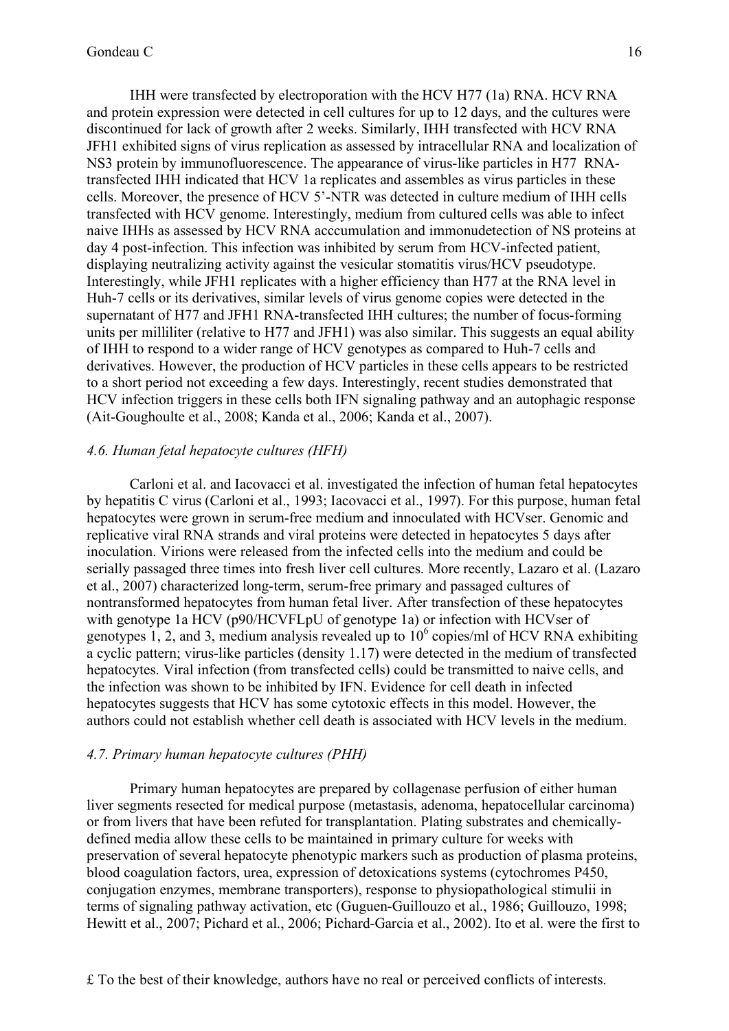IHH were transfected by electroporation with the HCV H77 (1a) RNA. HCV RNA and protein expression were detected in cell cultures for up to 12 days, and the cultures were discontinued for lack of growth after 2 weeks. Similarly, IHH transfected with HCV RNA JFH1 exhibited signs of virus replication as assessed by intracellular RNA and localization of NS3 protein by immunofluorescence. The appearance of virus-like particles in H77 RNA-transfected IHH indicated that HCV 1a replicates and assembles as virus particles in these cells. Moreover, the presence of HCV 5'-NTR was detected in culture medium of IHH cells transfected with HCV genome. Interestingly, medium from cultured cells was able to infect naive IHHs as assessed by HCV RNA acccumulation and immonudetection of NS proteins at day 4 post-infection. This infection was inhibited by serum from HCV-infected patient, displaying neutralizing activity against the vesicular stomatitis virus/HCV pseudotype. Interestingly, while JFH1 replicates with a higher efficiency than H77 at the RNA level in Huh-7 cells or its derivatives, similar levels of virus genome copies were detected in the supernatant of H77 and JFH1 RNA-transfected IHH cultures; the number of focus-forming units per milliliter (relative to H77 and JFH1) was also similar. This suggests an equal ability of IHH to respond to a wider range of HCV genotypes as compared to Huh-7 cells and derivatives. However, the production of HCV particles in these cells appears to be restricted to a short period not exceeding a few days. Interestingly, recent studies demonstrated that HCV infection triggers in these cells both IFN signaling pathway and an autophagic response (Ait-Goughoulte et al., 2008; Kanda et al., 2006; Kanda et al., 2007).

### *4.6. Human fetal hepatocyte cultures (HFH)*

Carloni et al. and Iacovacci et al. investigated the infection of human fetal hepatocytes by hepatitis C virus (Carloni et al., 1993; Iacovacci et al., 1997). For this purpose, human fetal hepatocytes were grown in serum-free medium and innoculated with HCVser. Genomic and replicative viral RNA strands and viral proteins were detected in hepatocytes 5 days after inoculation. Virions were released from the infected cells into the medium and could be serially passaged three times into fresh liver cell cultures. More recently, Lazaro et al. (Lazaro et al., 2007) characterized long-term, serum-free primary and passaged cultures of nontransformed hepatocytes from human fetal liver. After transfection of these hepatocytes with genotype 1a HCV (p90/HCVFLpU of genotype 1a) or infection with HCVser of genotypes 1, 2, and 3, medium analysis revealed up to $10^6$ copies/ml of HCV RNA exhibiting a cyclic pattern; virus-like particles (density 1.17) were detected in the medium of transfected hepatocytes. Viral infection (from transfected cells) could be transmitted to naive cells, and the infection was shown to be inhibited by IFN. Evidence for cell death in infected hepatocytes suggests that HCV has some cytotoxic effects in this model. However, the authors could not establish whether cell death is associated with HCV levels in the medium.

### *4.7. Primary human hepatocyte cultures (PHH)*

Primary human hepatocytes are prepared by collagenase perfusion of either human liver segments resected for medical purpose (metastasis, adenoma, hepatocellular carcinoma) or from livers that have been refuted for transplantation. Plating substrates and chemically-defined media allow these cells to be maintained in primary culture for weeks with preservation of several hepatocyte phenotypic markers such as production of plasma proteins, blood coagulation factors, urea, expression of detoxications systems (cytochromes P450, conjugation enzymes, membrane transporters), response to physiopathological stimulii in terms of signaling pathway activation, etc (Guguen-Guillouzo et al., 1986; Guillouzo, 1998; Hewitt et al., 2007; Pichard et al., 2006; Pichard-Garcia et al., 2002). Ito et al. were the first to

£ To the best of their knowledge, authors have no real or perceived conflicts of interests.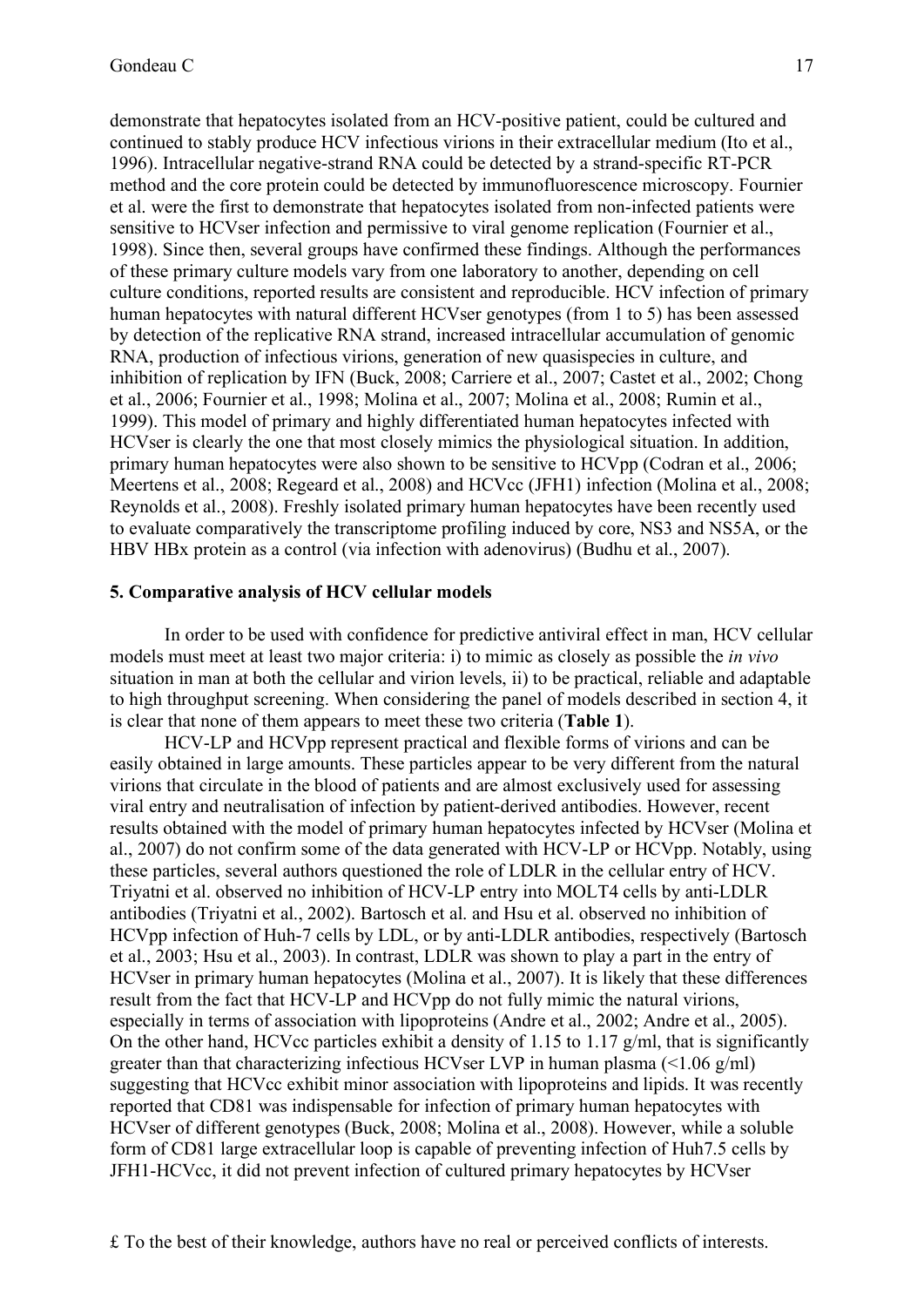demonstrate that hepatocytes isolated from an HCV-positive patient, could be cultured and continued to stably produce HCV infectious virions in their extracellular medium (Ito et al., 1996). Intracellular negative-strand RNA could be detected by a strand-specific RT-PCR method and the core protein could be detected by immunofluorescence microscopy. Fournier et al. were the first to demonstrate that hepatocytes isolated from non-infected patients were sensitive to HCVser infection and permissive to viral genome replication (Fournier et al., 1998). Since then, several groups have confirmed these findings. Although the performances of these primary culture models vary from one laboratory to another, depending on cell culture conditions, reported results are consistent and reproducible. HCV infection of primary human hepatocytes with natural different HCVser genotypes (from 1 to 5) has been assessed by detection of the replicative RNA strand, increased intracellular accumulation of genomic RNA, production of infectious virions, generation of new quasispecies in culture, and inhibition of replication by IFN (Buck, 2008; Carriere et al., 2007; Castet et al., 2002; Chong et al., 2006; Fournier et al., 1998; Molina et al., 2007; Molina et al., 2008; Rumin et al., 1999). This model of primary and highly differentiated human hepatocytes infected with HCVser is clearly the one that most closely mimics the physiological situation. In addition, primary human hepatocytes were also shown to be sensitive to HCVpp (Codran et al., 2006; Meertens et al., 2008; Regeard et al., 2008) and HCVcc (JFH1) infection (Molina et al., 2008; Reynolds et al., 2008). Freshly isolated primary human hepatocytes have been recently used to evaluate comparatively the transcriptome profiling induced by core, NS3 and NS5A, or the HBV HBx protein as a control (via infection with adenovirus) (Budhu et al., 2007).

## 5. Comparative analysis of HCV cellular models

In order to be used with confidence for predictive antiviral effect in man, HCV cellular models must meet at least two major criteria: i) to mimic as closely as possible the *in vivo* situation in man at both the cellular and virion levels, ii) to be practical, reliable and adaptable to high throughput screening. When considering the panel of models described in section 4, it is clear that none of them appears to meet these two criteria (**Table 1**).

HCV-LP and HCVpp represent practical and flexible forms of virions and can be easily obtained in large amounts. These particles appear to be very different from the natural virions that circulate in the blood of patients and are almost exclusively used for assessing viral entry and neutralisation of infection by patient-derived antibodies. However, recent results obtained with the model of primary human hepatocytes infected by HCVser (Molina et al., 2007) do not confirm some of the data generated with HCV-LP or HCVpp. Notably, using these particles, several authors questioned the role of LDLR in the cellular entry of HCV. Triyatni et al. observed no inhibition of HCV-LP entry into MOLT4 cells by anti-LDLR antibodies (Triyatni et al., 2002). Bartosch et al. and Hsu et al. observed no inhibition of HCVpp infection of Huh-7 cells by LDL, or by anti-LDLR antibodies, respectively (Bartosch et al., 2003; Hsu et al., 2003). In contrast, LDLR was shown to play a part in the entry of HCVser in primary human hepatocytes (Molina et al., 2007). It is likely that these differences result from the fact that HCV-LP and HCVpp do not fully mimic the natural virions, especially in terms of association with lipoproteins (Andre et al., 2002; Andre et al., 2005). On the other hand, HCVcc particles exhibit a density of 1.15 to 1.17 g/ml, that is significantly greater than that characterizing infectious HCVser LVP in human plasma (<1.06 g/ml) suggesting that HCVcc exhibit minor association with lipoproteins and lipids. It was recently reported that CD81 was indispensable for infection of primary human hepatocytes with HCVser of different genotypes (Buck, 2008; Molina et al., 2008). However, while a soluble form of CD81 large extracellular loop is capable of preventing infection of Huh7.5 cells by JFH1-HCVcc, it did not prevent infection of cultured primary hepatocytes by HCVser

£ To the best of their knowledge, authors have no real or perceived conflicts of interests.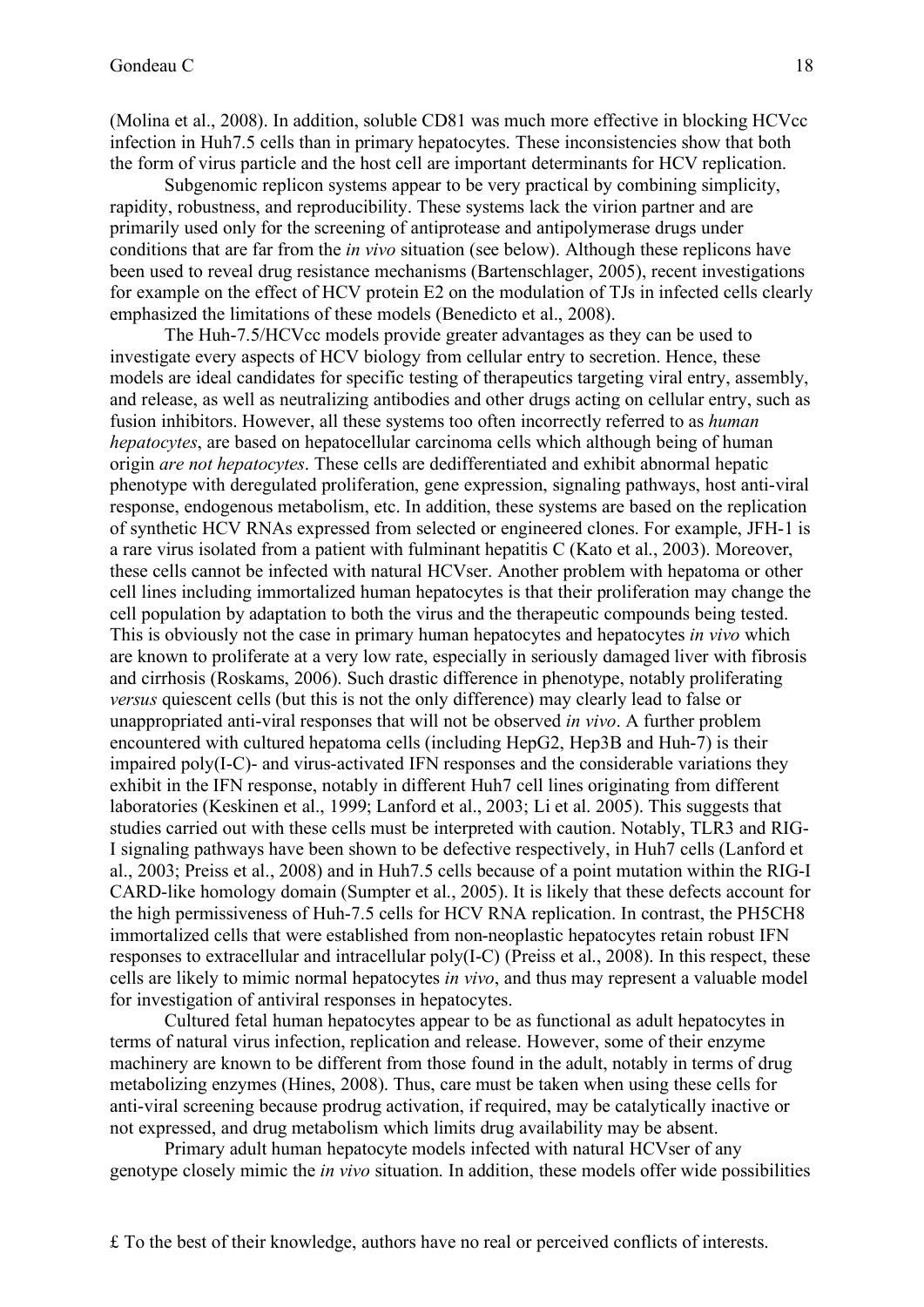(Molina et al., 2008). In addition, soluble CD81 was much more effective in blocking HCVcc infection in Huh7.5 cells than in primary hepatocytes. These inconsistencies show that both the form of virus particle and the host cell are important determinants for HCV replication.

Subgenomic replicon systems appear to be very practical by combining simplicity, rapidity, robustness, and reproducibility. These systems lack the virion partner and are primarily used only for the screening of antiprotease and antipolymerase drugs under conditions that are far from the *in vivo* situation (see below). Although these replicons have been used to reveal drug resistance mechanisms (Bartenschlager, 2005), recent investigations for example on the effect of HCV protein E2 on the modulation of TJs in infected cells clearly emphasized the limitations of these models (Benedicto et al., 2008).

The Huh-7.5/HCVcc models provide greater advantages as they can be used to investigate every aspects of HCV biology from cellular entry to secretion. Hence, these models are ideal candidates for specific testing of therapeutics targeting viral entry, assembly, and release, as well as neutralizing antibodies and other drugs acting on cellular entry, such as fusion inhibitors. However, all these systems too often incorrectly referred to as *human hepatocytes*, are based on hepatocellular carcinoma cells which although being of human origin *are not hepatocytes*. These cells are dedifferentiated and exhibit abnormal hepatic phenotype with deregulated proliferation, gene expression, signaling pathways, host anti-viral response, endogenous metabolism, etc. In addition, these systems are based on the replication of synthetic HCV RNAs expressed from selected or engineered clones. For example, JFH-1 is a rare virus isolated from a patient with fulminant hepatitis C (Kato et al., 2003). Moreover, these cells cannot be infected with natural HCVser. Another problem with hepatoma or other cell lines including immortalized human hepatocytes is that their proliferation may change the cell population by adaptation to both the virus and the therapeutic compounds being tested. This is obviously not the case in primary human hepatocytes and hepatocytes *in vivo* which are known to proliferate at a very low rate, especially in seriously damaged liver with fibrosis and cirrhosis (Roskams, 2006). Such drastic difference in phenotype, notably proliferating *versus* quiescent cells (but this is not the only difference) may clearly lead to false or unappropriated anti-viral responses that will not be observed *in vivo*. A further problem encountered with cultured hepatoma cells (including HepG2, Hep3B and Huh-7) is their impaired poly(I-C)- and virus-activated IFN responses and the considerable variations they exhibit in the IFN response, notably in different Huh7 cell lines originating from different laboratories (Keskinen et al., 1999; Lanford et al., 2003; Li et al. 2005). This suggests that studies carried out with these cells must be interpreted with caution. Notably, TLR3 and RIG-I signaling pathways have been shown to be defective respectively, in Huh7 cells (Lanford et al., 2003; Preiss et al., 2008) and in Huh7.5 cells because of a point mutation within the RIG-I CARD-like homology domain (Sumpter et al., 2005). It is likely that these defects account for the high permissiveness of Huh-7.5 cells for HCV RNA replication. In contrast, the PH5CH8 immortalized cells that were established from non-neoplastic hepatocytes retain robust IFN responses to extracellular and intracellular poly(I-C) (Preiss et al., 2008). In this respect, these cells are likely to mimic normal hepatocytes *in vivo*, and thus may represent a valuable model for investigation of antiviral responses in hepatocytes.

Cultured fetal human hepatocytes appear to be as functional as adult hepatocytes in terms of natural virus infection, replication and release. However, some of their enzyme machinery are known to be different from those found in the adult, notably in terms of drug metabolizing enzymes (Hines, 2008). Thus, care must be taken when using these cells for anti-viral screening because prodrug activation, if required, may be catalytically inactive or not expressed, and drug metabolism which limits drug availability may be absent.

Primary adult human hepatocyte models infected with natural HCVser of any genotype closely mimic the *in vivo* situation. In addition, these models offer wide possibilities

£ To the best of their knowledge, authors have no real or perceived conflicts of interests.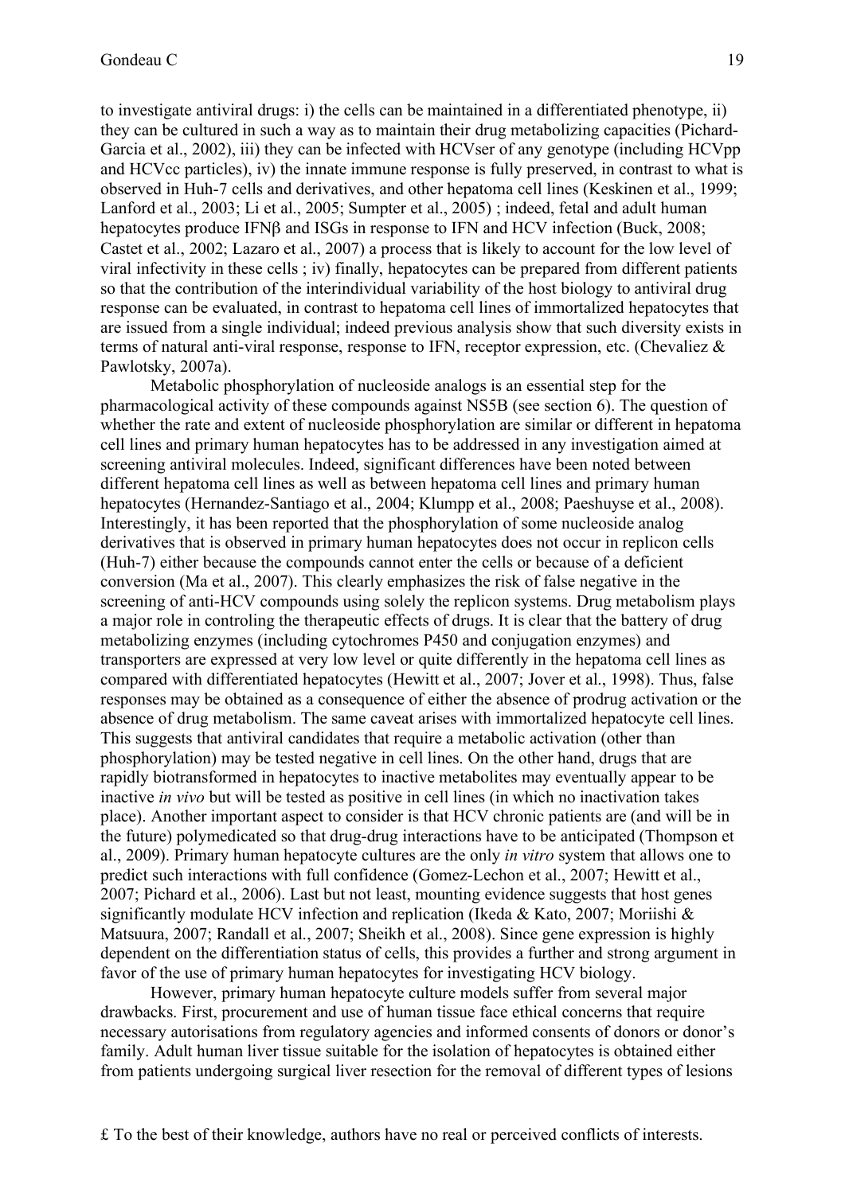to investigate antiviral drugs: i) the cells can be maintained in a differentiated phenotype, ii) they can be cultured in such a way as to maintain their drug metabolizing capacities (Pichard-Garcia et al., 2002), iii) they can be infected with HCVser of any genotype (including HCVpp and HCVcc particles), iv) the innate immune response is fully preserved, in contrast to what is observed in Huh-7 cells and derivatives, and other hepatoma cell lines (Keskinen et al., 1999; Lanford et al., 2003; Li et al., 2005; Sumpter et al., 2005) ; indeed, fetal and adult human hepatocytes produce IFNβ and ISGs in response to IFN and HCV infection (Buck, 2008; Castet et al., 2002; Lazaro et al., 2007) a process that is likely to account for the low level of viral infectivity in these cells ; iv) finally, hepatocytes can be prepared from different patients so that the contribution of the interindividual variability of the host biology to antiviral drug response can be evaluated, in contrast to hepatoma cell lines of immortalized hepatocytes that are issued from a single individual; indeed previous analysis show that such diversity exists in terms of natural anti-viral response, response to IFN, receptor expression, etc. (Chevaliez & Pawlotsky, 2007a).

Metabolic phosphorylation of nucleoside analogs is an essential step for the pharmacological activity of these compounds against NS5B (see section 6). The question of whether the rate and extent of nucleoside phosphorylation are similar or different in hepatoma cell lines and primary human hepatocytes has to be addressed in any investigation aimed at screening antiviral molecules. Indeed, significant differences have been noted between different hepatoma cell lines as well as between hepatoma cell lines and primary human hepatocytes (Hernandez-Santiago et al., 2004; Klumpp et al., 2008; Paeshuyse et al., 2008). Interestingly, it has been reported that the phosphorylation of some nucleoside analog derivatives that is observed in primary human hepatocytes does not occur in replicon cells (Huh-7) either because the compounds cannot enter the cells or because of a deficient conversion (Ma et al., 2007). This clearly emphasizes the risk of false negative in the screening of anti-HCV compounds using solely the replicon systems. Drug metabolism plays a major role in controling the therapeutic effects of drugs. It is clear that the battery of drug metabolizing enzymes (including cytochromes P450 and conjugation enzymes) and transporters are expressed at very low level or quite differently in the hepatoma cell lines as compared with differentiated hepatocytes (Hewitt et al., 2007; Jover et al., 1998). Thus, false responses may be obtained as a consequence of either the absence of prodrug activation or the absence of drug metabolism. The same caveat arises with immortalized hepatocyte cell lines. This suggests that antiviral candidates that require a metabolic activation (other than phosphorylation) may be tested negative in cell lines. On the other hand, drugs that are rapidly biotransformed in hepatocytes to inactive metabolites may eventually appear to be inactive *in vivo* but will be tested as positive in cell lines (in which no inactivation takes place). Another important aspect to consider is that HCV chronic patients are (and will be in the future) polymedicated so that drug-drug interactions have to be anticipated (Thompson et al., 2009). Primary human hepatocyte cultures are the only *in vitro* system that allows one to predict such interactions with full confidence (Gomez-Lechon et al., 2007; Hewitt et al., 2007; Pichard et al., 2006). Last but not least, mounting evidence suggests that host genes significantly modulate HCV infection and replication (Ikeda & Kato, 2007; Moriishi & Matsuura, 2007; Randall et al., 2007; Sheikh et al., 2008). Since gene expression is highly dependent on the differentiation status of cells, this provides a further and strong argument in favor of the use of primary human hepatocytes for investigating HCV biology.

However, primary human hepatocyte culture models suffer from several major drawbacks. First, procurement and use of human tissue face ethical concerns that require necessary autorisations from regulatory agencies and informed consents of donors or donor's family. Adult human liver tissue suitable for the isolation of hepatocytes is obtained either from patients undergoing surgical liver resection for the removal of different types of lesions

£ To the best of their knowledge, authors have no real or perceived conflicts of interests.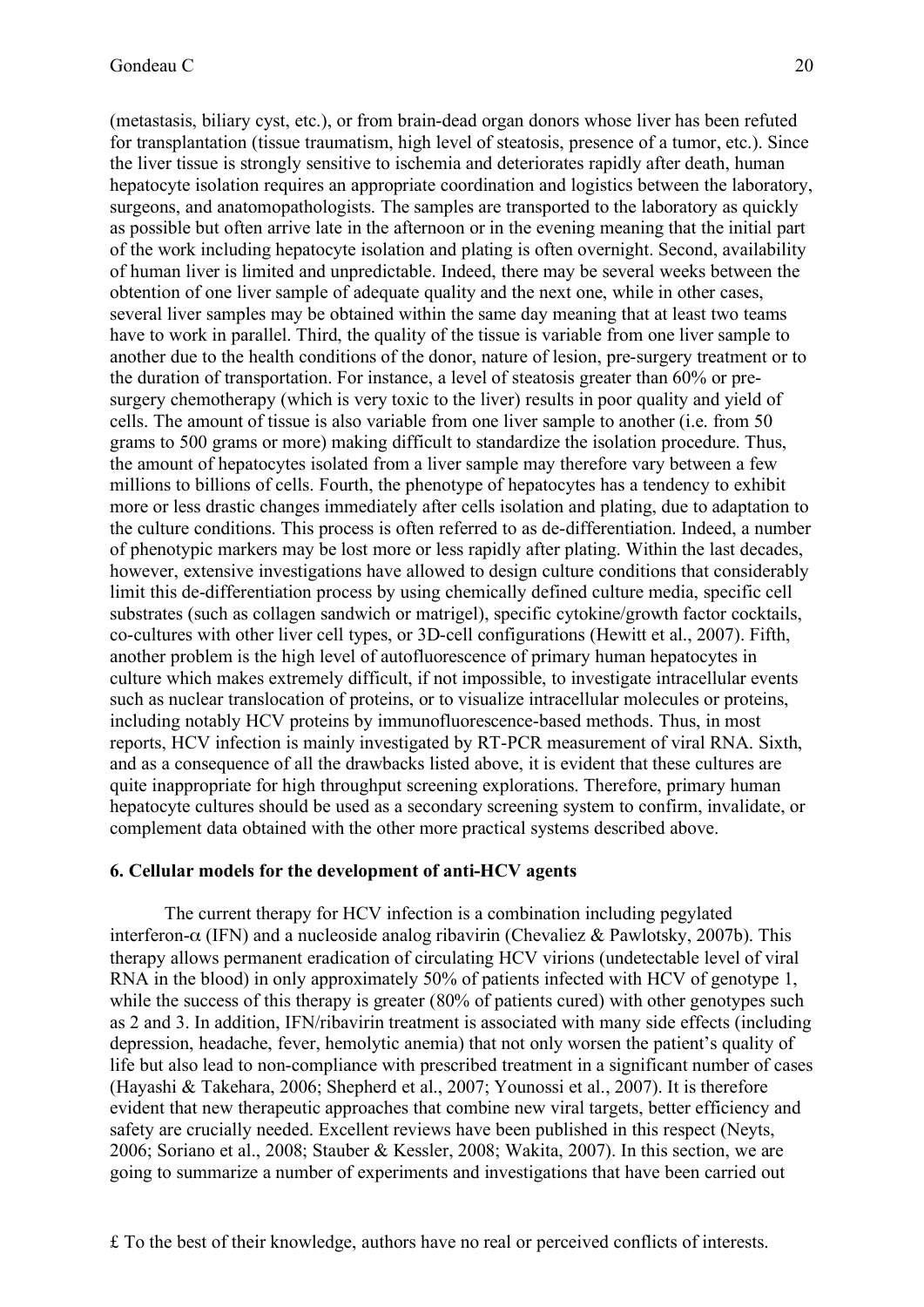(metastasis, biliary cyst, etc.), or from brain-dead organ donors whose liver has been refuted for transplantation (tissue traumatism, high level of steatosis, presence of a tumor, etc.). Since the liver tissue is strongly sensitive to ischemia and deteriorates rapidly after death, human hepatocyte isolation requires an appropriate coordination and logistics between the laboratory, surgeons, and anatomopathologists. The samples are transported to the laboratory as quickly as possible but often arrive late in the afternoon or in the evening meaning that the initial part of the work including hepatocyte isolation and plating is often overnight. Second, availability of human liver is limited and unpredictable. Indeed, there may be several weeks between the obtention of one liver sample of adequate quality and the next one, while in other cases, several liver samples may be obtained within the same day meaning that at least two teams have to work in parallel. Third, the quality of the tissue is variable from one liver sample to another due to the health conditions of the donor, nature of lesion, pre-surgery treatment or to the duration of transportation. For instance, a level of steatosis greater than 60% or pre-surgery chemotherapy (which is very toxic to the liver) results in poor quality and yield of cells. The amount of tissue is also variable from one liver sample to another (i.e. from 50 grams to 500 grams or more) making difficult to standardize the isolation procedure. Thus, the amount of hepatocytes isolated from a liver sample may therefore vary between a few millions to billions of cells. Fourth, the phenotype of hepatocytes has a tendency to exhibit more or less drastic changes immediately after cells isolation and plating, due to adaptation to the culture conditions. This process is often referred to as de-differentiation. Indeed, a number of phenotypic markers may be lost more or less rapidly after plating. Within the last decades, however, extensive investigations have allowed to design culture conditions that considerably limit this de-differentiation process by using chemically defined culture media, specific cell substrates (such as collagen sandwich or matrigel), specific cytokine/growth factor cocktails, co-cultures with other liver cell types, or 3D-cell configurations (Hewitt et al., 2007). Fifth, another problem is the high level of autofluorescence of primary human hepatocytes in culture which makes extremely difficult, if not impossible, to investigate intracellular events such as nuclear translocation of proteins, or to visualize intracellular molecules or proteins, including notably HCV proteins by immunofluorescence-based methods. Thus, in most reports, HCV infection is mainly investigated by RT-PCR measurement of viral RNA. Sixth, and as a consequence of all the drawbacks listed above, it is evident that these cultures are quite inappropriate for high throughput screening explorations. Therefore, primary human hepatocyte cultures should be used as a secondary screening system to confirm, invalidate, or complement data obtained with the other more practical systems described above.

## 6. Cellular models for the development of anti-HCV agents

The current therapy for HCV infection is a combination including pegylated interferon-$\alpha$ (IFN) and a nucleoside analog ribavirin (Chevaliez & Pawlotsky, 2007b). This therapy allows permanent eradication of circulating HCV virions (undetectable level of viral RNA in the blood) in only approximately 50% of patients infected with HCV of genotype 1, while the success of this therapy is greater (80% of patients cured) with other genotypes such as 2 and 3. In addition, IFN/ribavirin treatment is associated with many side effects (including depression, headache, fever, hemolytic anemia) that not only worsen the patient's quality of life but also lead to non-compliance with prescribed treatment in a significant number of cases (Hayashi & Takehara, 2006; Shepherd et al., 2007; Younossi et al., 2007). It is therefore evident that new therapeutic approaches that combine new viral targets, better efficiency and safety are crucially needed. Excellent reviews have been published in this respect (Neyts, 2006; Soriano et al., 2008; Stauber & Kessler, 2008; Wakita, 2007). In this section, we are going to summarize a number of experiments and investigations that have been carried out

£ To the best of their knowledge, authors have no real or perceived conflicts of interests.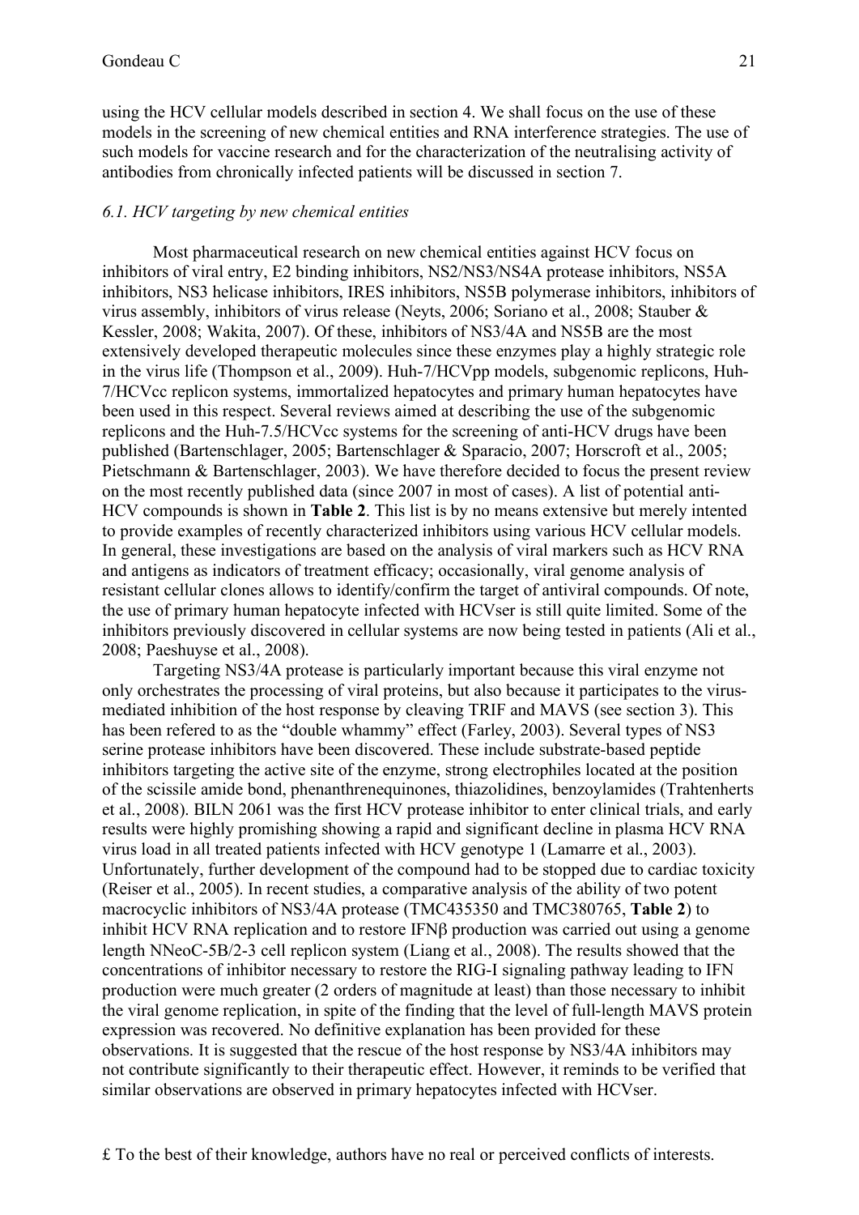using the HCV cellular models described in section 4. We shall focus on the use of these models in the screening of new chemical entities and RNA interference strategies. The use of such models for vaccine research and for the characterization of the neutralising activity of antibodies from chronically infected patients will be discussed in section 7.

### *6.1. HCV targeting by new chemical entities*

Most pharmaceutical research on new chemical entities against HCV focus on inhibitors of viral entry, E2 binding inhibitors, NS2/NS3/NS4A protease inhibitors, NS5A inhibitors, NS3 helicase inhibitors, IRES inhibitors, NS5B polymerase inhibitors, inhibitors of virus assembly, inhibitors of virus release (Neyts, 2006; Soriano et al., 2008; Stauber & Kessler, 2008; Wakita, 2007). Of these, inhibitors of NS3/4A and NS5B are the most extensively developed therapeutic molecules since these enzymes play a highly strategic role in the virus life (Thompson et al., 2009). Huh-7/HCVpp models, subgenomic replicons, Huh-7/HCVcc replicon systems, immortalized hepatocytes and primary human hepatocytes have been used in this respect. Several reviews aimed at describing the use of the subgenomic replicons and the Huh-7.5/HCVcc systems for the screening of anti-HCV drugs have been published (Bartenschlager, 2005; Bartenschlager & Sparacio, 2007; Horscroft et al., 2005; Pietschmann & Bartenschlager, 2003). We have therefore decided to focus the present review on the most recently published data (since 2007 in most of cases). A list of potential anti-HCV compounds is shown in **Table 2**. This list is by no means extensive but merely intented to provide examples of recently characterized inhibitors using various HCV cellular models. In general, these investigations are based on the analysis of viral markers such as HCV RNA and antigens as indicators of treatment efficacy; occasionally, viral genome analysis of resistant cellular clones allows to identify/confirm the target of antiviral compounds. Of note, the use of primary human hepatocyte infected with HCVser is still quite limited. Some of the inhibitors previously discovered in cellular systems are now being tested in patients (Ali et al., 2008; Paeshuyse et al., 2008).

Targeting NS3/4A protease is particularly important because this viral enzyme not only orchestrates the processing of viral proteins, but also because it participates to the virus-mediated inhibition of the host response by cleaving TRIF and MAVS (see section 3). This has been refered to as the "double whammy" effect (Farley, 2003). Several types of NS3 serine protease inhibitors have been discovered. These include substrate-based peptide inhibitors targeting the active site of the enzyme, strong electrophiles located at the position of the scissile amide bond, phenanthrenequinones, thiazolidines, benzoylamides (Trahtenherts et al., 2008). BILN 2061 was the first HCV protease inhibitor to enter clinical trials, and early results were highly promising showing a rapid and significant decline in plasma HCV RNA virus load in all treated patients infected with HCV genotype 1 (Lamarre et al., 2003). Unfortunately, further development of the compound had to be stopped due to cardiac toxicity (Reiser et al., 2005). In recent studies, a comparative analysis of the ability of two potent macrocyclic inhibitors of NS3/4A protease (TMC435350 and TMC380765, **Table 2**) to inhibit HCV RNA replication and to restore IFNβ production was carried out using a genome length NNeoC-5B/2-3 cell replicon system (Liang et al., 2008). The results showed that the concentrations of inhibitor necessary to restore the RIG-I signaling pathway leading to IFN production were much greater (2 orders of magnitude at least) than those necessary to inhibit the viral genome replication, in spite of the finding that the level of full-length MAVS protein expression was recovered. No definitive explanation has been provided for these observations. It is suggested that the rescue of the host response by NS3/4A inhibitors may not contribute significantly to their therapeutic effect. However, it reminds to be verified that similar observations are observed in primary hepatocytes infected with HCVser.

£ To the best of their knowledge, authors have no real or perceived conflicts of interests.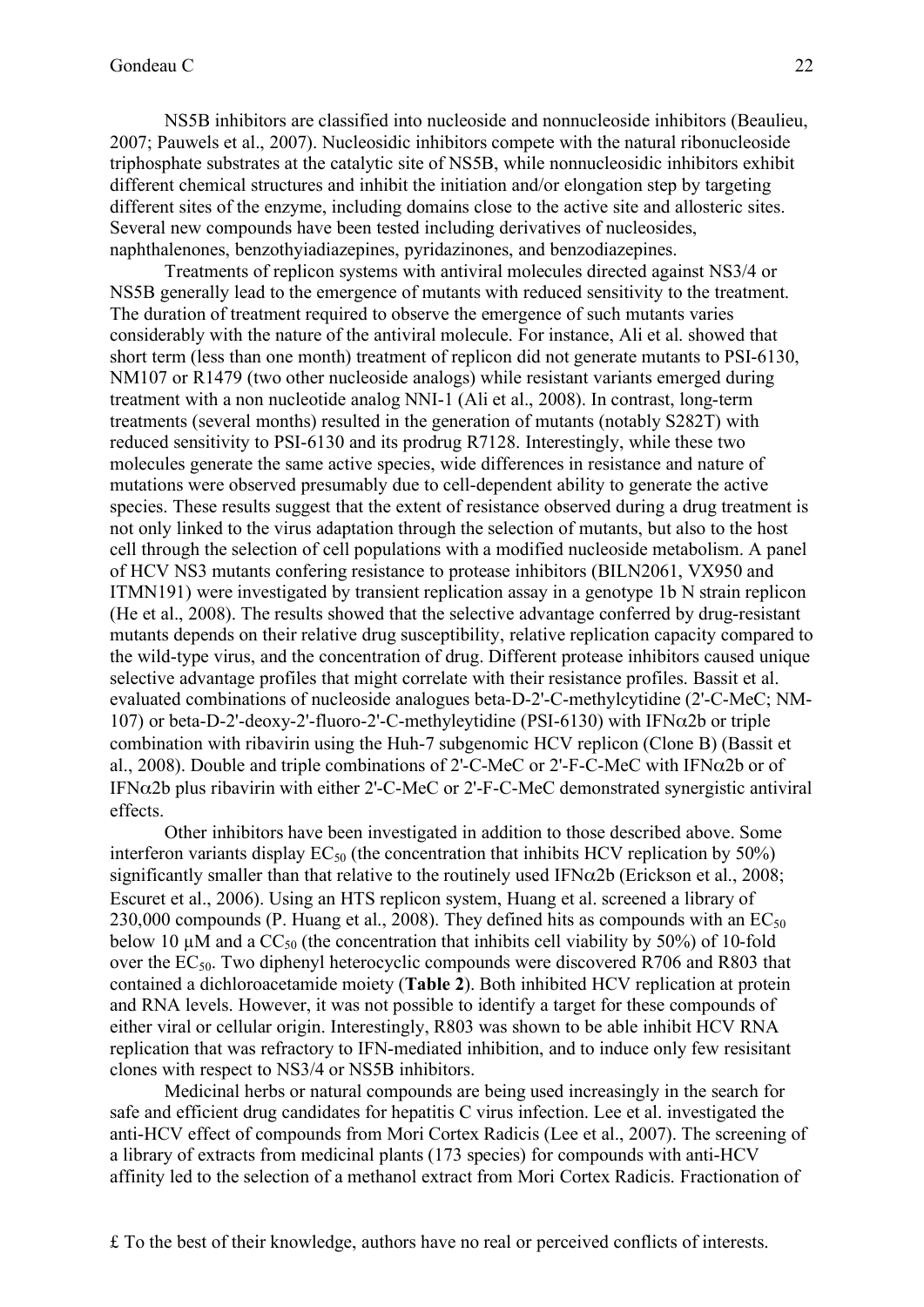NS5B inhibitors are classified into nucleoside and nonnucleoside inhibitors (Beaulieu, 2007; Pauwels et al., 2007). Nucleosidic inhibitors compete with the natural ribonucleoside triphosphate substrates at the catalytic site of NS5B, while nonnucleosidic inhibitors exhibit different chemical structures and inhibit the initiation and/or elongation step by targeting different sites of the enzyme, including domains close to the active site and allosteric sites. Several new compounds have been tested including derivatives of nucleosides, naphthalenones, benzothyiadiazepines, pyridazinones, and benzodiazepines.

Treatments of replicon systems with antiviral molecules directed against NS3/4 or NS5B generally lead to the emergence of mutants with reduced sensitivity to the treatment. The duration of treatment required to observe the emergence of such mutants varies considerably with the nature of the antiviral molecule. For instance, Ali et al. showed that short term (less than one month) treatment of replicon did not generate mutants to PSI-6130, NM107 or R1479 (two other nucleoside analogs) while resistant variants emerged during treatment with a non nucleotide analog NNI-1 (Ali et al., 2008). In contrast, long-term treatments (several months) resulted in the generation of mutants (notably S282T) with reduced sensitivity to PSI-6130 and its prodrug R7128. Interestingly, while these two molecules generate the same active species, wide differences in resistance and nature of mutations were observed presumably due to cell-dependent ability to generate the active species. These results suggest that the extent of resistance observed during a drug treatment is not only linked to the virus adaptation through the selection of mutants, but also to the host cell through the selection of cell populations with a modified nucleoside metabolism. A panel of HCV NS3 mutants confering resistance to protease inhibitors (BILN2061, VX950 and ITMN191) were investigated by transient replication assay in a genotype 1b N strain replicon (He et al., 2008). The results showed that the selective advantage conferred by drug-resistant mutants depends on their relative drug susceptibility, relative replication capacity compared to the wild-type virus, and the concentration of drug. Different protease inhibitors caused unique selective advantage profiles that might correlate with their resistance profiles. Bassit et al. evaluated combinations of nucleoside analogues beta-D-2'-C-methylcytidine (2'-C-MeC; NM-107) or beta-D-2'-deoxy-2'-fluoro-2'-C-methyleytidine (PSI-6130) with IFNα2b or triple combination with ribavirin using the Huh-7 subgenomic HCV replicon (Clone B) (Bassit et al., 2008). Double and triple combinations of 2'-C-MeC or 2'-F-C-MeC with IFNα2b or of IFNα2b plus ribavirin with either 2'-C-MeC or 2'-F-C-MeC demonstrated synergistic antiviral effects.

Other inhibitors have been investigated in addition to those described above. Some interferon variants display $EC_{50}$ (the concentration that inhibits HCV replication by 50%) significantly smaller than that relative to the routinely used IFNα2b (Erickson et al., 2008; Escuret et al., 2006). Using an HTS replicon system, Huang et al. screened a library of 230,000 compounds (P. Huang et al., 2008). They defined hits as compounds with an $EC_{50}$ below 10 μM and a $CC_{50}$ (the concentration that inhibits cell viability by 50%) of 10-fold over the $EC_{50}$. Two diphenyl heterocyclic compounds were discovered R706 and R803 that contained a dichloroacetamide moiety (**Table 2**). Both inhibited HCV replication at protein and RNA levels. However, it was not possible to identify a target for these compounds of either viral or cellular origin. Interestingly, R803 was shown to be able inhibit HCV RNA replication that was refractory to IFN-mediated inhibition, and to induce only few resisitant clones with respect to NS3/4 or NS5B inhibitors.

Medicinal herbs or natural compounds are being used increasingly in the search for safe and efficient drug candidates for hepatitis C virus infection. Lee et al. investigated the anti-HCV effect of compounds from Mori Cortex Radicis (Lee et al., 2007). The screening of a library of extracts from medicinal plants (173 species) for compounds with anti-HCV affinity led to the selection of a methanol extract from Mori Cortex Radicis. Fractionation of

£ To the best of their knowledge, authors have no real or perceived conflicts of interests.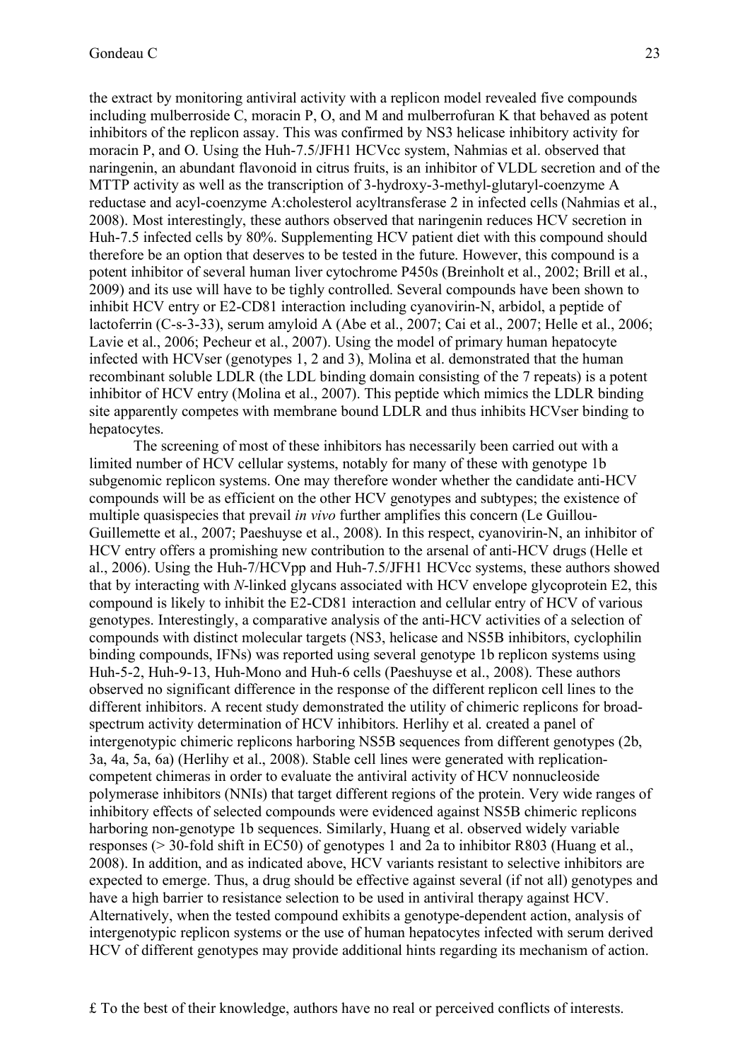the extract by monitoring antiviral activity with a replicon model revealed five compounds including mulberroside C, moracin P, O, and M and mulberrofuran K that behaved as potent inhibitors of the replicon assay. This was confirmed by NS3 helicase inhibitory activity for moracin P, and O. Using the Huh-7.5/JFH1 HCVcc system, Nahmias et al. observed that naringenin, an abundant flavonoid in citrus fruits, is an inhibitor of VLDL secretion and of the MTTP activity as well as the transcription of 3-hydroxy-3-methyl-glutaryl-coenzyme A reductase and acyl-coenzyme A:cholesterol acyltransferase 2 in infected cells (Nahmias et al., 2008). Most interestingly, these authors observed that naringenin reduces HCV secretion in Huh-7.5 infected cells by 80%. Supplementing HCV patient diet with this compound should therefore be an option that deserves to be tested in the future. However, this compound is a potent inhibitor of several human liver cytochrome P450s (Breinholt et al., 2002; Brill et al., 2009) and its use will have to be tighly controlled. Several compounds have been shown to inhibit HCV entry or E2-CD81 interaction including cyanovirin-N, arbidol, a peptide of lactoferrin (C-s-3-33), serum amyloid A (Abe et al., 2007; Cai et al., 2007; Helle et al., 2006; Lavie et al., 2006; Pecheur et al., 2007). Using the model of primary human hepatocyte infected with HCVser (genotypes 1, 2 and 3), Molina et al. demonstrated that the human recombinant soluble LDLR (the LDL binding domain consisting of the 7 repeats) is a potent inhibitor of HCV entry (Molina et al., 2007). This peptide which mimics the LDLR binding site apparently competes with membrane bound LDLR and thus inhibits HCVser binding to hepatocytes.

The screening of most of these inhibitors has necessarily been carried out with a limited number of HCV cellular systems, notably for many of these with genotype 1b subgenomic replicon systems. One may therefore wonder whether the candidate anti-HCV compounds will be as efficient on the other HCV genotypes and subtypes; the existence of multiple quasispecies that prevail *in vivo* further amplifies this concern (Le Guillou-Guillemette et al., 2007; Paeshuyse et al., 2008). In this respect, cyanovirin-N, an inhibitor of HCV entry offers a promising new contribution to the arsenal of anti-HCV drugs (Helle et al., 2006). Using the Huh-7/HCVpp and Huh-7.5/JFH1 HCVcc systems, these authors showed that by interacting with *N*-linked glycans associated with HCV envelope glycoprotein E2, this compound is likely to inhibit the E2-CD81 interaction and cellular entry of HCV of various genotypes. Interestingly, a comparative analysis of the anti-HCV activities of a selection of compounds with distinct molecular targets (NS3, helicase and NS5B inhibitors, cyclophilin binding compounds, IFNs) was reported using several genotype 1b replicon systems using Huh-5-2, Huh-9-13, Huh-Mono and Huh-6 cells (Paeshuyse et al., 2008). These authors observed no significant difference in the response of the different replicon cell lines to the different inhibitors. A recent study demonstrated the utility of chimeric replicons for broad-spectrum activity determination of HCV inhibitors. Herlihy et al. created a panel of intergenotypic chimeric replicons harboring NS5B sequences from different genotypes (2b, 3a, 4a, 5a, 6a) (Herlihy et al., 2008). Stable cell lines were generated with replication-competent chimeras in order to evaluate the antiviral activity of HCV nonnucleoside polymerase inhibitors (NNIs) that target different regions of the protein. Very wide ranges of inhibitory effects of selected compounds were evidenced against NS5B chimeric replicons harboring non-genotype 1b sequences. Similarly, Huang et al. observed widely variable responses (> 30-fold shift in EC50) of genotypes 1 and 2a to inhibitor R803 (Huang et al., 2008). In addition, and as indicated above, HCV variants resistant to selective inhibitors are expected to emerge. Thus, a drug should be effective against several (if not all) genotypes and have a high barrier to resistance selection to be used in antiviral therapy against HCV. Alternatively, when the tested compound exhibits a genotype-dependent action, analysis of intergenotypic replicon systems or the use of human hepatocytes infected with serum derived HCV of different genotypes may provide additional hints regarding its mechanism of action.

£ To the best of their knowledge, authors have no real or perceived conflicts of interests.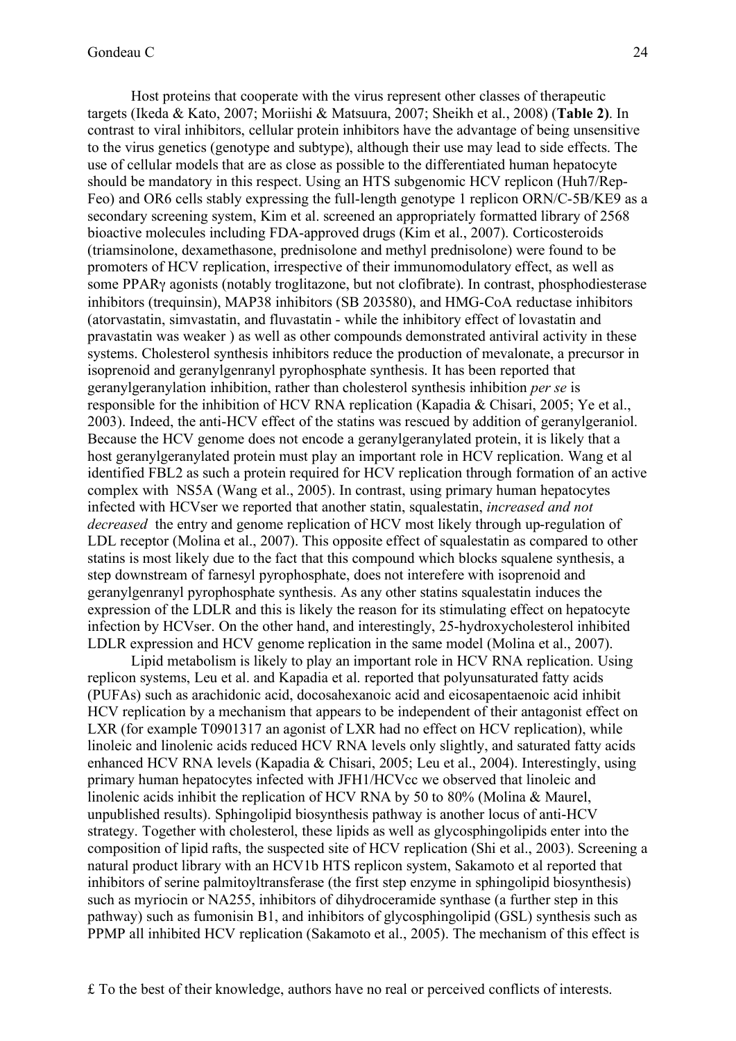Host proteins that cooperate with the virus represent other classes of therapeutic targets (Ikeda & Kato, 2007; Moriishi & Matsuura, 2007; Sheikh et al., 2008) (**Table 2**). In contrast to viral inhibitors, cellular protein inhibitors have the advantage of being unsensitive to the virus genetics (genotype and subtype), although their use may lead to side effects. The use of cellular models that are as close as possible to the differentiated human hepatocyte should be mandatory in this respect. Using an HTS subgenomic HCV replicon (Huh7/Rep-Feo) and OR6 cells stably expressing the full-length genotype 1 replicon ORN/C-5B/KE9 as a secondary screening system, Kim et al. screened an appropriately formatted library of 2568 bioactive molecules including FDA-approved drugs (Kim et al., 2007). Corticosteroids (triamsinolone, dexamethasone, prednisolone and methyl prednisolone) were found to be promoters of HCV replication, irrespective of their immunomodulatory effect, as well as some PPARγ agonists (notably troglitazone, but not clofibrate). In contrast, phosphodiesterase inhibitors (trequinsin), MAP38 inhibitors (SB 203580), and HMG-CoA reductase inhibitors (atorvastatin, simvastatin, and fluvastatin - while the inhibitory effect of lovastatin and pravastatin was weaker ) as well as other compounds demonstrated antiviral activity in these systems. Cholesterol synthesis inhibitors reduce the production of mevalonate, a precursor in isoprenoid and geranylgenranyl pyrophosphate synthesis. It has been reported that geranylgeranylation inhibition, rather than cholesterol synthesis inhibition *per se* is responsible for the inhibition of HCV RNA replication (Kapadia & Chisari, 2005; Ye et al., 2003). Indeed, the anti-HCV effect of the statins was rescued by addition of geranylgeraniol. Because the HCV genome does not encode a geranylgeranylated protein, it is likely that a host geranylgeranylated protein must play an important role in HCV replication. Wang et al identified FBL2 as such a protein required for HCV replication through formation of an active complex with NS5A (Wang et al., 2005). In contrast, using primary human hepatocytes infected with HCVser we reported that another statin, squalestatin, *increased and not decreased* the entry and genome replication of HCV most likely through up-regulation of LDL receptor (Molina et al., 2007). This opposite effect of squalestatin as compared to other statins is most likely due to the fact that this compound which blocks squalene synthesis, a step downstream of farnesyl pyrophosphate, does not interefere with isoprenoid and geranylgenranyl pyrophosphate synthesis. As any other statins squalestatin induces the expression of the LDLR and this is likely the reason for its stimulating effect on hepatocyte infection by HCVser. On the other hand, and interestingly, 25-hydroxycholesterol inhibited LDLR expression and HCV genome replication in the same model (Molina et al., 2007).

Lipid metabolism is likely to play an important role in HCV RNA replication. Using replicon systems, Leu et al. and Kapadia et al. reported that polyunsaturated fatty acids (PUFAs) such as arachidonic acid, docosahexanoic acid and eicosapentaenoic acid inhibit HCV replication by a mechanism that appears to be independent of their antagonist effect on LXR (for example T0901317 an agonist of LXR had no effect on HCV replication), while linoleic and linolenic acids reduced HCV RNA levels only slightly, and saturated fatty acids enhanced HCV RNA levels (Kapadia & Chisari, 2005; Leu et al., 2004). Interestingly, using primary human hepatocytes infected with JFH1/HCVcc we observed that linoleic and linolenic acids inhibit the replication of HCV RNA by 50 to 80% (Molina & Maurel, unpublished results). Sphingolipid biosynthesis pathway is another locus of anti-HCV strategy. Together with cholesterol, these lipids as well as glycosphingolipids enter into the composition of lipid rafts, the suspected site of HCV replication (Shi et al., 2003). Screening a natural product library with an HCV1b HTS replicon system, Sakamoto et al reported that inhibitors of serine palmitoyltransferase (the first step enzyme in sphingolipid biosynthesis) such as myriocin or NA255, inhibitors of dihydroceramide synthase (a further step in this pathway) such as fumonisin B1, and inhibitors of glycosphingolipid (GSL) synthesis such as PPMP all inhibited HCV replication (Sakamoto et al., 2005). The mechanism of this effect is

£ To the best of their knowledge, authors have no real or perceived conflicts of interests.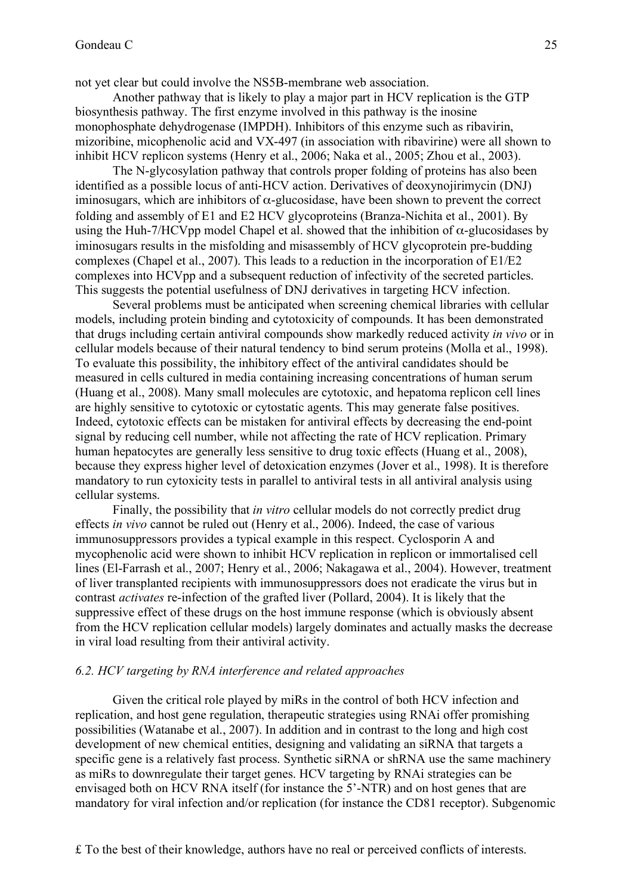not yet clear but could involve the NS5B-membrane web association.

Another pathway that is likely to play a major part in HCV replication is the GTP biosynthesis pathway. The first enzyme involved in this pathway is the inosine monophosphate dehydrogenase (IMPDH). Inhibitors of this enzyme such as ribavirin, mizoribine, micophenolic acid and VX-497 (in association with ribavirine) were all shown to inhibit HCV replicon systems (Henry et al., 2006; Naka et al., 2005; Zhou et al., 2003).

The N-glycosylation pathway that controls proper folding of proteins has also been identified as a possible locus of anti-HCV action. Derivatives of deoxynojirimycin (DNJ) iminosugars, which are inhibitors of $\alpha$-glucosidase, have been shown to prevent the correct folding and assembly of E1 and E2 HCV glycoproteins (Branza-Nichita et al., 2001). By using the Huh-7/HCVpp model Chapel et al. showed that the inhibition of $\alpha$-glucosidases by iminosugars results in the misfolding and misassembly of HCV glycoprotein pre-budding complexes (Chapel et al., 2007). This leads to a reduction in the incorporation of E1/E2 complexes into HCVpp and a subsequent reduction of infectivity of the secreted particles. This suggests the potential usefulness of DNJ derivatives in targeting HCV infection.

Several problems must be anticipated when screening chemical libraries with cellular models, including protein binding and cytotoxicity of compounds. It has been demonstrated that drugs including certain antiviral compounds show markedly reduced activity *in vivo* or in cellular models because of their natural tendency to bind serum proteins (Molla et al., 1998). To evaluate this possibility, the inhibitory effect of the antiviral candidates should be measured in cells cultured in media containing increasing concentrations of human serum (Huang et al., 2008). Many small molecules are cytotoxic, and hepatoma replicon cell lines are highly sensitive to cytotoxic or cytostatic agents. This may generate false positives. Indeed, cytotoxic effects can be mistaken for antiviral effects by decreasing the end-point signal by reducing cell number, while not affecting the rate of HCV replication. Primary human hepatocytes are generally less sensitive to drug toxic effects (Huang et al., 2008), because they express higher level of detoxication enzymes (Jover et al., 1998). It is therefore mandatory to run cytoxicity tests in parallel to antiviral tests in all antiviral analysis using cellular systems.

Finally, the possibility that *in vitro* cellular models do not correctly predict drug effects *in vivo* cannot be ruled out (Henry et al., 2006). Indeed, the case of various immunosuppressors provides a typical example in this respect. Cyclosporin A and mycophenolic acid were shown to inhibit HCV replication in replicon or immortalised cell lines (El-Farrash et al., 2007; Henry et al., 2006; Nakagawa et al., 2004). However, treatment of liver transplanted recipients with immunosuppressors does not eradicate the virus but in contrast *activates* re-infection of the grafted liver (Pollard, 2004). It is likely that the suppressive effect of these drugs on the host immune response (which is obviously absent from the HCV replication cellular models) largely dominates and actually masks the decrease in viral load resulting from their antiviral activity.

### *6.2. HCV targeting by RNA interference and related approaches*

Given the critical role played by miRs in the control of both HCV infection and replication, and host gene regulation, therapeutic strategies using RNAi offer promising possibilities (Watanabe et al., 2007). In addition and in contrast to the long and high cost development of new chemical entities, designing and validating an siRNA that targets a specific gene is a relatively fast process. Synthetic siRNA or shRNA use the same machinery as miRs to downregulate their target genes. HCV targeting by RNAi strategies can be envisaged both on HCV RNA itself (for instance the 5'-NTR) and on host genes that are mandatory for viral infection and/or replication (for instance the CD81 receptor). Subgenomic

£ To the best of their knowledge, authors have no real or perceived conflicts of interests.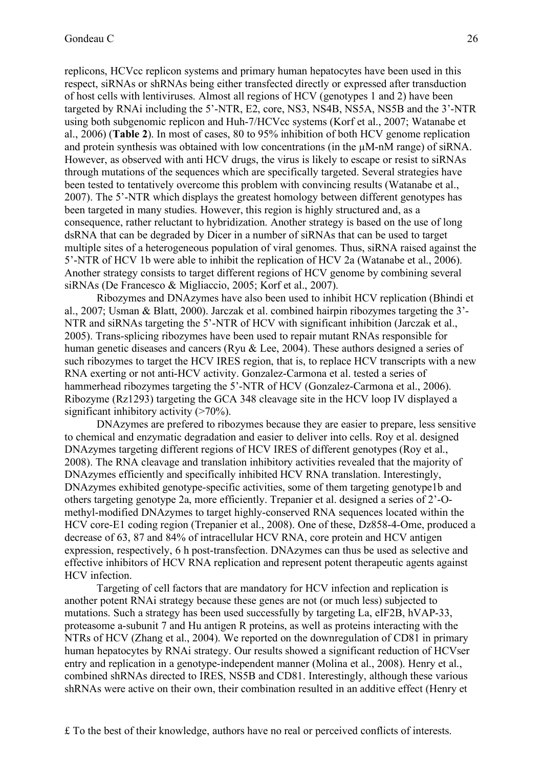replicons, HCVcc replicon systems and primary human hepatocytes have been used in this respect, siRNAs or shRNAs being either transfected directly or expressed after transduction of host cells with lentiviruses. Almost all regions of HCV (genotypes 1 and 2) have been targeted by RNAi including the 5'-NTR, E2, core, NS3, NS4B, NS5A, NS5B and the 3'-NTR using both subgenomic replicon and Huh-7/HCVcc systems (Korf et al., 2007; Watanabe et al., 2006) (**Table 2**). In most of cases, 80 to 95% inhibition of both HCV genome replication and protein synthesis was obtained with low concentrations (in the µM-nM range) of siRNA. However, as observed with anti HCV drugs, the virus is likely to escape or resist to siRNAs through mutations of the sequences which are specifically targeted. Several strategies have been tested to tentatively overcome this problem with convincing results (Watanabe et al., 2007). The 5'-NTR which displays the greatest homology between different genotypes has been targeted in many studies. However, this region is highly structured and, as a consequence, rather reluctant to hybridization. Another strategy is based on the use of long dsRNA that can be degraded by Dicer in a number of siRNAs that can be used to target multiple sites of a heterogeneous population of viral genomes. Thus, siRNA raised against the 5'-NTR of HCV 1b were able to inhibit the replication of HCV 2a (Watanabe et al., 2006). Another strategy consists to target different regions of HCV genome by combining several siRNAs (De Francesco & Migliaccio, 2005; Korf et al., 2007).

Ribozymes and DNAzymes have also been used to inhibit HCV replication (Bhindi et al., 2007; Usman & Blatt, 2000). Jarczak et al. combined hairpin ribozymes targeting the 3'-NTR and siRNAs targeting the 5'-NTR of HCV with significant inhibition (Jarczak et al., 2005). Trans-splicing ribozymes have been used to repair mutant RNAs responsible for human genetic diseases and cancers (Ryu & Lee, 2004). These authors designed a series of such ribozymes to target the HCV IRES region, that is, to replace HCV transcripts with a new RNA exerting or not anti-HCV activity. Gonzalez-Carmona et al. tested a series of hammerhead ribozymes targeting the 5'-NTR of HCV (Gonzalez-Carmona et al., 2006). Ribozyme (Rz1293) targeting the GCA 348 cleavage site in the HCV loop IV displayed a significant inhibitory activity (>70%).

DNAzymes are prefered to ribozymes because they are easier to prepare, less sensitive to chemical and enzymatic degradation and easier to deliver into cells. Roy et al. designed DNAzymes targeting different regions of HCV IRES of different genotypes (Roy et al., 2008). The RNA cleavage and translation inhibitory activities revealed that the majority of DNAzymes efficiently and specifically inhibited HCV RNA translation. Interestingly, DNAzymes exhibited genotype-specific activities, some of them targeting genotype1b and others targeting genotype 2a, more efficiently. Trepanier et al. designed a series of 2'-O-methyl-modified DNAzymes to target highly-conserved RNA sequences located within the HCV core-E1 coding region (Trepanier et al., 2008). One of these, Dz858-4-Ome, produced a decrease of 63, 87 and 84% of intracellular HCV RNA, core protein and HCV antigen expression, respectively, 6 h post-transfection. DNAzymes can thus be used as selective and effective inhibitors of HCV RNA replication and represent potent therapeutic agents against HCV infection.

Targeting of cell factors that are mandatory for HCV infection and replication is another potent RNAi strategy because these genes are not (or much less) subjected to mutations. Such a strategy has been used successfully by targeting La, eIF2B, hVAP-33, proteasome a-subunit 7 and Hu antigen R proteins, as well as proteins interacting with the NTRs of HCV (Zhang et al., 2004). We reported on the downregulation of CD81 in primary human hepatocytes by RNAi strategy. Our results showed a significant reduction of HCVser entry and replication in a genotype-independent manner (Molina et al., 2008). Henry et al., combined shRNAs directed to IRES, NS5B and CD81. Interestingly, although these various shRNAs were active on their own, their combination resulted in an additive effect (Henry et

£ To the best of their knowledge, authors have no real or perceived conflicts of interests.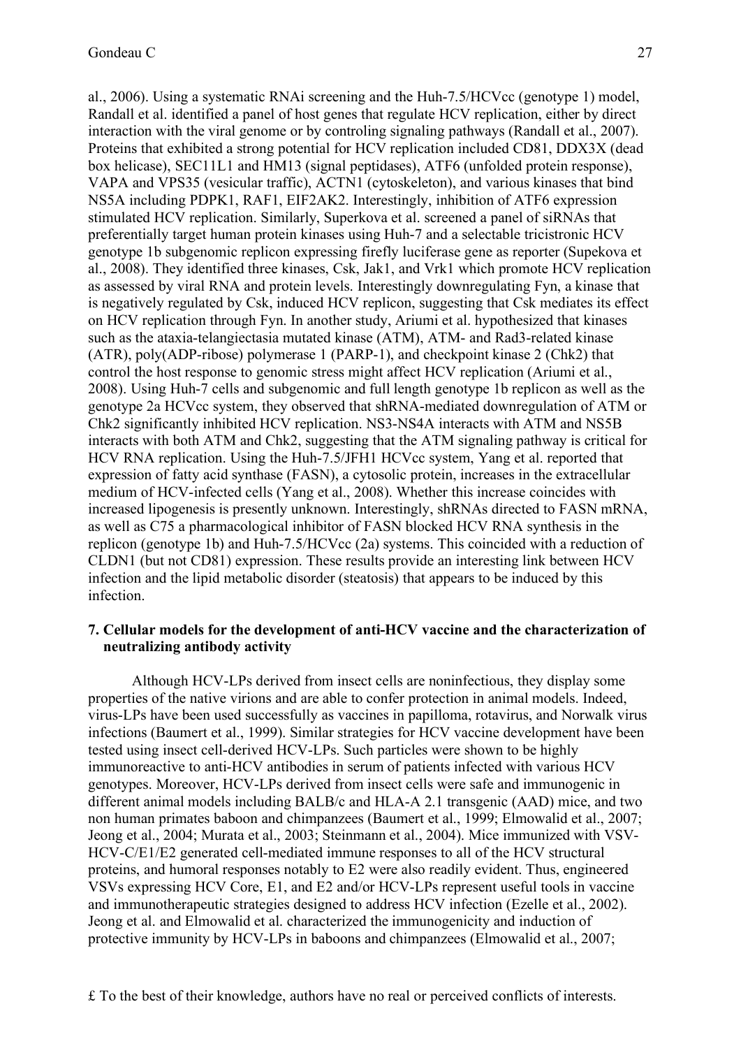al., 2006). Using a systematic RNAi screening and the Huh-7.5/HCVcc (genotype 1) model, Randall et al. identified a panel of host genes that regulate HCV replication, either by direct interaction with the viral genome or by controling signaling pathways (Randall et al., 2007). Proteins that exhibited a strong potential for HCV replication included CD81, DDX3X (dead box helicase), SEC11L1 and HM13 (signal peptidases), ATF6 (unfolded protein response), VAPA and VPS35 (vesicular traffic), ACTN1 (cytoskeleton), and various kinases that bind NS5A including PDPK1, RAF1, EIF2AK2. Interestingly, inhibition of ATF6 expression stimulated HCV replication. Similarly, Superkova et al. screened a panel of siRNAs that preferentially target human protein kinases using Huh-7 and a selectable tricistronic HCV genotype 1b subgenomic replicon expressing firefly luciferase gene as reporter (Supekova et al., 2008). They identified three kinases, Csk, Jak1, and Vrk1 which promote HCV replication as assessed by viral RNA and protein levels. Interestingly downregulating Fyn, a kinase that is negatively regulated by Csk, induced HCV replicon, suggesting that Csk mediates its effect on HCV replication through Fyn. In another study, Ariumi et al. hypothesized that kinases such as the ataxia-telangiectasia mutated kinase (ATM), ATM- and Rad3-related kinase (ATR), poly(ADP-ribose) polymerase 1 (PARP-1), and checkpoint kinase 2 (Chk2) that control the host response to genomic stress might affect HCV replication (Ariumi et al., 2008). Using Huh-7 cells and subgenomic and full length genotype 1b replicon as well as the genotype 2a HCVcc system, they observed that shRNA-mediated downregulation of ATM or Chk2 significantly inhibited HCV replication. NS3-NS4A interacts with ATM and NS5B interacts with both ATM and Chk2, suggesting that the ATM signaling pathway is critical for HCV RNA replication. Using the Huh-7.5/JFH1 HCVcc system, Yang et al. reported that expression of fatty acid synthase (FASN), a cytosolic protein, increases in the extracellular medium of HCV-infected cells (Yang et al., 2008). Whether this increase coincides with increased lipogenesis is presently unknown. Interestingly, shRNAs directed to FASN mRNA, as well as C75 a pharmacological inhibitor of FASN blocked HCV RNA synthesis in the replicon (genotype 1b) and Huh-7.5/HCVcc (2a) systems. This coincided with a reduction of CLDN1 (but not CD81) expression. These results provide an interesting link between HCV infection and the lipid metabolic disorder (steatosis) that appears to be induced by this infection.

## 7. Cellular models for the development of anti-HCV vaccine and the characterization of neutralizing antibody activity

Although HCV-LPs derived from insect cells are noninfectious, they display some properties of the native virions and are able to confer protection in animal models. Indeed, virus-LPs have been used successfully as vaccines in papilloma, rotavirus, and Norwalk virus infections (Baumert et al., 1999). Similar strategies for HCV vaccine development have been tested using insect cell-derived HCV-LPs. Such particles were shown to be highly immunoreactive to anti-HCV antibodies in serum of patients infected with various HCV genotypes. Moreover, HCV-LPs derived from insect cells were safe and immunogenic in different animal models including BALB/c and HLA-A 2.1 transgenic (AAD) mice, and two non human primates baboon and chimpanzees (Baumert et al., 1999; Elmowalid et al., 2007; Jeong et al., 2004; Murata et al., 2003; Steinmann et al., 2004). Mice immunized with VSV-HCV-C/E1/E2 generated cell-mediated immune responses to all of the HCV structural proteins, and humoral responses notably to E2 were also readily evident. Thus, engineered VSVs expressing HCV Core, E1, and E2 and/or HCV-LPs represent useful tools in vaccine and immunotherapeutic strategies designed to address HCV infection (Ezelle et al., 2002). Jeong et al. and Elmowalid et al. characterized the immunogenicity and induction of protective immunity by HCV-LPs in baboons and chimpanzees (Elmowalid et al., 2007;

£ To the best of their knowledge, authors have no real or perceived conflicts of interests.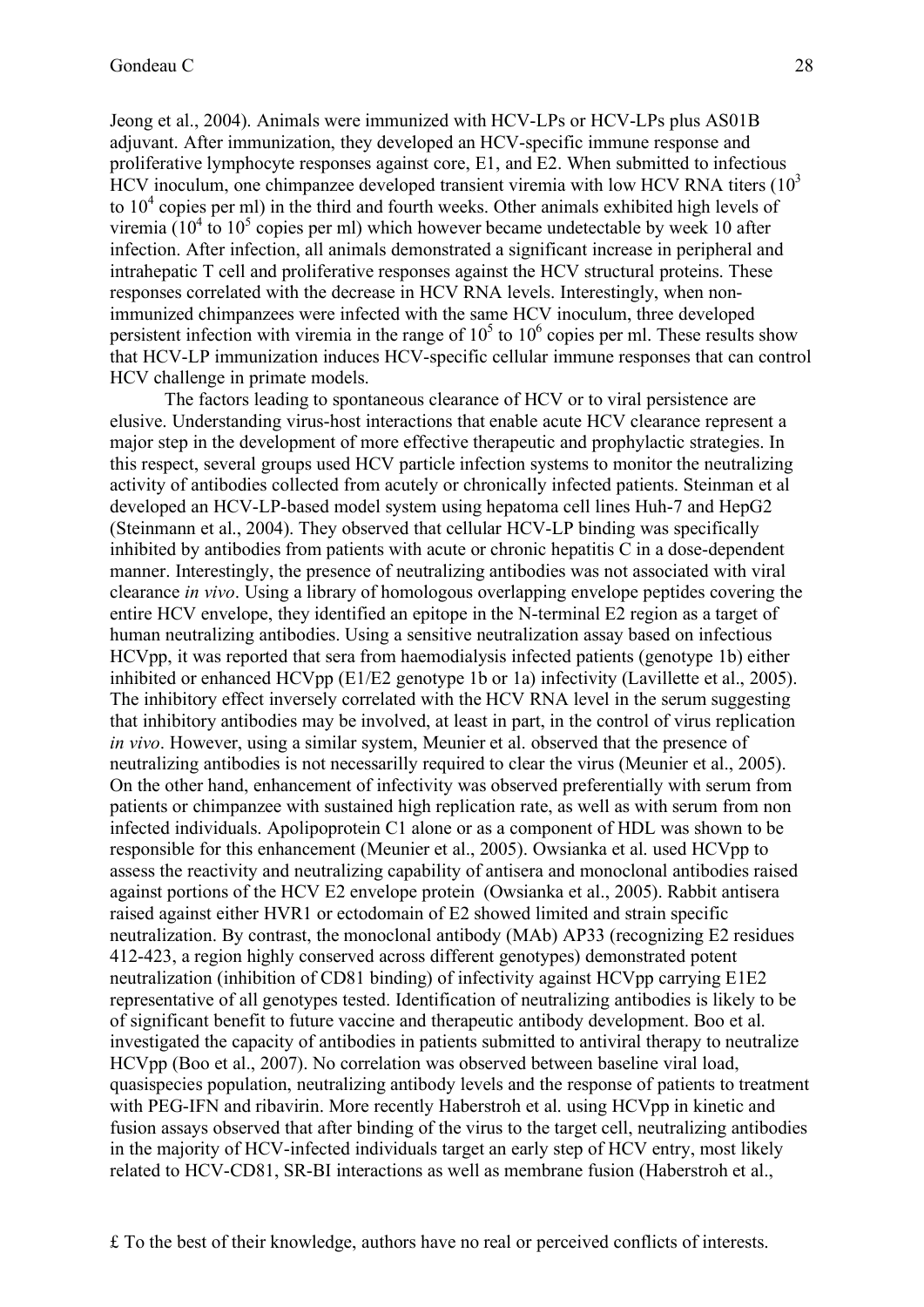Jeong et al., 2004). Animals were immunized with HCV-LPs or HCV-LPs plus AS01B adjuvant. After immunization, they developed an HCV-specific immune response and proliferative lymphocyte responses against core, E1, and E2. When submitted to infectious HCV inoculum, one chimpanzee developed transient viremia with low HCV RNA titers ($10^3$ to $10^4$ copies per ml) in the third and fourth weeks. Other animals exhibited high levels of viremia ($10^4$ to $10^5$ copies per ml) which however became undetectable by week 10 after infection. After infection, all animals demonstrated a significant increase in peripheral and intrahepatic T cell and proliferative responses against the HCV structural proteins. These responses correlated with the decrease in HCV RNA levels. Interestingly, when non-immunized chimpanzees were infected with the same HCV inoculum, three developed persistent infection with viremia in the range of $10^5$ to $10^6$ copies per ml. These results show that HCV-LP immunization induces HCV-specific cellular immune responses that can control HCV challenge in primate models.

The factors leading to spontaneous clearance of HCV or to viral persistence are elusive. Understanding virus-host interactions that enable acute HCV clearance represent a major step in the development of more effective therapeutic and prophylactic strategies. In this respect, several groups used HCV particle infection systems to monitor the neutralizing activity of antibodies collected from acutely or chronically infected patients. Steinman et al developed an HCV-LP-based model system using hepatoma cell lines Huh-7 and HepG2 (Steinmann et al., 2004). They observed that cellular HCV-LP binding was specifically inhibited by antibodies from patients with acute or chronic hepatitis C in a dose-dependent manner. Interestingly, the presence of neutralizing antibodies was not associated with viral clearance *in vivo*. Using a library of homologous overlapping envelope peptides covering the entire HCV envelope, they identified an epitope in the N-terminal E2 region as a target of human neutralizing antibodies. Using a sensitive neutralization assay based on infectious HCVpp, it was reported that sera from haemodialysis infected patients (genotype 1b) either inhibited or enhanced HCVpp (E1/E2 genotype 1b or 1a) infectivity (Lavillette et al., 2005). The inhibitory effect inversely correlated with the HCV RNA level in the serum suggesting that inhibitory antibodies may be involved, at least in part, in the control of virus replication *in vivo*. However, using a similar system, Meunier et al. observed that the presence of neutralizing antibodies is not necessarily required to clear the virus (Meunier et al., 2005). On the other hand, enhancement of infectivity was observed preferentially with serum from patients or chimpanzee with sustained high replication rate, as well as with serum from non infected individuals. Apolipoprotein C1 alone or as a component of HDL was shown to be responsible for this enhancement (Meunier et al., 2005). Owsianka et al. used HCVpp to assess the reactivity and neutralizing capability of antisera and monoclonal antibodies raised against portions of the HCV E2 envelope protein (Owsianka et al., 2005). Rabbit antisera raised against either HVR1 or ectodomain of E2 showed limited and strain specific neutralization. By contrast, the monoclonal antibody (MAb) AP33 (recognizing E2 residues 412-423, a region highly conserved across different genotypes) demonstrated potent neutralization (inhibition of CD81 binding) of infectivity against HCVpp carrying E1E2 representative of all genotypes tested. Identification of neutralizing antibodies is likely to be of significant benefit to future vaccine and therapeutic antibody development. Boo et al. investigated the capacity of antibodies in patients submitted to antiviral therapy to neutralize HCVpp (Boo et al., 2007). No correlation was observed between baseline viral load, quasispecies population, neutralizing antibody levels and the response of patients to treatment with PEG-IFN and ribavirin. More recently Haberstroh et al. using HCVpp in kinetic and fusion assays observed that after binding of the virus to the target cell, neutralizing antibodies in the majority of HCV-infected individuals target an early step of HCV entry, most likely related to HCV-CD81, SR-BI interactions as well as membrane fusion (Haberstroh et al.,

£ To the best of their knowledge, authors have no real or perceived conflicts of interests.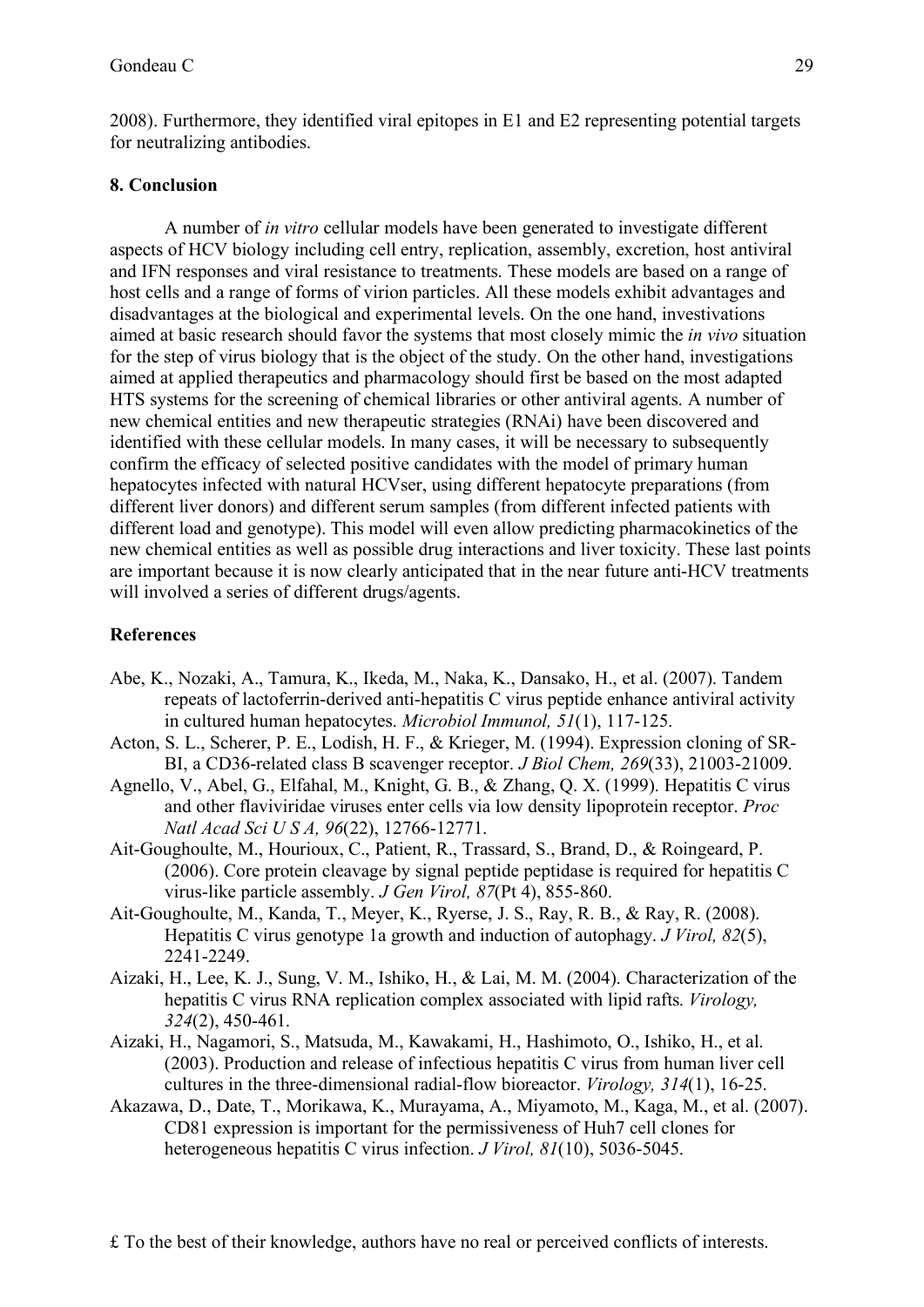2008). Furthermore, they identified viral epitopes in E1 and E2 representing potential targets for neutralizing antibodies.

## 8. Conclusion

A number of *in vitro* cellular models have been generated to investigate different aspects of HCV biology including cell entry, replication, assembly, excretion, host antiviral and IFN responses and viral resistance to treatments. These models are based on a range of host cells and a range of forms of virion particles. All these models exhibit advantages and disadvantages at the biological and experimental levels. On the one hand, investivations aimed at basic research should favor the systems that most closely mimic the *in vivo* situation for the step of virus biology that is the object of the study. On the other hand, investigations aimed at applied therapeutics and pharmacology should first be based on the most adapted HTS systems for the screening of chemical libraries or other antiviral agents. A number of new chemical entities and new therapeutic strategies (RNAi) have been discovered and identified with these cellular models. In many cases, it will be necessary to subsequently confirm the efficacy of selected positive candidates with the model of primary human hepatocytes infected with natural HCVser, using different hepatocyte preparations (from different liver donors) and different serum samples (from different infected patients with different load and genotype). This model will even allow predicting pharmacokinetics of the new chemical entities as well as possible drug interactions and liver toxicity. These last points are important because it is now clearly anticipated that in the near future anti-HCV treatments will involved a series of different drugs/agents.

## References

Abe, K., Nozaki, A., Tamura, K., Ikeda, M., Naka, K., Dansako, H., et al. (2007). Tandem repeats of lactoferrin-derived anti-hepatitis C virus peptide enhance antiviral activity in cultured human hepatocytes. *Microbiol Immunol, 51*(1), 117-125.

Acton, S. L., Scherer, P. E., Lodish, H. F., & Krieger, M. (1994). Expression cloning of SR-BI, a CD36-related class B scavenger receptor. *J Biol Chem, 269*(33), 21003-21009.

Agnello, V., Abel, G., Elfahal, M., Knight, G. B., & Zhang, Q. X. (1999). Hepatitis C virus and other flaviviridae viruses enter cells via low density lipoprotein receptor. *Proc Natl Acad Sci U S A, 96*(22), 12766-12771.

Ait-Goughoulte, M., Hourioux, C., Patient, R., Trassard, S., Brand, D., & Roingeard, P. (2006). Core protein cleavage by signal peptide peptidase is required for hepatitis C virus-like particle assembly. *J Gen Virol, 87*(Pt 4), 855-860.

Ait-Goughoulte, M., Kanda, T., Meyer, K., Ryerse, J. S., Ray, R. B., & Ray, R. (2008). Hepatitis C virus genotype 1a growth and induction of autophagy. *J Virol, 82*(5), 2241-2249.

Aizaki, H., Lee, K. J., Sung, V. M., Ishiko, H., & Lai, M. M. (2004). Characterization of the hepatitis C virus RNA replication complex associated with lipid rafts. *Virology, 324*(2), 450-461.

Aizaki, H., Nagamori, S., Matsuda, M., Kawakami, H., Hashimoto, O., Ishiko, H., et al. (2003). Production and release of infectious hepatitis C virus from human liver cell cultures in the three-dimensional radial-flow bioreactor. *Virology, 314*(1), 16-25.

Akazawa, D., Date, T., Morikawa, K., Murayama, A., Miyamoto, M., Kaga, M., et al. (2007). CD81 expression is important for the permissiveness of Huh7 cell clones for heterogeneous hepatitis C virus infection. *J Virol, 81*(10), 5036-5045.

£ To the best of their knowledge, authors have no real or perceived conflicts of interests.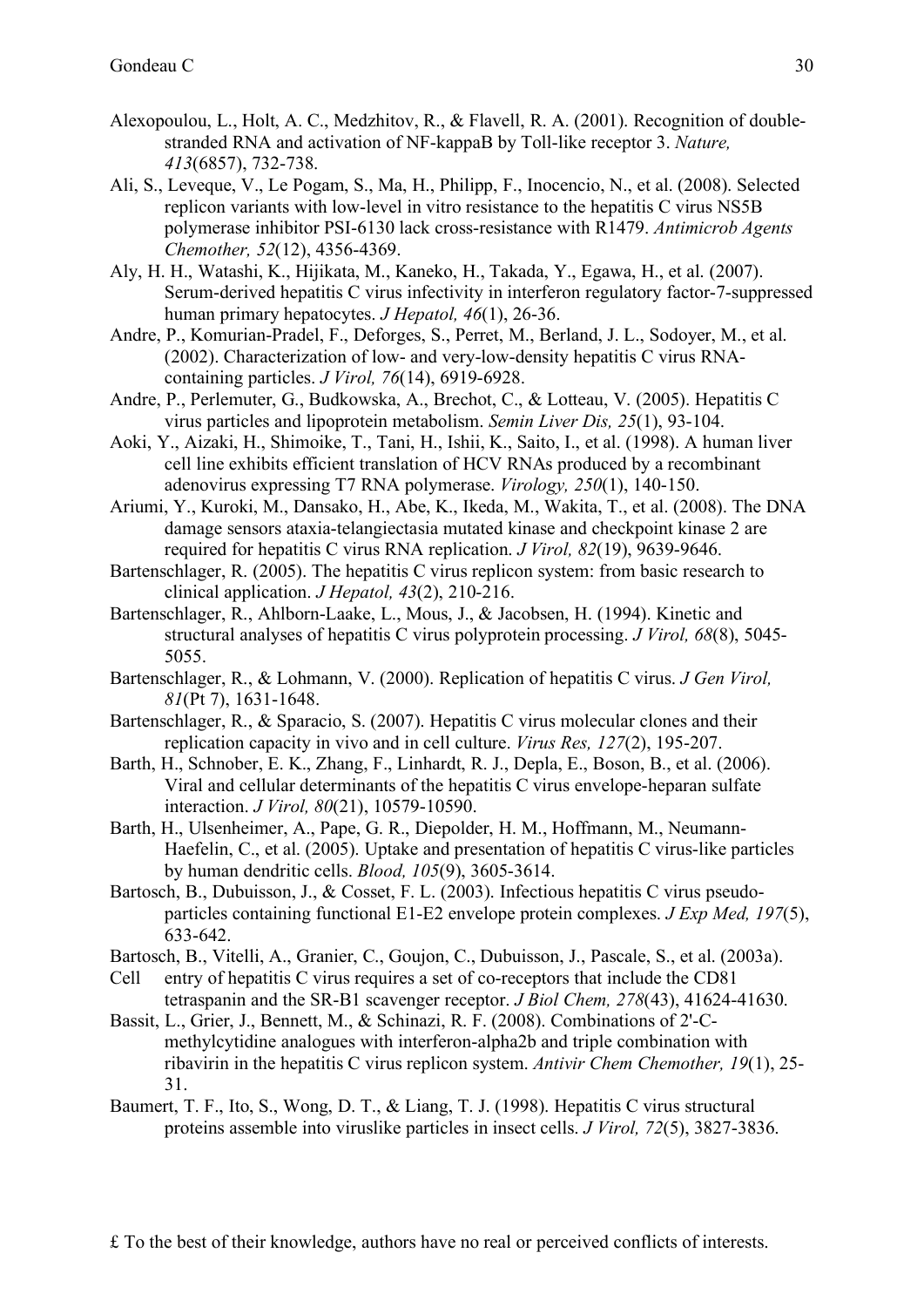Alexopoulou, L., Holt, A. C., Medzhitov, R., & Flavell, R. A. (2001). Recognition of double-stranded RNA and activation of NF-kappaB by Toll-like receptor 3. *Nature, 413*(6857), 732-738.

Ali, S., Leveque, V., Le Pogam, S., Ma, H., Philipp, F., Inocencio, N., et al. (2008). Selected replicon variants with low-level in vitro resistance to the hepatitis C virus NS5B polymerase inhibitor PSI-6130 lack cross-resistance with R1479. *Antimicrob Agents Chemother, 52*(12), 4356-4369.

Aly, H. H., Watashi, K., Hijikata, M., Kaneko, H., Takada, Y., Egawa, H., et al. (2007). Serum-derived hepatitis C virus infectivity in interferon regulatory factor-7-suppressed human primary hepatocytes. *J Hepatol, 46*(1), 26-36.

Andre, P., Komurian-Pradel, F., Deforges, S., Perret, M., Berland, J. L., Sodoyer, M., et al. (2002). Characterization of low- and very-low-density hepatitis C virus RNA-containing particles. *J Virol, 76*(14), 6919-6928.

Andre, P., Perlemuter, G., Budkowska, A., Brechot, C., & Lotteau, V. (2005). Hepatitis C virus particles and lipoprotein metabolism. *Semin Liver Dis, 25*(1), 93-104.

Aoki, Y., Aizaki, H., Shimoike, T., Tani, H., Ishii, K., Saito, I., et al. (1998). A human liver cell line exhibits efficient translation of HCV RNAs produced by a recombinant adenovirus expressing T7 RNA polymerase. *Virology, 250*(1), 140-150.

Ariumi, Y., Kuroki, M., Dansako, H., Abe, K., Ikeda, M., Wakita, T., et al. (2008). The DNA damage sensors ataxia-telangiectasia mutated kinase and checkpoint kinase 2 are required for hepatitis C virus RNA replication. *J Virol, 82*(19), 9639-9646.

Bartenschlager, R. (2005). The hepatitis C virus replicon system: from basic research to clinical application. *J Hepatol, 43*(2), 210-216.

Bartenschlager, R., Ahlborn-Laake, L., Mous, J., & Jacobsen, H. (1994). Kinetic and structural analyses of hepatitis C virus polyprotein processing. *J Virol, 68*(8), 5045-5055.

Bartenschlager, R., & Lohmann, V. (2000). Replication of hepatitis C virus. *J Gen Virol, 81*(Pt 7), 1631-1648.

Bartenschlager, R., & Sparacio, S. (2007). Hepatitis C virus molecular clones and their replication capacity in vivo and in cell culture. *Virus Res, 127*(2), 195-207.

Barth, H., Schnober, E. K., Zhang, F., Linhardt, R. J., Depla, E., Boson, B., et al. (2006). Viral and cellular determinants of the hepatitis C virus envelope-heparan sulfate interaction. *J Virol, 80*(21), 10579-10590.

Barth, H., Ulsenheimer, A., Pape, G. R., Diepolder, H. M., Hoffmann, M., Neumann-Haefelin, C., et al. (2005). Uptake and presentation of hepatitis C virus-like particles by human dendritic cells. *Blood, 105*(9), 3605-3614.

Bartosch, B., Dubuisson, J., & Cosset, F. L. (2003). Infectious hepatitis C virus pseudo-particles containing functional E1-E2 envelope protein complexes. *J Exp Med, 197*(5), 633-642.

Bartosch, B., Vitelli, A., Granier, C., Goujon, C., Dubuisson, J., Pascale, S., et al. (2003a). Cell entry of hepatitis C virus requires a set of co-receptors that include the CD81 tetraspanin and the SR-B1 scavenger receptor. *J Biol Chem, 278*(43), 41624-41630.

Bassit, L., Grier, J., Bennett, M., & Schinazi, R. F. (2008). Combinations of 2'-C-methylcytidine analogues with interferon-alpha2b and triple combination with ribavirin in the hepatitis C virus replicon system. *Antivir Chem Chemother, 19*(1), 25-31.

Baumert, T. F., Ito, S., Wong, D. T., & Liang, T. J. (1998). Hepatitis C virus structural proteins assemble into viruslike particles in insect cells. *J Virol, 72*(5), 3827-3836.

£ To the best of their knowledge, authors have no real or perceived conflicts of interests.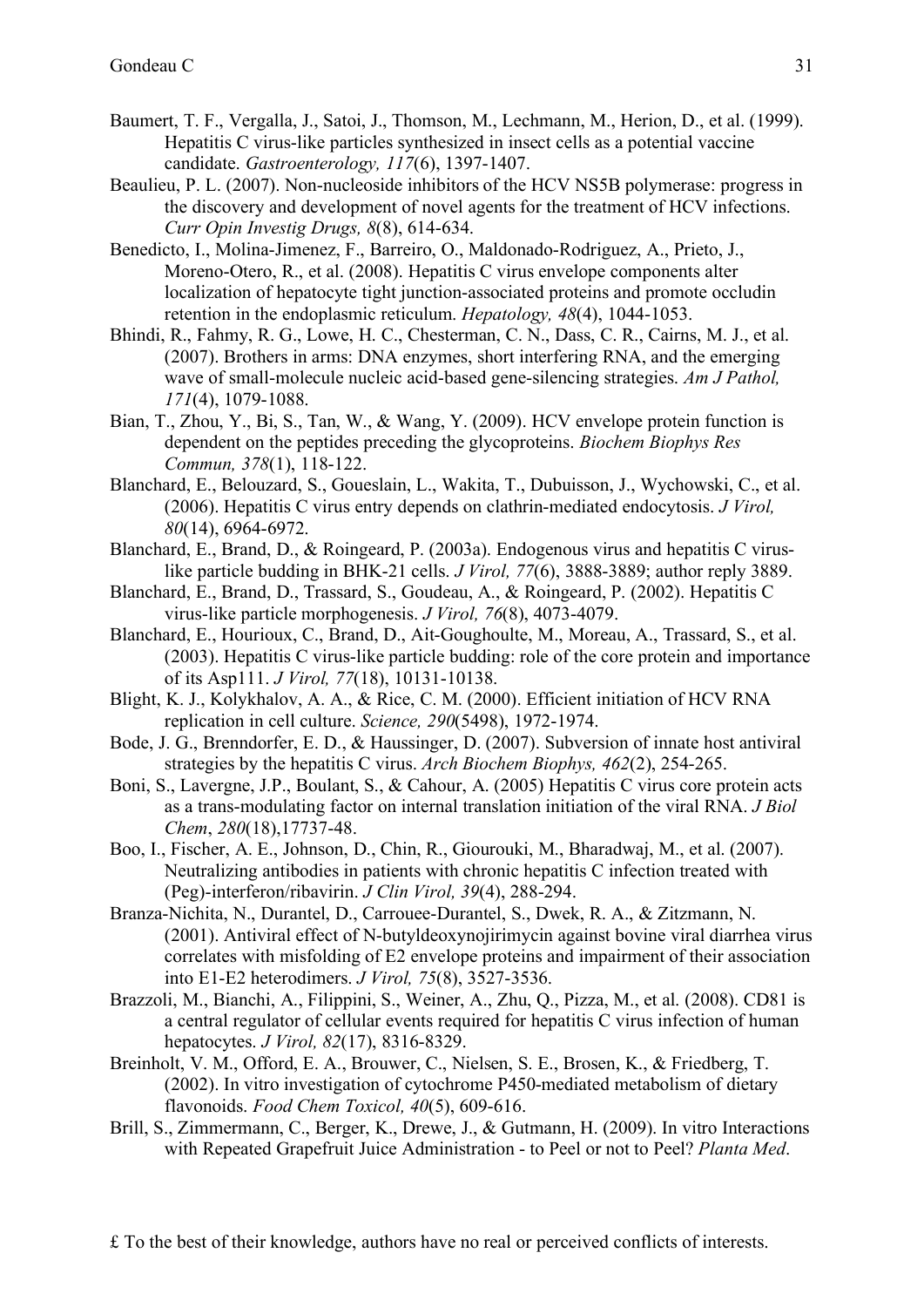Baumert, T. F., Vergalla, J., Satoi, J., Thomson, M., Lechmann, M., Herion, D., et al. (1999). Hepatitis C virus-like particles synthesized in insect cells as a potential vaccine candidate. *Gastroenterology, 117*(6), 1397-1407.

Beaulieu, P. L. (2007). Non-nucleoside inhibitors of the HCV NS5B polymerase: progress in the discovery and development of novel agents for the treatment of HCV infections. *Curr Opin Investig Drugs, 8*(8), 614-634.

Benedicto, I., Molina-Jimenez, F., Barreiro, O., Maldonado-Rodriguez, A., Prieto, J., Moreno-Otero, R., et al. (2008). Hepatitis C virus envelope components alter localization of hepatocyte tight junction-associated proteins and promote occludin retention in the endoplasmic reticulum. *Hepatology, 48*(4), 1044-1053.

Bhindi, R., Fahmy, R. G., Lowe, H. C., Chesterman, C. N., Dass, C. R., Cairns, M. J., et al. (2007). Brothers in arms: DNA enzymes, short interfering RNA, and the emerging wave of small-molecule nucleic acid-based gene-silencing strategies. *Am J Pathol, 171*(4), 1079-1088.

Bian, T., Zhou, Y., Bi, S., Tan, W., & Wang, Y. (2009). HCV envelope protein function is dependent on the peptides preceding the glycoproteins. *Biochem Biophys Res Commun, 378*(1), 118-122.

Blanchard, E., Belouzard, S., Goueslain, L., Wakita, T., Dubuisson, J., Wychowski, C., et al. (2006). Hepatitis C virus entry depends on clathrin-mediated endocytosis. *J Virol, 80*(14), 6964-6972.

Blanchard, E., Brand, D., & Roingeard, P. (2003a). Endogenous virus and hepatitis C virus-like particle budding in BHK-21 cells. *J Virol, 77*(6), 3888-3889; author reply 3889.

Blanchard, E., Brand, D., Trassard, S., Goudeau, A., & Roingeard, P. (2002). Hepatitis C virus-like particle morphogenesis. *J Virol, 76*(8), 4073-4079.

Blanchard, E., Hourioux, C., Brand, D., Ait-Goughoulte, M., Moreau, A., Trassard, S., et al. (2003). Hepatitis C virus-like particle budding: role of the core protein and importance of its Asp111. *J Virol, 77*(18), 10131-10138.

Blight, K. J., Kolykhalov, A. A., & Rice, C. M. (2000). Efficient initiation of HCV RNA replication in cell culture. *Science, 290*(5498), 1972-1974.

Bode, J. G., Brenndorfer, E. D., & Haussinger, D. (2007). Subversion of innate host antiviral strategies by the hepatitis C virus. *Arch Biochem Biophys, 462*(2), 254-265.

Boni, S., Lavergne, J.P., Boulant, S., & Cahour, A. (2005) Hepatitis C virus core protein acts as a trans-modulating factor on internal translation initiation of the viral RNA. *J Biol Chem*, *280*(18),17737-48.

Boo, I., Fischer, A. E., Johnson, D., Chin, R., Giourouki, M., Bharadwaj, M., et al. (2007). Neutralizing antibodies in patients with chronic hepatitis C infection treated with (Peg)-interferon/ribavirin. *J Clin Virol, 39*(4), 288-294.

Branza-Nichita, N., Durantel, D., Carrouee-Durantel, S., Dwek, R. A., & Zitzmann, N. (2001). Antiviral effect of N-butyldeoxynojirimycin against bovine viral diarrhea virus correlates with misfolding of E2 envelope proteins and impairment of their association into E1-E2 heterodimers. *J Virol, 75*(8), 3527-3536.

Brazzoli, M., Bianchi, A., Filippini, S., Weiner, A., Zhu, Q., Pizza, M., et al. (2008). CD81 is a central regulator of cellular events required for hepatitis C virus infection of human hepatocytes. *J Virol, 82*(17), 8316-8329.

Breinholt, V. M., Offord, E. A., Brouwer, C., Nielsen, S. E., Brosen, K., & Friedberg, T. (2002). In vitro investigation of cytochrome P450-mediated metabolism of dietary flavonoids. *Food Chem Toxicol, 40*(5), 609-616.

Brill, S., Zimmermann, C., Berger, K., Drewe, J., & Gutmann, H. (2009). In vitro Interactions with Repeated Grapefruit Juice Administration - to Peel or not to Peel? *Planta Med*.

£ To the best of their knowledge, authors have no real or perceived conflicts of interests.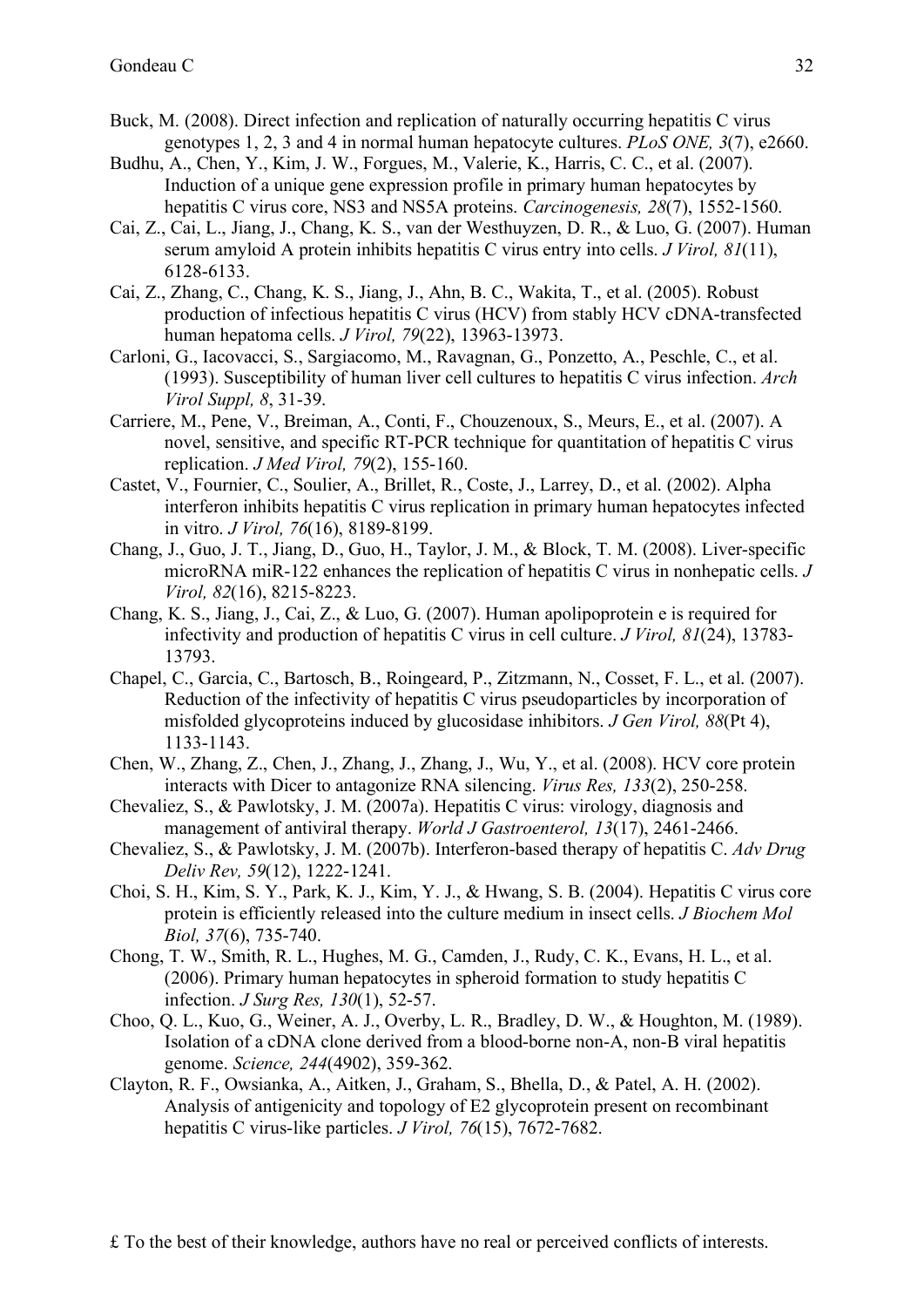Buck, M. (2008). Direct infection and replication of naturally occurring hepatitis C virus genotypes 1, 2, 3 and 4 in normal human hepatocyte cultures. *PLoS ONE, 3*(7), e2660.

Budhu, A., Chen, Y., Kim, J. W., Forgues, M., Valerie, K., Harris, C. C., et al. (2007). Induction of a unique gene expression profile in primary human hepatocytes by hepatitis C virus core, NS3 and NS5A proteins. *Carcinogenesis, 28*(7), 1552-1560.

Cai, Z., Cai, L., Jiang, J., Chang, K. S., van der Westhuyzen, D. R., & Luo, G. (2007). Human serum amyloid A protein inhibits hepatitis C virus entry into cells. *J Virol, 81*(11), 6128-6133.

Cai, Z., Zhang, C., Chang, K. S., Jiang, J., Ahn, B. C., Wakita, T., et al. (2005). Robust production of infectious hepatitis C virus (HCV) from stably HCV cDNA-transfected human hepatoma cells. *J Virol, 79*(22), 13963-13973.

Carloni, G., Iacovacci, S., Sargiacomo, M., Ravagnan, G., Ponzetto, A., Peschle, C., et al. (1993). Susceptibility of human liver cell cultures to hepatitis C virus infection. *Arch Virol Suppl, 8*, 31-39.

Carriere, M., Pene, V., Breiman, A., Conti, F., Chouzenoux, S., Meurs, E., et al. (2007). A novel, sensitive, and specific RT-PCR technique for quantitation of hepatitis C virus replication. *J Med Virol, 79*(2), 155-160.

Castet, V., Fournier, C., Soulier, A., Brillet, R., Coste, J., Larrey, D., et al. (2002). Alpha interferon inhibits hepatitis C virus replication in primary human hepatocytes infected in vitro. *J Virol, 76*(16), 8189-8199.

Chang, J., Guo, J. T., Jiang, D., Guo, H., Taylor, J. M., & Block, T. M. (2008). Liver-specific microRNA miR-122 enhances the replication of hepatitis C virus in nonhepatic cells. *J Virol, 82*(16), 8215-8223.

Chang, K. S., Jiang, J., Cai, Z., & Luo, G. (2007). Human apolipoprotein e is required for infectivity and production of hepatitis C virus in cell culture. *J Virol, 81*(24), 13783-13793.

Chapel, C., Garcia, C., Bartosch, B., Roingeard, P., Zitzmann, N., Cosset, F. L., et al. (2007). Reduction of the infectivity of hepatitis C virus pseudoparticles by incorporation of misfolded glycoproteins induced by glucosidase inhibitors. *J Gen Virol, 88*(Pt 4), 1133-1143.

Chen, W., Zhang, Z., Chen, J., Zhang, J., Zhang, J., Wu, Y., et al. (2008). HCV core protein interacts with Dicer to antagonize RNA silencing. *Virus Res, 133*(2), 250-258.

Chevaliez, S., & Pawlotsky, J. M. (2007a). Hepatitis C virus: virology, diagnosis and management of antiviral therapy. *World J Gastroenterol, 13*(17), 2461-2466.

Chevaliez, S., & Pawlotsky, J. M. (2007b). Interferon-based therapy of hepatitis C. *Adv Drug Deliv Rev, 59*(12), 1222-1241.

Choi, S. H., Kim, S. Y., Park, K. J., Kim, Y. J., & Hwang, S. B. (2004). Hepatitis C virus core protein is efficiently released into the culture medium in insect cells. *J Biochem Mol Biol, 37*(6), 735-740.

Chong, T. W., Smith, R. L., Hughes, M. G., Camden, J., Rudy, C. K., Evans, H. L., et al. (2006). Primary human hepatocytes in spheroid formation to study hepatitis C infection. *J Surg Res, 130*(1), 52-57.

Choo, Q. L., Kuo, G., Weiner, A. J., Overby, L. R., Bradley, D. W., & Houghton, M. (1989). Isolation of a cDNA clone derived from a blood-borne non-A, non-B viral hepatitis genome. *Science, 244*(4902), 359-362.

Clayton, R. F., Owsianka, A., Aitken, J., Graham, S., Bhella, D., & Patel, A. H. (2002). Analysis of antigenicity and topology of E2 glycoprotein present on recombinant hepatitis C virus-like particles. *J Virol, 76*(15), 7672-7682.

£ To the best of their knowledge, authors have no real or perceived conflicts of interests.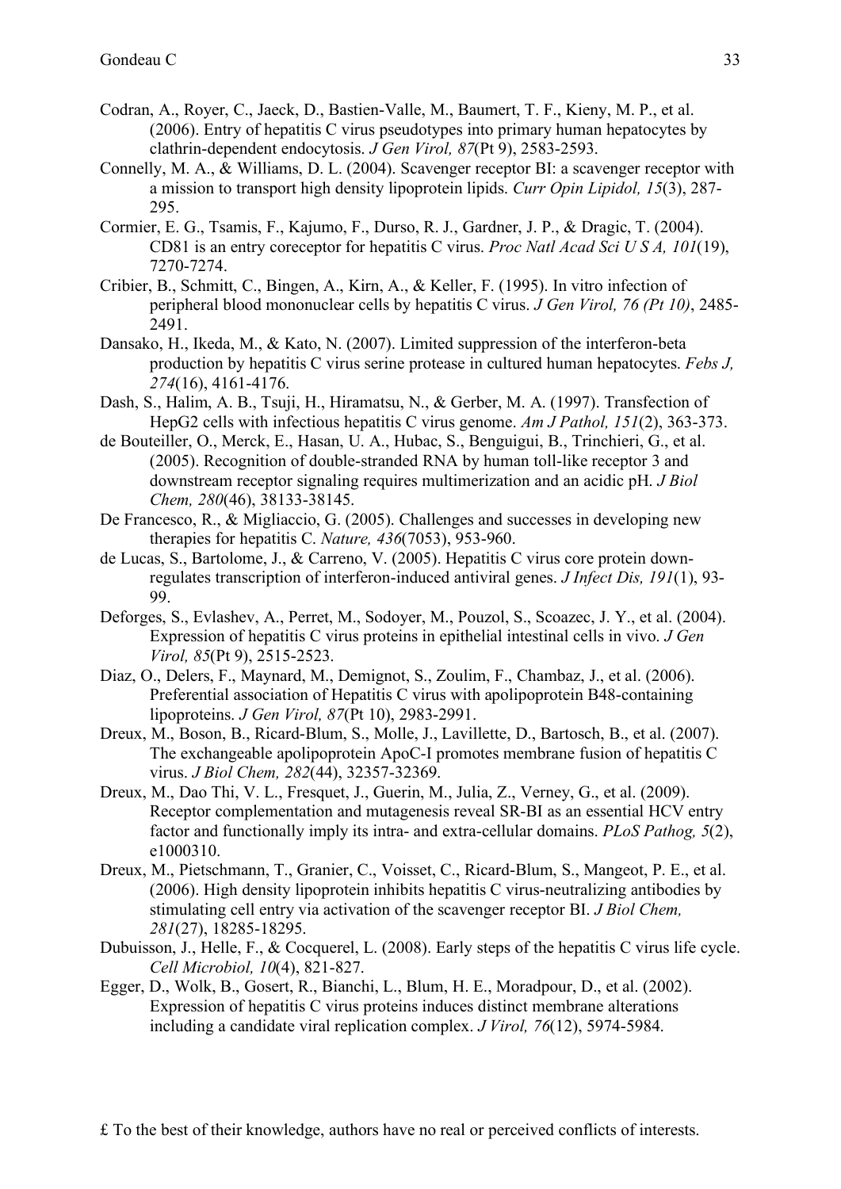Codran, A., Royer, C., Jaeck, D., Bastien-Valle, M., Baumert, T. F., Kieny, M. P., et al. (2006). Entry of hepatitis C virus pseudotypes into primary human hepatocytes by clathrin-dependent endocytosis. *J Gen Virol, 87*(Pt 9), 2583-2593.

Connelly, M. A., & Williams, D. L. (2004). Scavenger receptor BI: a scavenger receptor with a mission to transport high density lipoprotein lipids. *Curr Opin Lipidol, 15*(3), 287-295.

Cormier, E. G., Tsamis, F., Kajumo, F., Durso, R. J., Gardner, J. P., & Dragic, T. (2004). CD81 is an entry coreceptor for hepatitis C virus. *Proc Natl Acad Sci U S A, 101*(19), 7270-7274.

Cribier, B., Schmitt, C., Bingen, A., Kirn, A., & Keller, F. (1995). In vitro infection of peripheral blood mononuclear cells by hepatitis C virus. *J Gen Virol, 76 (Pt 10)*, 2485-2491.

Dansako, H., Ikeda, M., & Kato, N. (2007). Limited suppression of the interferon-beta production by hepatitis C virus serine protease in cultured human hepatocytes. *Febs J, 274*(16), 4161-4176.

Dash, S., Halim, A. B., Tsuji, H., Hiramatsu, N., & Gerber, M. A. (1997). Transfection of HepG2 cells with infectious hepatitis C virus genome. *Am J Pathol, 151*(2), 363-373.

de Bouteiller, O., Merck, E., Hasan, U. A., Hubac, S., Benguigui, B., Trinchieri, G., et al. (2005). Recognition of double-stranded RNA by human toll-like receptor 3 and downstream receptor signaling requires multimerization and an acidic pH. *J Biol Chem, 280*(46), 38133-38145.

De Francesco, R., & Migliaccio, G. (2005). Challenges and successes in developing new therapies for hepatitis C. *Nature, 436*(7053), 953-960.

de Lucas, S., Bartolome, J., & Carreno, V. (2005). Hepatitis C virus core protein down-regulates transcription of interferon-induced antiviral genes. *J Infect Dis, 191*(1), 93-99.

Deforges, S., Evlashev, A., Perret, M., Sodoyer, M., Pouzol, S., Scoazec, J. Y., et al. (2004). Expression of hepatitis C virus proteins in epithelial intestinal cells in vivo. *J Gen Virol, 85*(Pt 9), 2515-2523.

Diaz, O., Delers, F., Maynard, M., Demignot, S., Zoulim, F., Chambaz, J., et al. (2006). Preferential association of Hepatitis C virus with apolipoprotein B48-containing lipoproteins. *J Gen Virol, 87*(Pt 10), 2983-2991.

Dreux, M., Boson, B., Ricard-Blum, S., Molle, J., Lavillette, D., Bartosch, B., et al. (2007). The exchangeable apolipoprotein ApoC-I promotes membrane fusion of hepatitis C virus. *J Biol Chem, 282*(44), 32357-32369.

Dreux, M., Dao Thi, V. L., Fresquet, J., Guerin, M., Julia, Z., Verney, G., et al. (2009). Receptor complementation and mutagenesis reveal SR-BI as an essential HCV entry factor and functionally imply its intra- and extra-cellular domains. *PLoS Pathog, 5*(2), e1000310.

Dreux, M., Pietschmann, T., Granier, C., Voisset, C., Ricard-Blum, S., Mangeot, P. E., et al. (2006). High density lipoprotein inhibits hepatitis C virus-neutralizing antibodies by stimulating cell entry via activation of the scavenger receptor BI. *J Biol Chem, 281*(27), 18285-18295.

Dubuisson, J., Helle, F., & Cocquerel, L. (2008). Early steps of the hepatitis C virus life cycle. *Cell Microbiol, 10*(4), 821-827.

Egger, D., Wolk, B., Gosert, R., Bianchi, L., Blum, H. E., Moradpour, D., et al. (2002). Expression of hepatitis C virus proteins induces distinct membrane alterations including a candidate viral replication complex. *J Virol, 76*(12), 5974-5984.

£ To the best of their knowledge, authors have no real or perceived conflicts of interests.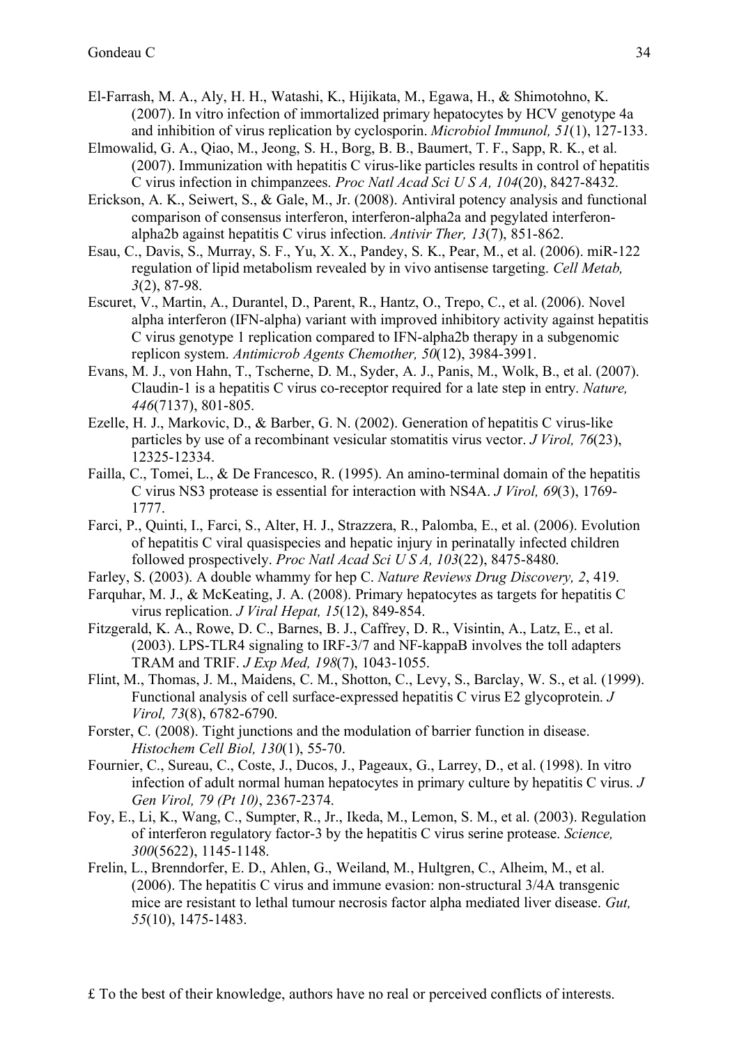El-Farrash, M. A., Aly, H. H., Watashi, K., Hijikata, M., Egawa, H., & Shimotohno, K. (2007). In vitro infection of immortalized primary hepatocytes by HCV genotype 4a and inhibition of virus replication by cyclosporin. *Microbiol Immunol, 51*(1), 127-133.

Elmowalid, G. A., Qiao, M., Jeong, S. H., Borg, B. B., Baumert, T. F., Sapp, R. K., et al. (2007). Immunization with hepatitis C virus-like particles results in control of hepatitis C virus infection in chimpanzees. *Proc Natl Acad Sci U S A, 104*(20), 8427-8432.

Erickson, A. K., Seiwert, S., & Gale, M., Jr. (2008). Antiviral potency analysis and functional comparison of consensus interferon, interferon-alpha2a and pegylated interferon-alpha2b against hepatitis C virus infection. *Antivir Ther, 13*(7), 851-862.

Esau, C., Davis, S., Murray, S. F., Yu, X. X., Pandey, S. K., Pear, M., et al. (2006). miR-122 regulation of lipid metabolism revealed by in vivo antisense targeting. *Cell Metab, 3*(2), 87-98.

Escuret, V., Martin, A., Durantel, D., Parent, R., Hantz, O., Trepo, C., et al. (2006). Novel alpha interferon (IFN-alpha) variant with improved inhibitory activity against hepatitis C virus genotype 1 replication compared to IFN-alpha2b therapy in a subgenomic replicon system. *Antimicrob Agents Chemother, 50*(12), 3984-3991.

Evans, M. J., von Hahn, T., Tscherne, D. M., Syder, A. J., Panis, M., Wolk, B., et al. (2007). Claudin-1 is a hepatitis C virus co-receptor required for a late step in entry. *Nature, 446*(7137), 801-805.

Ezelle, H. J., Markovic, D., & Barber, G. N. (2002). Generation of hepatitis C virus-like particles by use of a recombinant vesicular stomatitis virus vector. *J Virol, 76*(23), 12325-12334.

Failla, C., Tomei, L., & De Francesco, R. (1995). An amino-terminal domain of the hepatitis C virus NS3 protease is essential for interaction with NS4A. *J Virol, 69*(3), 1769-1777.

Farci, P., Quinti, I., Farci, S., Alter, H. J., Strazzera, R., Palomba, E., et al. (2006). Evolution of hepatitis C viral quasispecies and hepatic injury in perinatally infected children followed prospectively. *Proc Natl Acad Sci U S A, 103*(22), 8475-8480.

Farley, S. (2003). A double whammy for hep C. *Nature Reviews Drug Discovery, 2*, 419.

Farquhar, M. J., & McKeating, J. A. (2008). Primary hepatocytes as targets for hepatitis C virus replication. *J Viral Hepat, 15*(12), 849-854.

Fitzgerald, K. A., Rowe, D. C., Barnes, B. J., Caffrey, D. R., Visintin, A., Latz, E., et al. (2003). LPS-TLR4 signaling to IRF-3/7 and NF-kappaB involves the toll adapters TRAM and TRIF. *J Exp Med, 198*(7), 1043-1055.

Flint, M., Thomas, J. M., Maidens, C. M., Shotton, C., Levy, S., Barclay, W. S., et al. (1999). Functional analysis of cell surface-expressed hepatitis C virus E2 glycoprotein. *J Virol, 73*(8), 6782-6790.

Forster, C. (2008). Tight junctions and the modulation of barrier function in disease. *Histochem Cell Biol, 130*(1), 55-70.

Fournier, C., Sureau, C., Coste, J., Ducos, J., Pageaux, G., Larrey, D., et al. (1998). In vitro infection of adult normal human hepatocytes in primary culture by hepatitis C virus. *J Gen Virol, 79 (Pt 10)*, 2367-2374.

Foy, E., Li, K., Wang, C., Sumpter, R., Jr., Ikeda, M., Lemon, S. M., et al. (2003). Regulation of interferon regulatory factor-3 by the hepatitis C virus serine protease. *Science, 300*(5622), 1145-1148.

Frelin, L., Brenndorfer, E. D., Ahlen, G., Weiland, M., Hultgren, C., Alheim, M., et al. (2006). The hepatitis C virus and immune evasion: non-structural 3/4A transgenic mice are resistant to lethal tumour necrosis factor alpha mediated liver disease. *Gut, 55*(10), 1475-1483.

£ To the best of their knowledge, authors have no real or perceived conflicts of interests.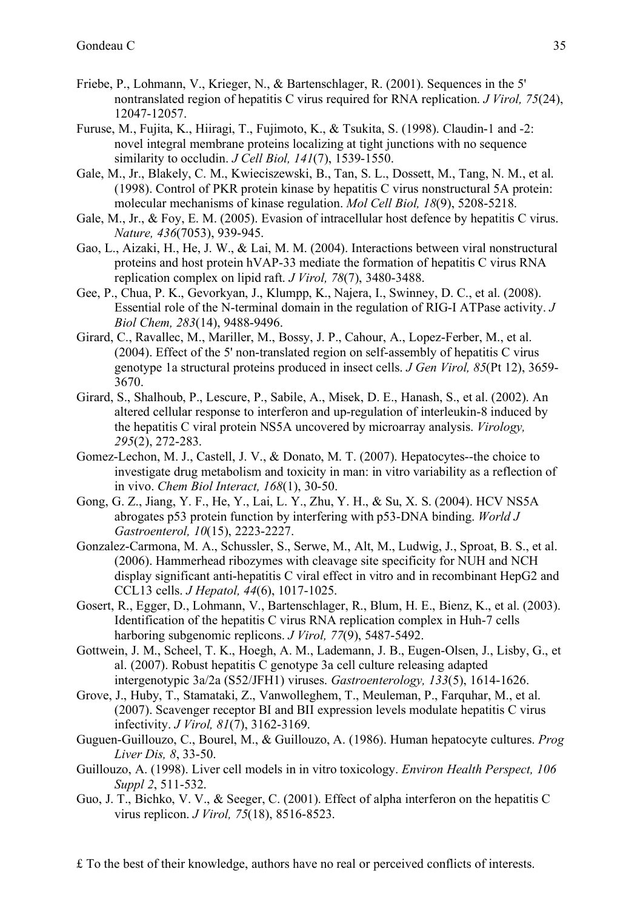Friebe, P., Lohmann, V., Krieger, N., & Bartenschlager, R. (2001). Sequences in the 5' nontranslated region of hepatitis C virus required for RNA replication. *J Virol, 75*(24), 12047-12057.

Furuse, M., Fujita, K., Hiiragi, T., Fujimoto, K., & Tsukita, S. (1998). Claudin-1 and -2: novel integral membrane proteins localizing at tight junctions with no sequence similarity to occludin. *J Cell Biol, 141*(7), 1539-1550.

Gale, M., Jr., Blakely, C. M., Kwieciszewski, B., Tan, S. L., Dossett, M., Tang, N. M., et al. (1998). Control of PKR protein kinase by hepatitis C virus nonstructural 5A protein: molecular mechanisms of kinase regulation. *Mol Cell Biol, 18*(9), 5208-5218.

Gale, M., Jr., & Foy, E. M. (2005). Evasion of intracellular host defence by hepatitis C virus. *Nature, 436*(7053), 939-945.

Gao, L., Aizaki, H., He, J. W., & Lai, M. M. (2004). Interactions between viral nonstructural proteins and host protein hVAP-33 mediate the formation of hepatitis C virus RNA replication complex on lipid raft. *J Virol, 78*(7), 3480-3488.

Gee, P., Chua, P. K., Gevorkyan, J., Klumpp, K., Najera, I., Swinney, D. C., et al. (2008). Essential role of the N-terminal domain in the regulation of RIG-I ATPase activity. *J Biol Chem, 283*(14), 9488-9496.

Girard, C., Ravallec, M., Mariller, M., Bossy, J. P., Cahour, A., Lopez-Ferber, M., et al. (2004). Effect of the 5' non-translated region on self-assembly of hepatitis C virus genotype 1a structural proteins produced in insect cells. *J Gen Virol, 85*(Pt 12), 3659-3670.

Girard, S., Shalhoub, P., Lescure, P., Sabile, A., Misek, D. E., Hanash, S., et al. (2002). An altered cellular response to interferon and up-regulation of interleukin-8 induced by the hepatitis C viral protein NS5A uncovered by microarray analysis. *Virology, 295*(2), 272-283.

Gomez-Lechon, M. J., Castell, J. V., & Donato, M. T. (2007). Hepatocytes--the choice to investigate drug metabolism and toxicity in man: in vitro variability as a reflection of in vivo. *Chem Biol Interact, 168*(1), 30-50.

Gong, G. Z., Jiang, Y. F., He, Y., Lai, L. Y., Zhu, Y. H., & Su, X. S. (2004). HCV NS5A abrogates p53 protein function by interfering with p53-DNA binding. *World J Gastroenterol, 10*(15), 2223-2227.

Gonzalez-Carmona, M. A., Schussler, S., Serwe, M., Alt, M., Ludwig, J., Sproat, B. S., et al. (2006). Hammerhead ribozymes with cleavage site specificity for NUH and NCH display significant anti-hepatitis C viral effect in vitro and in recombinant HepG2 and CCL13 cells. *J Hepatol, 44*(6), 1017-1025.

Gosert, R., Egger, D., Lohmann, V., Bartenschlager, R., Blum, H. E., Bienz, K., et al. (2003). Identification of the hepatitis C virus RNA replication complex in Huh-7 cells harboring subgenomic replicons. *J Virol, 77*(9), 5487-5492.

Gottwein, J. M., Scheel, T. K., Hoegh, A. M., Lademann, J. B., Eugen-Olsen, J., Lisby, G., et al. (2007). Robust hepatitis C genotype 3a cell culture releasing adapted intergenotypic 3a/2a (S52/JFH1) viruses. *Gastroenterology, 133*(5), 1614-1626.

Grove, J., Huby, T., Stamataki, Z., Vanwolleghem, T., Meuleman, P., Farquhar, M., et al. (2007). Scavenger receptor BI and BII expression levels modulate hepatitis C virus infectivity. *J Virol, 81*(7), 3162-3169.

Guguen-Guillouzo, C., Bourel, M., & Guillouzo, A. (1986). Human hepatocyte cultures. *Prog Liver Dis, 8*, 33-50.

Guillouzo, A. (1998). Liver cell models in in vitro toxicology. *Environ Health Perspect, 106 Suppl 2*, 511-532.

Guo, J. T., Bichko, V. V., & Seeger, C. (2001). Effect of alpha interferon on the hepatitis C virus replicon. *J Virol, 75*(18), 8516-8523.

£ To the best of their knowledge, authors have no real or perceived conflicts of interests.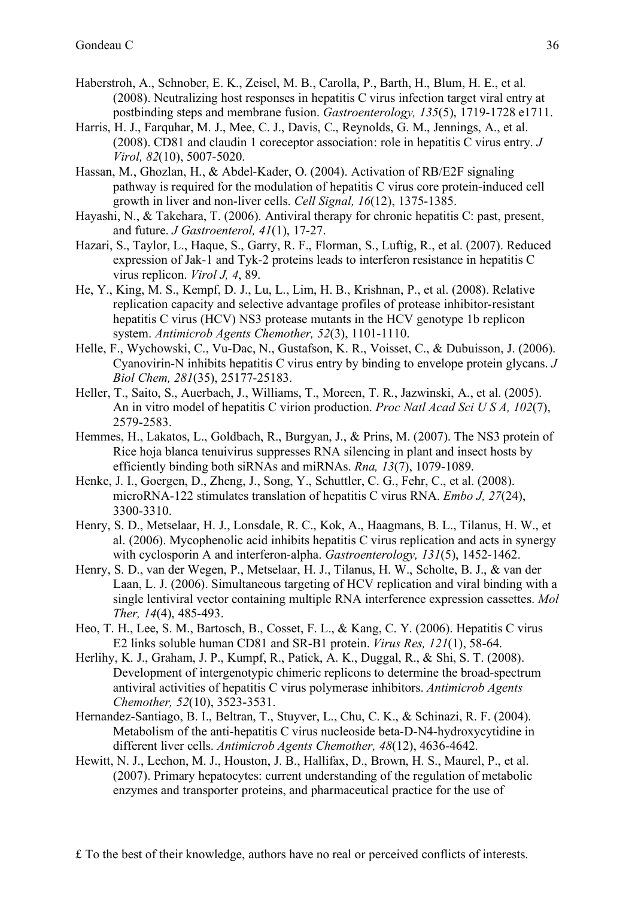Haberstroh, A., Schnober, E. K., Zeisel, M. B., Carolla, P., Barth, H., Blum, H. E., et al. (2008). Neutralizing host responses in hepatitis C virus infection target viral entry at postbinding steps and membrane fusion. *Gastroenterology, 135*(5), 1719-1728 e1711.

Harris, H. J., Farquhar, M. J., Mee, C. J., Davis, C., Reynolds, G. M., Jennings, A., et al. (2008). CD81 and claudin 1 coreceptor association: role in hepatitis C virus entry. *J Virol, 82*(10), 5007-5020.

Hassan, M., Ghozlan, H., & Abdel-Kader, O. (2004). Activation of RB/E2F signaling pathway is required for the modulation of hepatitis C virus core protein-induced cell growth in liver and non-liver cells. *Cell Signal, 16*(12), 1375-1385.

Hayashi, N., & Takehara, T. (2006). Antiviral therapy for chronic hepatitis C: past, present, and future. *J Gastroenterol, 41*(1), 17-27.

Hazari, S., Taylor, L., Haque, S., Garry, R. F., Florman, S., Luftig, R., et al. (2007). Reduced expression of Jak-1 and Tyk-2 proteins leads to interferon resistance in hepatitis C virus replicon. *Virol J, 4*, 89.

He, Y., King, M. S., Kempf, D. J., Lu, L., Lim, H. B., Krishnan, P., et al. (2008). Relative replication capacity and selective advantage profiles of protease inhibitor-resistant hepatitis C virus (HCV) NS3 protease mutants in the HCV genotype 1b replicon system. *Antimicrob Agents Chemother, 52*(3), 1101-1110.

Helle, F., Wychowski, C., Vu-Dac, N., Gustafson, K. R., Voisset, C., & Dubuisson, J. (2006). Cyanovirin-N inhibits hepatitis C virus entry by binding to envelope protein glycans. *J Biol Chem, 281*(35), 25177-25183.

Heller, T., Saito, S., Auerbach, J., Williams, T., Moreen, T. R., Jazwinski, A., et al. (2005). An in vitro model of hepatitis C virion production. *Proc Natl Acad Sci U S A, 102*(7), 2579-2583.

Hemmes, H., Lakatos, L., Goldbach, R., Burgyan, J., & Prins, M. (2007). The NS3 protein of Rice hoja blanca tenuivirus suppresses RNA silencing in plant and insect hosts by efficiently binding both siRNAs and miRNAs. *Rna, 13*(7), 1079-1089.

Henke, J. I., Goergen, D., Zheng, J., Song, Y., Schuttler, C. G., Fehr, C., et al. (2008). microRNA-122 stimulates translation of hepatitis C virus RNA. *Embo J, 27*(24), 3300-3310.

Henry, S. D., Metselaar, H. J., Lonsdale, R. C., Kok, A., Haagmans, B. L., Tilanus, H. W., et al. (2006). Mycophenolic acid inhibits hepatitis C virus replication and acts in synergy with cyclosporin A and interferon-alpha. *Gastroenterology, 131*(5), 1452-1462.

Henry, S. D., van der Wegen, P., Metselaar, H. J., Tilanus, H. W., Scholte, B. J., & van der Laan, L. J. (2006). Simultaneous targeting of HCV replication and viral binding with a single lentiviral vector containing multiple RNA interference expression cassettes. *Mol Ther, 14*(4), 485-493.

Heo, T. H., Lee, S. M., Bartosch, B., Cosset, F. L., & Kang, C. Y. (2006). Hepatitis C virus E2 links soluble human CD81 and SR-B1 protein. *Virus Res, 121*(1), 58-64.

Herlihy, K. J., Graham, J. P., Kumpf, R., Patick, A. K., Duggal, R., & Shi, S. T. (2008). Development of intergenotypic chimeric replicons to determine the broad-spectrum antiviral activities of hepatitis C virus polymerase inhibitors. *Antimicrob Agents Chemother, 52*(10), 3523-3531.

Hernandez-Santiago, B. I., Beltran, T., Stuyver, L., Chu, C. K., & Schinazi, R. F. (2004). Metabolism of the anti-hepatitis C virus nucleoside beta-D-N4-hydroxycytidine in different liver cells. *Antimicrob Agents Chemother, 48*(12), 4636-4642.

Hewitt, N. J., Lechon, M. J., Houston, J. B., Hallifax, D., Brown, H. S., Maurel, P., et al. (2007). Primary hepatocytes: current understanding of the regulation of metabolic enzymes and transporter proteins, and pharmaceutical practice for the use of

£ To the best of their knowledge, authors have no real or perceived conflicts of interests.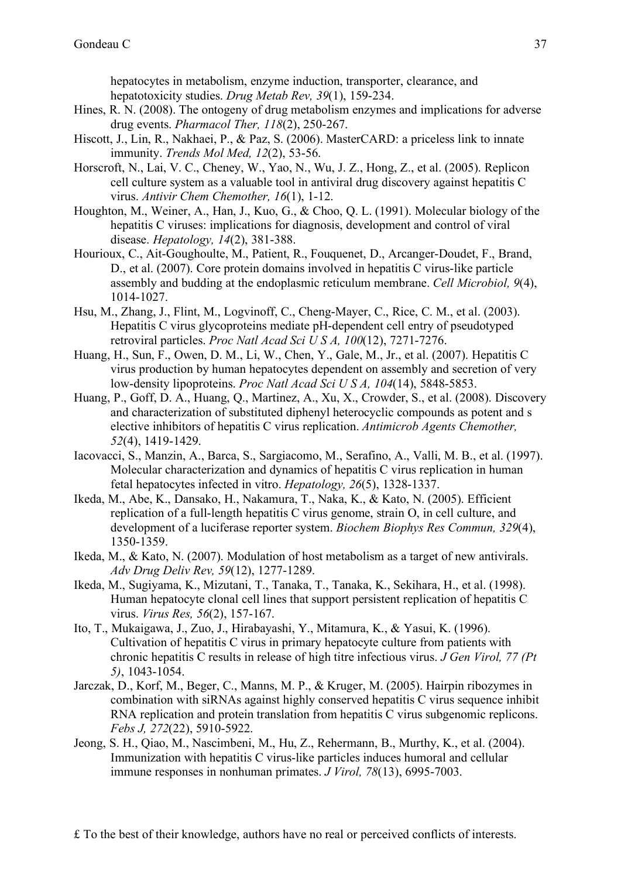hepatocytes in metabolism, enzyme induction, transporter, clearance, and hepatotoxicity studies. *Drug Metab Rev, 39*(1), 159-234.

Hines, R. N. (2008). The ontogeny of drug metabolism enzymes and implications for adverse drug events. *Pharmacol Ther, 118*(2), 250-267.

Hiscott, J., Lin, R., Nakhaei, P., & Paz, S. (2006). MasterCARD: a priceless link to innate immunity. *Trends Mol Med, 12*(2), 53-56.

Horscroft, N., Lai, V. C., Cheney, W., Yao, N., Wu, J. Z., Hong, Z., et al. (2005). Replicon cell culture system as a valuable tool in antiviral drug discovery against hepatitis C virus. *Antivir Chem Chemother, 16*(1), 1-12.

Houghton, M., Weiner, A., Han, J., Kuo, G., & Choo, Q. L. (1991). Molecular biology of the hepatitis C viruses: implications for diagnosis, development and control of viral disease. *Hepatology, 14*(2), 381-388.

Hourioux, C., Ait-Goughoulte, M., Patient, R., Fouquenet, D., Arcanger-Doudet, F., Brand, D., et al. (2007). Core protein domains involved in hepatitis C virus-like particle assembly and budding at the endoplasmic reticulum membrane. *Cell Microbiol, 9*(4), 1014-1027.

Hsu, M., Zhang, J., Flint, M., Logvinoff, C., Cheng-Mayer, C., Rice, C. M., et al. (2003). Hepatitis C virus glycoproteins mediate pH-dependent cell entry of pseudotyped retroviral particles. *Proc Natl Acad Sci U S A, 100*(12), 7271-7276.

Huang, H., Sun, F., Owen, D. M., Li, W., Chen, Y., Gale, M., Jr., et al. (2007). Hepatitis C virus production by human hepatocytes dependent on assembly and secretion of very low-density lipoproteins. *Proc Natl Acad Sci U S A, 104*(14), 5848-5853.

Huang, P., Goff, D. A., Huang, Q., Martinez, A., Xu, X., Crowder, S., et al. (2008). Discovery and characterization of substituted diphenyl heterocyclic compounds as potent and s elective inhibitors of hepatitis C virus replication. *Antimicrob Agents Chemother, 52*(4), 1419-1429.

Iacovacci, S., Manzin, A., Barca, S., Sargiacomo, M., Serafino, A., Valli, M. B., et al. (1997). Molecular characterization and dynamics of hepatitis C virus replication in human fetal hepatocytes infected in vitro. *Hepatology, 26*(5), 1328-1337.

Ikeda, M., Abe, K., Dansako, H., Nakamura, T., Naka, K., & Kato, N. (2005). Efficient replication of a full-length hepatitis C virus genome, strain O, in cell culture, and development of a luciferase reporter system. *Biochem Biophys Res Commun, 329*(4), 1350-1359.

Ikeda, M., & Kato, N. (2007). Modulation of host metabolism as a target of new antivirals. *Adv Drug Deliv Rev, 59*(12), 1277-1289.

Ikeda, M., Sugiyama, K., Mizutani, T., Tanaka, T., Tanaka, K., Sekihara, H., et al. (1998). Human hepatocyte clonal cell lines that support persistent replication of hepatitis C virus. *Virus Res, 56*(2), 157-167.

Ito, T., Mukaigawa, J., Zuo, J., Hirabayashi, Y., Mitamura, K., & Yasui, K. (1996). Cultivation of hepatitis C virus in primary hepatocyte culture from patients with chronic hepatitis C results in release of high titre infectious virus. *J Gen Virol, 77 (Pt 5)*, 1043-1054.

Jarczak, D., Korf, M., Beger, C., Manns, M. P., & Kruger, M. (2005). Hairpin ribozymes in combination with siRNAs against highly conserved hepatitis C virus sequence inhibit RNA replication and protein translation from hepatitis C virus subgenomic replicons. *Febs J, 272*(22), 5910-5922.

Jeong, S. H., Qiao, M., Nascimbeni, M., Hu, Z., Rehermann, B., Murthy, K., et al. (2004). Immunization with hepatitis C virus-like particles induces humoral and cellular immune responses in nonhuman primates. *J Virol, 78*(13), 6995-7003.

£ To the best of their knowledge, authors have no real or perceived conflicts of interests.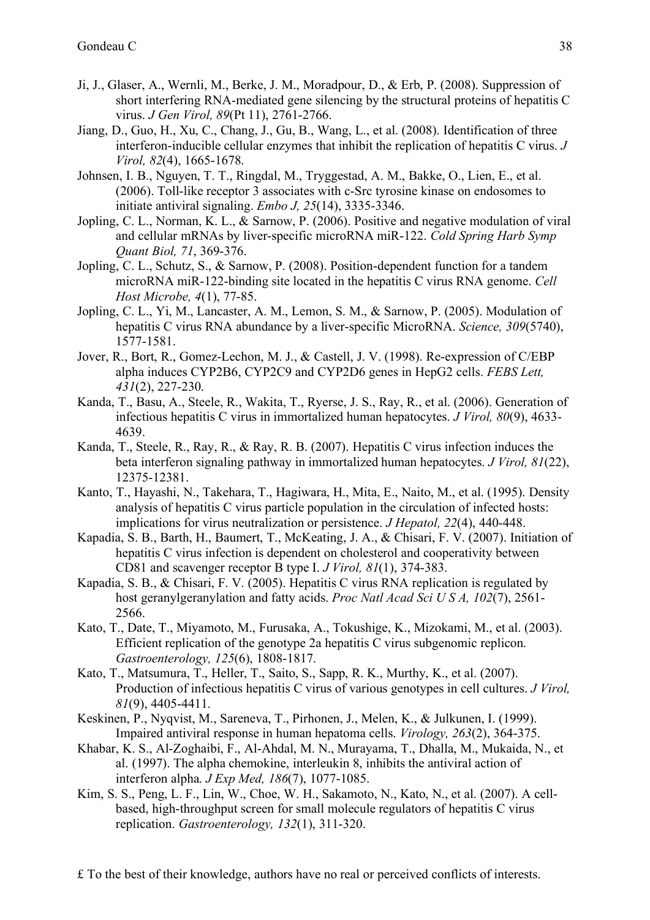Ji, J., Glaser, A., Wernli, M., Berke, J. M., Moradpour, D., & Erb, P. (2008). Suppression of short interfering RNA-mediated gene silencing by the structural proteins of hepatitis C virus. *J Gen Virol, 89*(Pt 11), 2761-2766.

Jiang, D., Guo, H., Xu, C., Chang, J., Gu, B., Wang, L., et al. (2008). Identification of three interferon-inducible cellular enzymes that inhibit the replication of hepatitis C virus. *J Virol, 82*(4), 1665-1678.

Johnsen, I. B., Nguyen, T. T., Ringdal, M., Tryggestad, A. M., Bakke, O., Lien, E., et al. (2006). Toll-like receptor 3 associates with c-Src tyrosine kinase on endosomes to initiate antiviral signaling. *Embo J, 25*(14), 3335-3346.

Jopling, C. L., Norman, K. L., & Sarnow, P. (2006). Positive and negative modulation of viral and cellular mRNAs by liver-specific microRNA miR-122. *Cold Spring Harb Symp Quant Biol, 71*, 369-376.

Jopling, C. L., Schutz, S., & Sarnow, P. (2008). Position-dependent function for a tandem microRNA miR-122-binding site located in the hepatitis C virus RNA genome. *Cell Host Microbe, 4*(1), 77-85.

Jopling, C. L., Yi, M., Lancaster, A. M., Lemon, S. M., & Sarnow, P. (2005). Modulation of hepatitis C virus RNA abundance by a liver-specific MicroRNA. *Science, 309*(5740), 1577-1581.

Jover, R., Bort, R., Gomez-Lechon, M. J., & Castell, J. V. (1998). Re-expression of C/EBP alpha induces CYP2B6, CYP2C9 and CYP2D6 genes in HepG2 cells. *FEBS Lett, 431*(2), 227-230.

Kanda, T., Basu, A., Steele, R., Wakita, T., Ryerse, J. S., Ray, R., et al. (2006). Generation of infectious hepatitis C virus in immortalized human hepatocytes. *J Virol, 80*(9), 4633-4639.

Kanda, T., Steele, R., Ray, R., & Ray, R. B. (2007). Hepatitis C virus infection induces the beta interferon signaling pathway in immortalized human hepatocytes. *J Virol, 81*(22), 12375-12381.

Kanto, T., Hayashi, N., Takehara, T., Hagiwara, H., Mita, E., Naito, M., et al. (1995). Density analysis of hepatitis C virus particle population in the circulation of infected hosts: implications for virus neutralization or persistence. *J Hepatol, 22*(4), 440-448.

Kapadia, S. B., Barth, H., Baumert, T., McKeating, J. A., & Chisari, F. V. (2007). Initiation of hepatitis C virus infection is dependent on cholesterol and cooperativity between CD81 and scavenger receptor B type I. *J Virol, 81*(1), 374-383.

Kapadia, S. B., & Chisari, F. V. (2005). Hepatitis C virus RNA replication is regulated by host geranylgeranylation and fatty acids. *Proc Natl Acad Sci U S A, 102*(7), 2561-2566.

Kato, T., Date, T., Miyamoto, M., Furusaka, A., Tokushige, K., Mizokami, M., et al. (2003). Efficient replication of the genotype 2a hepatitis C virus subgenomic replicon. *Gastroenterology, 125*(6), 1808-1817.

Kato, T., Matsumura, T., Heller, T., Saito, S., Sapp, R. K., Murthy, K., et al. (2007). Production of infectious hepatitis C virus of various genotypes in cell cultures. *J Virol, 81*(9), 4405-4411.

Keskinen, P., Nyqvist, M., Sareneva, T., Pirhonen, J., Melen, K., & Julkunen, I. (1999). Impaired antiviral response in human hepatoma cells. *Virology, 263*(2), 364-375.

Khabar, K. S., Al-Zoghaibi, F., Al-Ahdal, M. N., Murayama, T., Dhalla, M., Mukaida, N., et al. (1997). The alpha chemokine, interleukin 8, inhibits the antiviral action of interferon alpha. *J Exp Med, 186*(7), 1077-1085.

Kim, S. S., Peng, L. F., Lin, W., Choe, W. H., Sakamoto, N., Kato, N., et al. (2007). A cell-based, high-throughput screen for small molecule regulators of hepatitis C virus replication. *Gastroenterology, 132*(1), 311-320.

£ To the best of their knowledge, authors have no real or perceived conflicts of interests.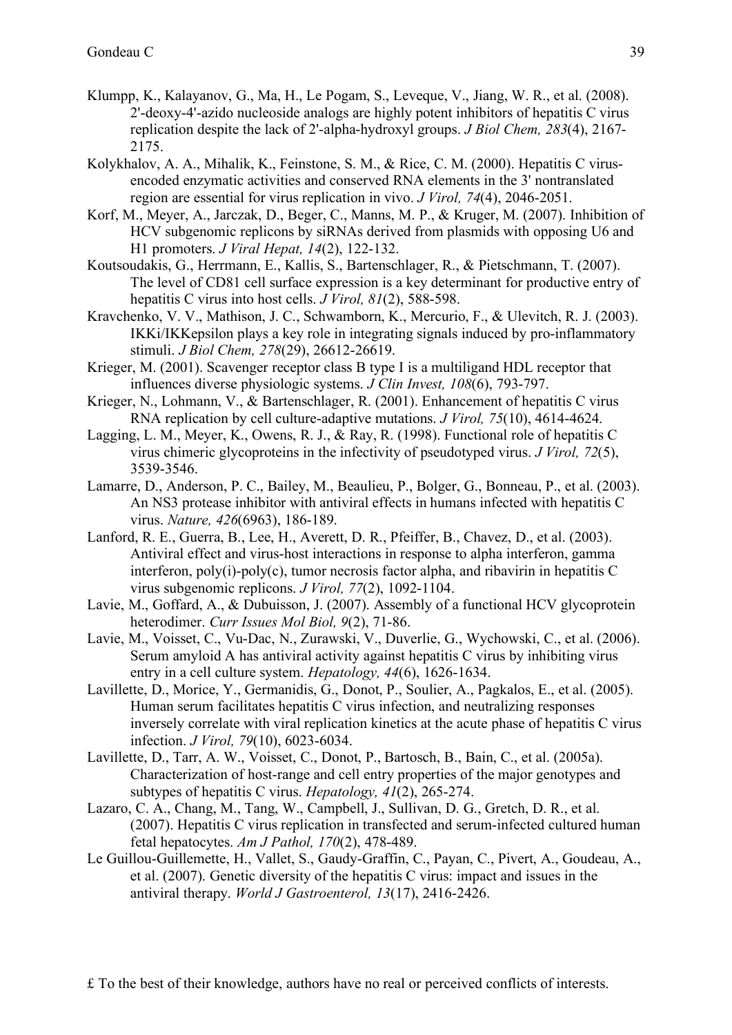Klumpp, K., Kalayanov, G., Ma, H., Le Pogam, S., Leveque, V., Jiang, W. R., et al. (2008). 2'-deoxy-4'-azido nucleoside analogs are highly potent inhibitors of hepatitis C virus replication despite the lack of 2'-alpha-hydroxyl groups. *J Biol Chem, 283*(4), 2167-2175.

Kolykhalov, A. A., Mihalik, K., Feinstone, S. M., & Rice, C. M. (2000). Hepatitis C virus-encoded enzymatic activities and conserved RNA elements in the 3' nontranslated region are essential for virus replication in vivo. *J Virol, 74*(4), 2046-2051.

Korf, M., Meyer, A., Jarczak, D., Beger, C., Manns, M. P., & Kruger, M. (2007). Inhibition of HCV subgenomic replicons by siRNAs derived from plasmids with opposing U6 and H1 promoters. *J Viral Hepat, 14*(2), 122-132.

Koutsoudakis, G., Herrmann, E., Kallis, S., Bartenschlager, R., & Pietschmann, T. (2007). The level of CD81 cell surface expression is a key determinant for productive entry of hepatitis C virus into host cells. *J Virol, 81*(2), 588-598.

Kravchenko, V. V., Mathison, J. C., Schwamborn, K., Mercurio, F., & Ulevitch, R. J. (2003). IKKi/IKKepsilon plays a key role in integrating signals induced by pro-inflammatory stimuli. *J Biol Chem, 278*(29), 26612-26619.

Krieger, M. (2001). Scavenger receptor class B type I is a multiligand HDL receptor that influences diverse physiologic systems. *J Clin Invest, 108*(6), 793-797.

Krieger, N., Lohmann, V., & Bartenschlager, R. (2001). Enhancement of hepatitis C virus RNA replication by cell culture-adaptive mutations. *J Virol, 75*(10), 4614-4624.

Lagging, L. M., Meyer, K., Owens, R. J., & Ray, R. (1998). Functional role of hepatitis C virus chimeric glycoproteins in the infectivity of pseudotyped virus. *J Virol, 72*(5), 3539-3546.

Lamarre, D., Anderson, P. C., Bailey, M., Beaulieu, P., Bolger, G., Bonneau, P., et al. (2003). An NS3 protease inhibitor with antiviral effects in humans infected with hepatitis C virus. *Nature, 426*(6963), 186-189.

Lanford, R. E., Guerra, B., Lee, H., Averett, D. R., Pfeiffer, B., Chavez, D., et al. (2003). Antiviral effect and virus-host interactions in response to alpha interferon, gamma interferon, poly(i)-poly(c), tumor necrosis factor alpha, and ribavirin in hepatitis C virus subgenomic replicons. *J Virol, 77*(2), 1092-1104.

Lavie, M., Goffard, A., & Dubuisson, J. (2007). Assembly of a functional HCV glycoprotein heterodimer. *Curr Issues Mol Biol, 9*(2), 71-86.

Lavie, M., Voisset, C., Vu-Dac, N., Zurawski, V., Duverlie, G., Wychowski, C., et al. (2006). Serum amyloid A has antiviral activity against hepatitis C virus by inhibiting virus entry in a cell culture system. *Hepatology, 44*(6), 1626-1634.

Lavillette, D., Morice, Y., Germanidis, G., Donot, P., Soulier, A., Pagkalos, E., et al. (2005). Human serum facilitates hepatitis C virus infection, and neutralizing responses inversely correlate with viral replication kinetics at the acute phase of hepatitis C virus infection. *J Virol, 79*(10), 6023-6034.

Lavillette, D., Tarr, A. W., Voisset, C., Donot, P., Bartosch, B., Bain, C., et al. (2005a). Characterization of host-range and cell entry properties of the major genotypes and subtypes of hepatitis C virus. *Hepatology, 41*(2), 265-274.

Lazaro, C. A., Chang, M., Tang, W., Campbell, J., Sullivan, D. G., Gretch, D. R., et al. (2007). Hepatitis C virus replication in transfected and serum-infected cultured human fetal hepatocytes. *Am J Pathol, 170*(2), 478-489.

Le Guillou-Guillemette, H., Vallet, S., Gaudy-Graffin, C., Payan, C., Pivert, A., Goudeau, A., et al. (2007). Genetic diversity of the hepatitis C virus: impact and issues in the antiviral therapy. *World J Gastroenterol, 13*(17), 2416-2426.

£ To the best of their knowledge, authors have no real or perceived conflicts of interests.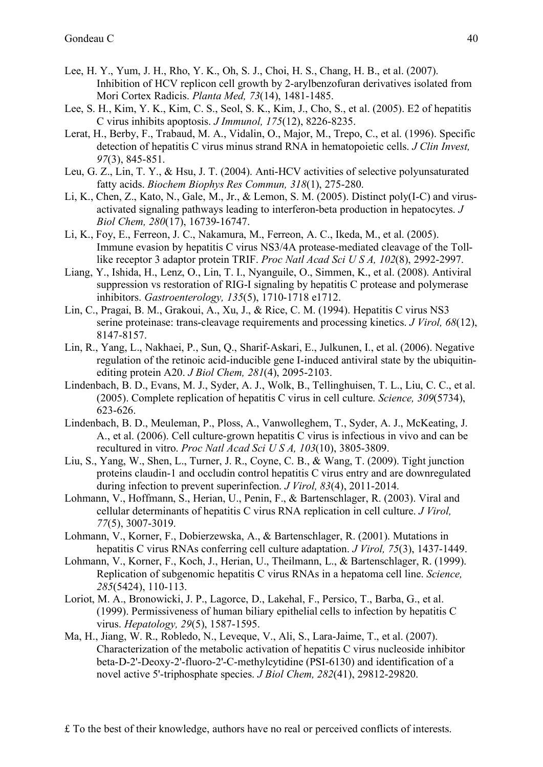Lee, H. Y., Yum, J. H., Rho, Y. K., Oh, S. J., Choi, H. S., Chang, H. B., et al. (2007). Inhibition of HCV replicon cell growth by 2-arylbenzofuran derivatives isolated from Mori Cortex Radicis. *Planta Med, 73*(14), 1481-1485.

Lee, S. H., Kim, Y. K., Kim, C. S., Seol, S. K., Kim, J., Cho, S., et al. (2005). E2 of hepatitis C virus inhibits apoptosis. *J Immunol, 175*(12), 8226-8235.

Lerat, H., Berby, F., Trabaud, M. A., Vidalin, O., Major, M., Trepo, C., et al. (1996). Specific detection of hepatitis C virus minus strand RNA in hematopoietic cells. *J Clin Invest, 97*(3), 845-851.

Leu, G. Z., Lin, T. Y., & Hsu, J. T. (2004). Anti-HCV activities of selective polyunsaturated fatty acids. *Biochem Biophys Res Commun, 318*(1), 275-280.

Li, K., Chen, Z., Kato, N., Gale, M., Jr., & Lemon, S. M. (2005). Distinct poly(I-C) and virus-activated signaling pathways leading to interferon-beta production in hepatocytes. *J Biol Chem, 280*(17), 16739-16747.

Li, K., Foy, E., Ferreon, J. C., Nakamura, M., Ferreon, A. C., Ikeda, M., et al. (2005). Immune evasion by hepatitis C virus NS3/4A protease-mediated cleavage of the Toll-like receptor 3 adaptor protein TRIF. *Proc Natl Acad Sci U S A, 102*(8), 2992-2997.

Liang, Y., Ishida, H., Lenz, O., Lin, T. I., Nyanguile, O., Simmen, K., et al. (2008). Antiviral suppression vs restoration of RIG-I signaling by hepatitis C protease and polymerase inhibitors. *Gastroenterology, 135*(5), 1710-1718 e1712.

Lin, C., Pragai, B. M., Grakoui, A., Xu, J., & Rice, C. M. (1994). Hepatitis C virus NS3 serine proteinase: trans-cleavage requirements and processing kinetics. *J Virol, 68*(12), 8147-8157.

Lin, R., Yang, L., Nakhaei, P., Sun, Q., Sharif-Askari, E., Julkunen, I., et al. (2006). Negative regulation of the retinoic acid-inducible gene I-induced antiviral state by the ubiquitin-editing protein A20. *J Biol Chem, 281*(4), 2095-2103.

Lindenbach, B. D., Evans, M. J., Syder, A. J., Wolk, B., Tellinghuisen, T. L., Liu, C. C., et al. (2005). Complete replication of hepatitis C virus in cell culture. *Science, 309*(5734), 623-626.

Lindenbach, B. D., Meuleman, P., Ploss, A., Vanwolleghem, T., Syder, A. J., McKeating, J. A., et al. (2006). Cell culture-grown hepatitis C virus is infectious in vivo and can be recultured in vitro. *Proc Natl Acad Sci U S A, 103*(10), 3805-3809.

Liu, S., Yang, W., Shen, L., Turner, J. R., Coyne, C. B., & Wang, T. (2009). Tight junction proteins claudin-1 and occludin control hepatitis C virus entry and are downregulated during infection to prevent superinfection. *J Virol, 83*(4), 2011-2014.

Lohmann, V., Hoffmann, S., Herian, U., Penin, F., & Bartenschlager, R. (2003). Viral and cellular determinants of hepatitis C virus RNA replication in cell culture. *J Virol, 77*(5), 3007-3019.

Lohmann, V., Korner, F., Dobierzewska, A., & Bartenschlager, R. (2001). Mutations in hepatitis C virus RNAs conferring cell culture adaptation. *J Virol, 75*(3), 1437-1449.

Lohmann, V., Korner, F., Koch, J., Herian, U., Theilmann, L., & Bartenschlager, R. (1999). Replication of subgenomic hepatitis C virus RNAs in a hepatoma cell line. *Science, 285*(5424), 110-113.

Loriot, M. A., Bronowicki, J. P., Lagorce, D., Lakehal, F., Persico, T., Barba, G., et al. (1999). Permissiveness of human biliary epithelial cells to infection by hepatitis C virus. *Hepatology, 29*(5), 1587-1595.

Ma, H., Jiang, W. R., Robledo, N., Leveque, V., Ali, S., Lara-Jaime, T., et al. (2007). Characterization of the metabolic activation of hepatitis C virus nucleoside inhibitor beta-D-2'-Deoxy-2'-fluoro-2'-C-methylcytidine (PSI-6130) and identification of a novel active 5'-triphosphate species. *J Biol Chem, 282*(41), 29812-29820.

£ To the best of their knowledge, authors have no real or perceived conflicts of interests.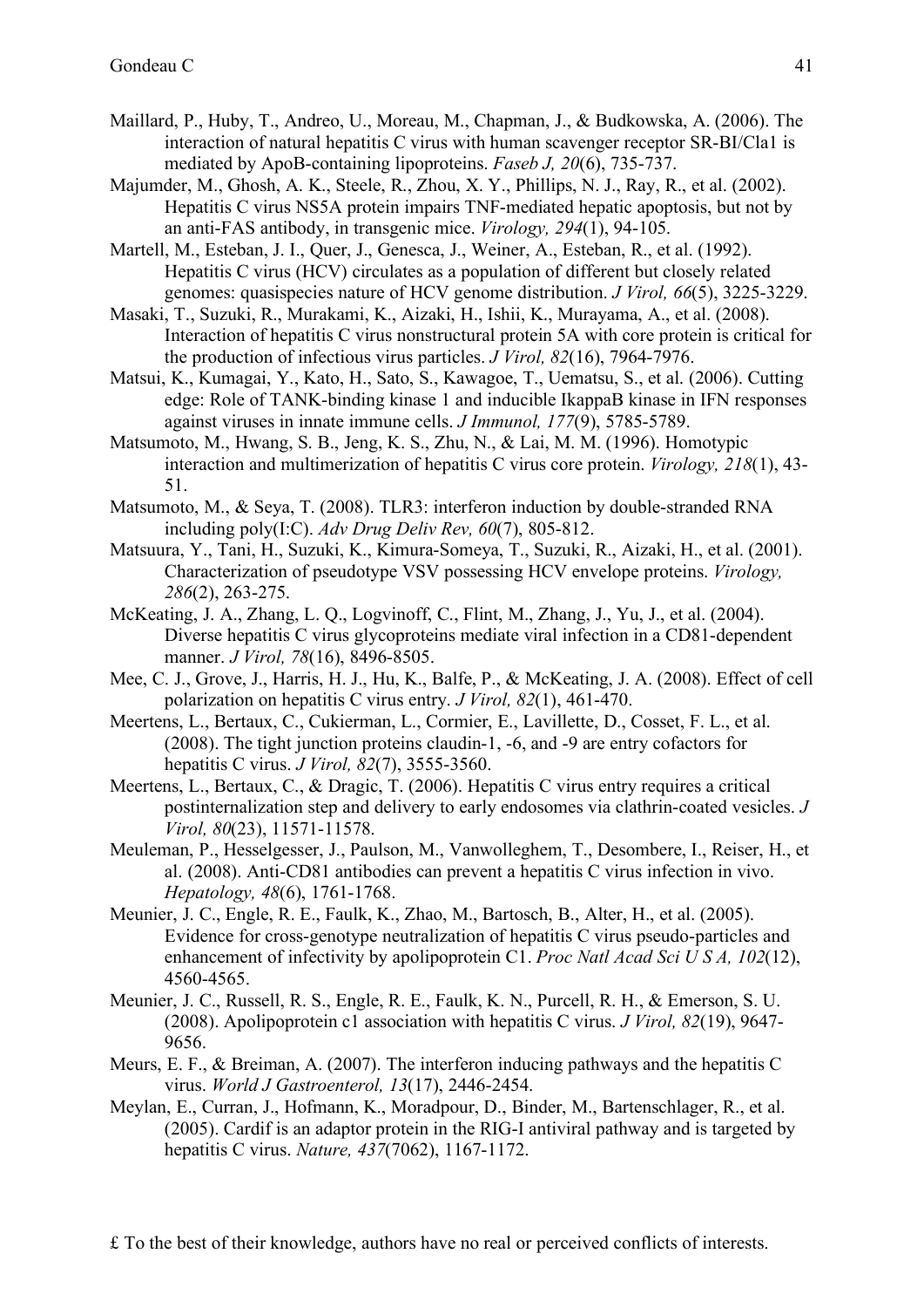Maillard, P., Huby, T., Andreo, U., Moreau, M., Chapman, J., & Budkowska, A. (2006). The interaction of natural hepatitis C virus with human scavenger receptor SR-BI/Cla1 is mediated by ApoB-containing lipoproteins. *Faseb J, 20*(6), 735-737.

Majumder, M., Ghosh, A. K., Steele, R., Zhou, X. Y., Phillips, N. J., Ray, R., et al. (2002). Hepatitis C virus NS5A protein impairs TNF-mediated hepatic apoptosis, but not by an anti-FAS antibody, in transgenic mice. *Virology, 294*(1), 94-105.

Martell, M., Esteban, J. I., Quer, J., Genesca, J., Weiner, A., Esteban, R., et al. (1992). Hepatitis C virus (HCV) circulates as a population of different but closely related genomes: quasispecies nature of HCV genome distribution. *J Virol, 66*(5), 3225-3229.

Masaki, T., Suzuki, R., Murakami, K., Aizaki, H., Ishii, K., Murayama, A., et al. (2008). Interaction of hepatitis C virus nonstructural protein 5A with core protein is critical for the production of infectious virus particles. *J Virol, 82*(16), 7964-7976.

Matsui, K., Kumagai, Y., Kato, H., Sato, S., Kawagoe, T., Uematsu, S., et al. (2006). Cutting edge: Role of TANK-binding kinase 1 and inducible IkappaB kinase in IFN responses against viruses in innate immune cells. *J Immunol, 177*(9), 5785-5789.

Matsumoto, M., Hwang, S. B., Jeng, K. S., Zhu, N., & Lai, M. M. (1996). Homotypic interaction and multimerization of hepatitis C virus core protein. *Virology, 218*(1), 43-51.

Matsumoto, M., & Seya, T. (2008). TLR3: interferon induction by double-stranded RNA including poly(I:C). *Adv Drug Deliv Rev, 60*(7), 805-812.

Matsuura, Y., Tani, H., Suzuki, K., Kimura-Someya, T., Suzuki, R., Aizaki, H., et al. (2001). Characterization of pseudotype VSV possessing HCV envelope proteins. *Virology, 286*(2), 263-275.

McKeating, J. A., Zhang, L. Q., Logvinoff, C., Flint, M., Zhang, J., Yu, J., et al. (2004). Diverse hepatitis C virus glycoproteins mediate viral infection in a CD81-dependent manner. *J Virol, 78*(16), 8496-8505.

Mee, C. J., Grove, J., Harris, H. J., Hu, K., Balfe, P., & McKeating, J. A. (2008). Effect of cell polarization on hepatitis C virus entry. *J Virol, 82*(1), 461-470.

Meertens, L., Bertaux, C., Cukierman, L., Cormier, E., Lavillette, D., Cosset, F. L., et al. (2008). The tight junction proteins claudin-1, -6, and -9 are entry cofactors for hepatitis C virus. *J Virol, 82*(7), 3555-3560.

Meertens, L., Bertaux, C., & Dragic, T. (2006). Hepatitis C virus entry requires a critical postinternalization step and delivery to early endosomes via clathrin-coated vesicles. *J Virol, 80*(23), 11571-11578.

Meuleman, P., Hesselgesser, J., Paulson, M., Vanwolleghem, T., Desombere, I., Reiser, H., et al. (2008). Anti-CD81 antibodies can prevent a hepatitis C virus infection in vivo. *Hepatology, 48*(6), 1761-1768.

Meunier, J. C., Engle, R. E., Faulk, K., Zhao, M., Bartosch, B., Alter, H., et al. (2005). Evidence for cross-genotype neutralization of hepatitis C virus pseudo-particles and enhancement of infectivity by apolipoprotein C1. *Proc Natl Acad Sci U S A, 102*(12), 4560-4565.

Meunier, J. C., Russell, R. S., Engle, R. E., Faulk, K. N., Purcell, R. H., & Emerson, S. U. (2008). Apolipoprotein c1 association with hepatitis C virus. *J Virol, 82*(19), 9647-9656.

Meurs, E. F., & Breiman, A. (2007). The interferon inducing pathways and the hepatitis C virus. *World J Gastroenterol, 13*(17), 2446-2454.

Meylan, E., Curran, J., Hofmann, K., Moradpour, D., Binder, M., Bartenschlager, R., et al. (2005). Cardif is an adaptor protein in the RIG-I antiviral pathway and is targeted by hepatitis C virus. *Nature, 437*(7062), 1167-1172.

£ To the best of their knowledge, authors have no real or perceived conflicts of interests.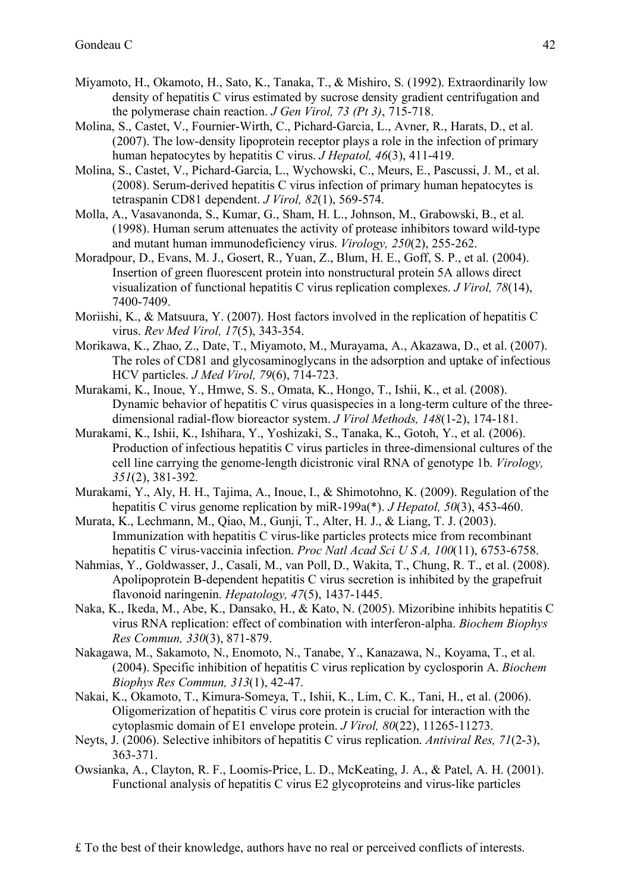Miyamoto, H., Okamoto, H., Sato, K., Tanaka, T., & Mishiro, S. (1992). Extraordinarily low density of hepatitis C virus estimated by sucrose density gradient centrifugation and the polymerase chain reaction. *J Gen Virol, 73 (Pt 3)*, 715-718.

Molina, S., Castet, V., Fournier-Wirth, C., Pichard-Garcia, L., Avner, R., Harats, D., et al. (2007). The low-density lipoprotein receptor plays a role in the infection of primary human hepatocytes by hepatitis C virus. *J Hepatol, 46*(3), 411-419.

Molina, S., Castet, V., Pichard-Garcia, L., Wychowski, C., Meurs, E., Pascussi, J. M., et al. (2008). Serum-derived hepatitis C virus infection of primary human hepatocytes is tetraspanin CD81 dependent. *J Virol, 82*(1), 569-574.

Molla, A., Vasavanonda, S., Kumar, G., Sham, H. L., Johnson, M., Grabowski, B., et al. (1998). Human serum attenuates the activity of protease inhibitors toward wild-type and mutant human immunodeficiency virus. *Virology, 250*(2), 255-262.

Moradpour, D., Evans, M. J., Gosert, R., Yuan, Z., Blum, H. E., Goff, S. P., et al. (2004). Insertion of green fluorescent protein into nonstructural protein 5A allows direct visualization of functional hepatitis C virus replication complexes. *J Virol, 78*(14), 7400-7409.

Moriishi, K., & Matsuura, Y. (2007). Host factors involved in the replication of hepatitis C virus. *Rev Med Virol, 17*(5), 343-354.

Morikawa, K., Zhao, Z., Date, T., Miyamoto, M., Murayama, A., Akazawa, D., et al. (2007). The roles of CD81 and glycosaminoglycans in the adsorption and uptake of infectious HCV particles. *J Med Virol, 79*(6), 714-723.

Murakami, K., Inoue, Y., Hmwe, S. S., Omata, K., Hongo, T., Ishii, K., et al. (2008). Dynamic behavior of hepatitis C virus quasispecies in a long-term culture of the three-dimensional radial-flow bioreactor system. *J Virol Methods, 148*(1-2), 174-181.

Murakami, K., Ishii, K., Ishihara, Y., Yoshizaki, S., Tanaka, K., Gotoh, Y., et al. (2006). Production of infectious hepatitis C virus particles in three-dimensional cultures of the cell line carrying the genome-length dicistronic viral RNA of genotype 1b. *Virology, 351*(2), 381-392.

Murakami, Y., Aly, H. H., Tajima, A., Inoue, I., & Shimotohno, K. (2009). Regulation of the hepatitis C virus genome replication by miR-199a(*). *J Hepatol, 50*(3), 453-460.

Murata, K., Lechmann, M., Qiao, M., Gunji, T., Alter, H. J., & Liang, T. J. (2003). Immunization with hepatitis C virus-like particles protects mice from recombinant hepatitis C virus-vaccinia infection. *Proc Natl Acad Sci U S A, 100*(11), 6753-6758.

Nahmias, Y., Goldwasser, J., Casali, M., van Poll, D., Wakita, T., Chung, R. T., et al. (2008). Apolipoprotein B-dependent hepatitis C virus secretion is inhibited by the grapefruit flavonoid naringenin. *Hepatology, 47*(5), 1437-1445.

Naka, K., Ikeda, M., Abe, K., Dansako, H., & Kato, N. (2005). Mizoribine inhibits hepatitis C virus RNA replication: effect of combination with interferon-alpha. *Biochem Biophys Res Commun, 330*(3), 871-879.

Nakagawa, M., Sakamoto, N., Enomoto, N., Tanabe, Y., Kanazawa, N., Koyama, T., et al. (2004). Specific inhibition of hepatitis C virus replication by cyclosporin A. *Biochem Biophys Res Commun, 313*(1), 42-47.

Nakai, K., Okamoto, T., Kimura-Someya, T., Ishii, K., Lim, C. K., Tani, H., et al. (2006). Oligomerization of hepatitis C virus core protein is crucial for interaction with the cytoplasmic domain of E1 envelope protein. *J Virol, 80*(22), 11265-11273.

Neyts, J. (2006). Selective inhibitors of hepatitis C virus replication. *Antiviral Res, 71*(2-3), 363-371.

Owsianka, A., Clayton, R. F., Loomis-Price, L. D., McKeating, J. A., & Patel, A. H. (2001). Functional analysis of hepatitis C virus E2 glycoproteins and virus-like particles

£ To the best of their knowledge, authors have no real or perceived conflicts of interests.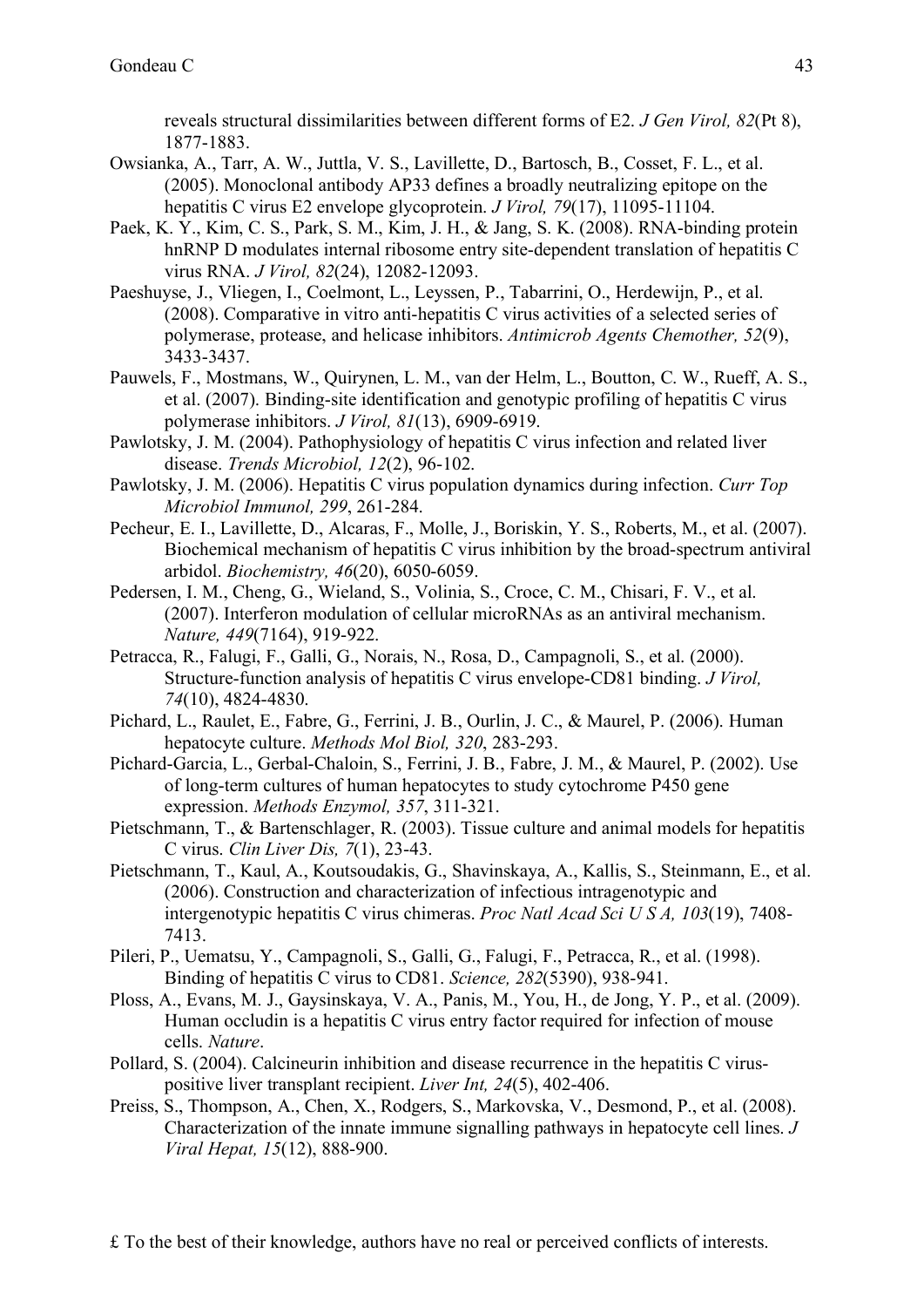reveals structural dissimilarities between different forms of E2. *J Gen Virol, 82*(Pt 8), 1877-1883.

Owsianka, A., Tarr, A. W., Juttla, V. S., Lavillette, D., Bartosch, B., Cosset, F. L., et al. (2005). Monoclonal antibody AP33 defines a broadly neutralizing epitope on the hepatitis C virus E2 envelope glycoprotein. *J Virol, 79*(17), 11095-11104.

Paek, K. Y., Kim, C. S., Park, S. M., Kim, J. H., & Jang, S. K. (2008). RNA-binding protein hnRNP D modulates internal ribosome entry site-dependent translation of hepatitis C virus RNA. *J Virol, 82*(24), 12082-12093.

Paeshuyse, J., Vliegen, I., Coelmont, L., Leyssen, P., Tabarrini, O., Herdewijn, P., et al. (2008). Comparative in vitro anti-hepatitis C virus activities of a selected series of polymerase, protease, and helicase inhibitors. *Antimicrob Agents Chemother, 52*(9), 3433-3437.

Pauwels, F., Mostmans, W., Quirynen, L. M., van der Helm, L., Boutton, C. W., Rueff, A. S., et al. (2007). Binding-site identification and genotypic profiling of hepatitis C virus polymerase inhibitors. *J Virol, 81*(13), 6909-6919.

Pawlotsky, J. M. (2004). Pathophysiology of hepatitis C virus infection and related liver disease. *Trends Microbiol, 12*(2), 96-102.

Pawlotsky, J. M. (2006). Hepatitis C virus population dynamics during infection. *Curr Top Microbiol Immunol, 299*, 261-284.

Pecheur, E. I., Lavillette, D., Alcaras, F., Molle, J., Boriskin, Y. S., Roberts, M., et al. (2007). Biochemical mechanism of hepatitis C virus inhibition by the broad-spectrum antiviral arbidol. *Biochemistry, 46*(20), 6050-6059.

Pedersen, I. M., Cheng, G., Wieland, S., Volinia, S., Croce, C. M., Chisari, F. V., et al. (2007). Interferon modulation of cellular microRNAs as an antiviral mechanism. *Nature, 449*(7164), 919-922.

Petracca, R., Falugi, F., Galli, G., Norais, N., Rosa, D., Campagnoli, S., et al. (2000). Structure-function analysis of hepatitis C virus envelope-CD81 binding. *J Virol, 74*(10), 4824-4830.

Pichard, L., Raulet, E., Fabre, G., Ferrini, J. B., Ourlin, J. C., & Maurel, P. (2006). Human hepatocyte culture. *Methods Mol Biol, 320*, 283-293.

Pichard-Garcia, L., Gerbal-Chaloin, S., Ferrini, J. B., Fabre, J. M., & Maurel, P. (2002). Use of long-term cultures of human hepatocytes to study cytochrome P450 gene expression. *Methods Enzymol, 357*, 311-321.

Pietschmann, T., & Bartenschlager, R. (2003). Tissue culture and animal models for hepatitis C virus. *Clin Liver Dis, 7*(1), 23-43.

Pietschmann, T., Kaul, A., Koutsoudakis, G., Shavinskaya, A., Kallis, S., Steinmann, E., et al. (2006). Construction and characterization of infectious intragenotypic and intergenotypic hepatitis C virus chimeras. *Proc Natl Acad Sci U S A, 103*(19), 7408-7413.

Pileri, P., Uematsu, Y., Campagnoli, S., Galli, G., Falugi, F., Petracca, R., et al. (1998). Binding of hepatitis C virus to CD81. *Science, 282*(5390), 938-941.

Ploss, A., Evans, M. J., Gaysinskaya, V. A., Panis, M., You, H., de Jong, Y. P., et al. (2009). Human occludin is a hepatitis C virus entry factor required for infection of mouse cells. *Nature*.

Pollard, S. (2004). Calcineurin inhibition and disease recurrence in the hepatitis C virus-positive liver transplant recipient. *Liver Int, 24*(5), 402-406.

Preiss, S., Thompson, A., Chen, X., Rodgers, S., Markovska, V., Desmond, P., et al. (2008). Characterization of the innate immune signalling pathways in hepatocyte cell lines. *J Viral Hepat, 15*(12), 888-900.

£ To the best of their knowledge, authors have no real or perceived conflicts of interests.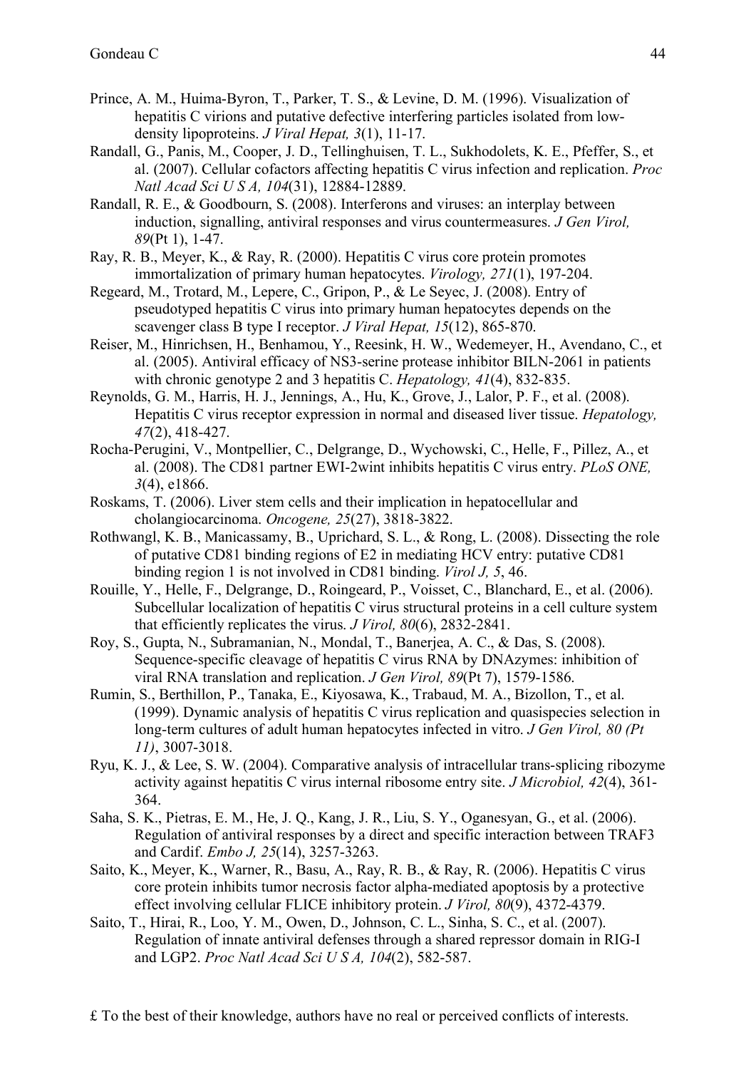Prince, A. M., Huima-Byron, T., Parker, T. S., & Levine, D. M. (1996). Visualization of hepatitis C virions and putative defective interfering particles isolated from low-density lipoproteins. *J Viral Hepat, 3*(1), 11-17.

Randall, G., Panis, M., Cooper, J. D., Tellinghuisen, T. L., Sukhodolets, K. E., Pfeffer, S., et al. (2007). Cellular cofactors affecting hepatitis C virus infection and replication. *Proc Natl Acad Sci U S A, 104*(31), 12884-12889.

Randall, R. E., & Goodbourn, S. (2008). Interferons and viruses: an interplay between induction, signalling, antiviral responses and virus countermeasures. *J Gen Virol, 89*(Pt 1), 1-47.

Ray, R. B., Meyer, K., & Ray, R. (2000). Hepatitis C virus core protein promotes immortalization of primary human hepatocytes. *Virology, 271*(1), 197-204.

Regeard, M., Trotard, M., Lepere, C., Gripon, P., & Le Seyec, J. (2008). Entry of pseudotyped hepatitis C virus into primary human hepatocytes depends on the scavenger class B type I receptor. *J Viral Hepat, 15*(12), 865-870.

Reiser, M., Hinrichsen, H., Benhamou, Y., Reesink, H. W., Wedemeyer, H., Avendano, C., et al. (2005). Antiviral efficacy of NS3-serine protease inhibitor BILN-2061 in patients with chronic genotype 2 and 3 hepatitis C. *Hepatology, 41*(4), 832-835.

Reynolds, G. M., Harris, H. J., Jennings, A., Hu, K., Grove, J., Lalor, P. F., et al. (2008). Hepatitis C virus receptor expression in normal and diseased liver tissue. *Hepatology, 47*(2), 418-427.

Rocha-Perugini, V., Montpellier, C., Delgrange, D., Wychowski, C., Helle, F., Pillez, A., et al. (2008). The CD81 partner EWI-2wint inhibits hepatitis C virus entry. *PLoS ONE, 3*(4), e1866.

Roskams, T. (2006). Liver stem cells and their implication in hepatocellular and cholangiocarcinoma. *Oncogene, 25*(27), 3818-3822.

Rothwangl, K. B., Manicassamy, B., Uprichard, S. L., & Rong, L. (2008). Dissecting the role of putative CD81 binding regions of E2 in mediating HCV entry: putative CD81 binding region 1 is not involved in CD81 binding. *Virol J, 5*, 46.

Rouille, Y., Helle, F., Delgrange, D., Roingeard, P., Voisset, C., Blanchard, E., et al. (2006). Subcellular localization of hepatitis C virus structural proteins in a cell culture system that efficiently replicates the virus. *J Virol, 80*(6), 2832-2841.

Roy, S., Gupta, N., Subramanian, N., Mondal, T., Banerjea, A. C., & Das, S. (2008). Sequence-specific cleavage of hepatitis C virus RNA by DNAzymes: inhibition of viral RNA translation and replication. *J Gen Virol, 89*(Pt 7), 1579-1586.

Rumin, S., Berthillon, P., Tanaka, E., Kiyosawa, K., Trabaud, M. A., Bizollon, T., et al. (1999). Dynamic analysis of hepatitis C virus replication and quasispecies selection in long-term cultures of adult human hepatocytes infected in vitro. *J Gen Virol, 80 (Pt 11)*, 3007-3018.

Ryu, K. J., & Lee, S. W. (2004). Comparative analysis of intracellular trans-splicing ribozyme activity against hepatitis C virus internal ribosome entry site. *J Microbiol, 42*(4), 361-364.

Saha, S. K., Pietras, E. M., He, J. Q., Kang, J. R., Liu, S. Y., Oganesyan, G., et al. (2006). Regulation of antiviral responses by a direct and specific interaction between TRAF3 and Cardif. *Embo J, 25*(14), 3257-3263.

Saito, K., Meyer, K., Warner, R., Basu, A., Ray, R. B., & Ray, R. (2006). Hepatitis C virus core protein inhibits tumor necrosis factor alpha-mediated apoptosis by a protective effect involving cellular FLICE inhibitory protein. *J Virol, 80*(9), 4372-4379.

Saito, T., Hirai, R., Loo, Y. M., Owen, D., Johnson, C. L., Sinha, S. C., et al. (2007). Regulation of innate antiviral defenses through a shared repressor domain in RIG-I and LGP2. *Proc Natl Acad Sci U S A, 104*(2), 582-587.

£ To the best of their knowledge, authors have no real or perceived conflicts of interests.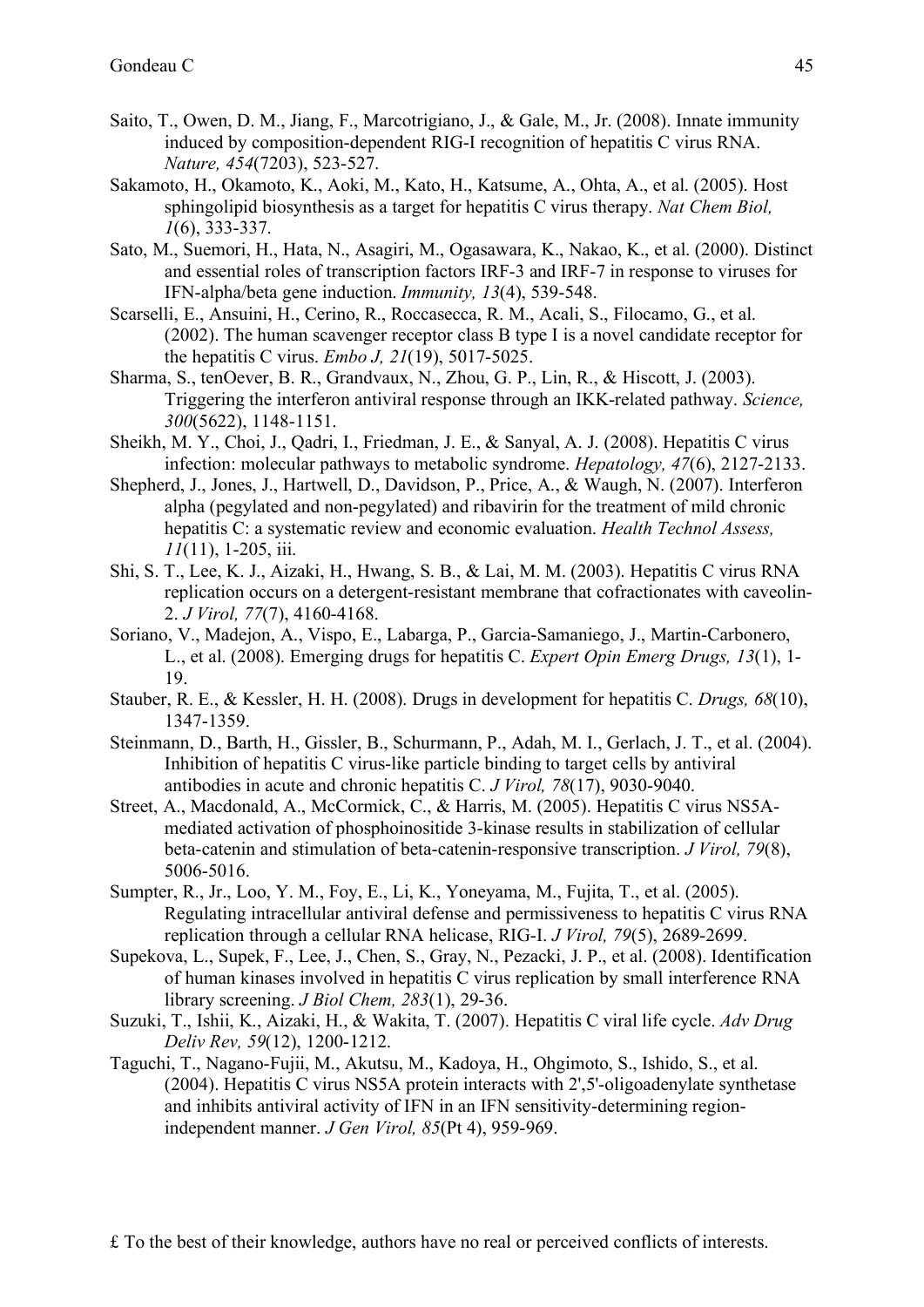Saito, T., Owen, D. M., Jiang, F., Marcotrigiano, J., & Gale, M., Jr. (2008). Innate immunity induced by composition-dependent RIG-I recognition of hepatitis C virus RNA. *Nature, 454*(7203), 523-527.

Sakamoto, H., Okamoto, K., Aoki, M., Kato, H., Katsume, A., Ohta, A., et al. (2005). Host sphingolipid biosynthesis as a target for hepatitis C virus therapy. *Nat Chem Biol, 1*(6), 333-337.

Sato, M., Suemori, H., Hata, N., Asagiri, M., Ogasawara, K., Nakao, K., et al. (2000). Distinct and essential roles of transcription factors IRF-3 and IRF-7 in response to viruses for IFN-alpha/beta gene induction. *Immunity, 13*(4), 539-548.

Scarselli, E., Ansuini, H., Cerino, R., Roccasecca, R. M., Acali, S., Filocamo, G., et al. (2002). The human scavenger receptor class B type I is a novel candidate receptor for the hepatitis C virus. *Embo J, 21*(19), 5017-5025.

Sharma, S., tenOever, B. R., Grandvaux, N., Zhou, G. P., Lin, R., & Hiscott, J. (2003). Triggering the interferon antiviral response through an IKK-related pathway. *Science, 300*(5622), 1148-1151.

Sheikh, M. Y., Choi, J., Qadri, I., Friedman, J. E., & Sanyal, A. J. (2008). Hepatitis C virus infection: molecular pathways to metabolic syndrome. *Hepatology, 47*(6), 2127-2133.

Shepherd, J., Jones, J., Hartwell, D., Davidson, P., Price, A., & Waugh, N. (2007). Interferon alpha (pegylated and non-pegylated) and ribavirin for the treatment of mild chronic hepatitis C: a systematic review and economic evaluation. *Health Technol Assess, 11*(11), 1-205, iii.

Shi, S. T., Lee, K. J., Aizaki, H., Hwang, S. B., & Lai, M. M. (2003). Hepatitis C virus RNA replication occurs on a detergent-resistant membrane that cofractionates with caveolin-2. *J Virol, 77*(7), 4160-4168.

Soriano, V., Madejon, A., Vispo, E., Labarga, P., Garcia-Samaniego, J., Martin-Carbonero, L., et al. (2008). Emerging drugs for hepatitis C. *Expert Opin Emerg Drugs, 13*(1), 1-19.

Stauber, R. E., & Kessler, H. H. (2008). Drugs in development for hepatitis C. *Drugs, 68*(10), 1347-1359.

Steinmann, D., Barth, H., Gissler, B., Schurmann, P., Adah, M. I., Gerlach, J. T., et al. (2004). Inhibition of hepatitis C virus-like particle binding to target cells by antiviral antibodies in acute and chronic hepatitis C. *J Virol, 78*(17), 9030-9040.

Street, A., Macdonald, A., McCormick, C., & Harris, M. (2005). Hepatitis C virus NS5A-mediated activation of phosphoinositide 3-kinase results in stabilization of cellular beta-catenin and stimulation of beta-catenin-responsive transcription. *J Virol, 79*(8), 5006-5016.

Sumpter, R., Jr., Loo, Y. M., Foy, E., Li, K., Yoneyama, M., Fujita, T., et al. (2005). Regulating intracellular antiviral defense and permissiveness to hepatitis C virus RNA replication through a cellular RNA helicase, RIG-I. *J Virol, 79*(5), 2689-2699.

Supekova, L., Supek, F., Lee, J., Chen, S., Gray, N., Pezacki, J. P., et al. (2008). Identification of human kinases involved in hepatitis C virus replication by small interference RNA library screening. *J Biol Chem, 283*(1), 29-36.

Suzuki, T., Ishii, K., Aizaki, H., & Wakita, T. (2007). Hepatitis C viral life cycle. *Adv Drug Deliv Rev, 59*(12), 1200-1212.

Taguchi, T., Nagano-Fujii, M., Akutsu, M., Kadoya, H., Ohgimoto, S., Ishido, S., et al. (2004). Hepatitis C virus NS5A protein interacts with 2',5'-oligoadenylate synthetase and inhibits antiviral activity of IFN in an IFN sensitivity-determining region-independent manner. *J Gen Virol, 85*(Pt 4), 959-969.

£ To the best of their knowledge, authors have no real or perceived conflicts of interests.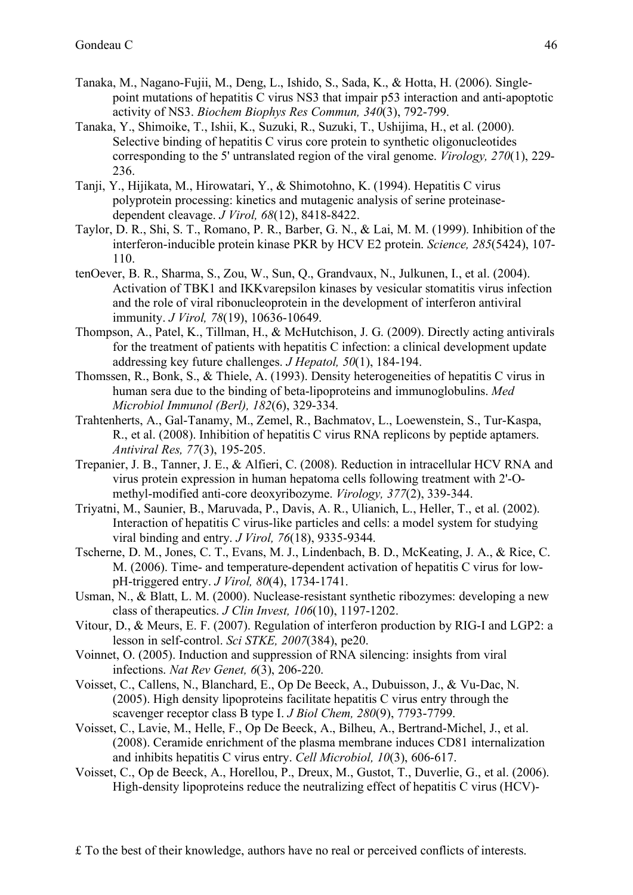Tanaka, M., Nagano-Fujii, M., Deng, L., Ishido, S., Sada, K., & Hotta, H. (2006). Single-point mutations of hepatitis C virus NS3 that impair p53 interaction and anti-apoptotic activity of NS3. *Biochem Biophys Res Commun, 340*(3), 792-799.

Tanaka, Y., Shimoike, T., Ishii, K., Suzuki, R., Suzuki, T., Ushijima, H., et al. (2000). Selective binding of hepatitis C virus core protein to synthetic oligonucleotides corresponding to the 5' untranslated region of the viral genome. *Virology, 270*(1), 229-236.

Tanji, Y., Hijikata, M., Hirowatari, Y., & Shimotohno, K. (1994). Hepatitis C virus polyprotein processing: kinetics and mutagenic analysis of serine proteinase-dependent cleavage. *J Virol, 68*(12), 8418-8422.

Taylor, D. R., Shi, S. T., Romano, P. R., Barber, G. N., & Lai, M. M. (1999). Inhibition of the interferon-inducible protein kinase PKR by HCV E2 protein. *Science, 285*(5424), 107-110.

tenOever, B. R., Sharma, S., Zou, W., Sun, Q., Grandvaux, N., Julkunen, I., et al. (2004). Activation of TBK1 and IKKvarepsilon kinases by vesicular stomatitis virus infection and the role of viral ribonucleoprotein in the development of interferon antiviral immunity. *J Virol, 78*(19), 10636-10649.

Thompson, A., Patel, K., Tillman, H., & McHutchison, J. G. (2009). Directly acting antivirals for the treatment of patients with hepatitis C infection: a clinical development update addressing key future challenges. *J Hepatol, 50*(1), 184-194.

Thomssen, R., Bonk, S., & Thiele, A. (1993). Density heterogeneities of hepatitis C virus in human sera due to the binding of beta-lipoproteins and immunoglobulins. *Med Microbiol Immunol (Berl), 182*(6), 329-334.

Trahtenherts, A., Gal-Tanamy, M., Zemel, R., Bachmatov, L., Loewenstein, S., Tur-Kaspa, R., et al. (2008). Inhibition of hepatitis C virus RNA replicons by peptide aptamers. *Antiviral Res, 77*(3), 195-205.

Trepanier, J. B., Tanner, J. E., & Alfieri, C. (2008). Reduction in intracellular HCV RNA and virus protein expression in human hepatoma cells following treatment with 2'-O-methyl-modified anti-core deoxyribozyme. *Virology, 377*(2), 339-344.

Triyatni, M., Saunier, B., Maruvada, P., Davis, A. R., Ulianich, L., Heller, T., et al. (2002). Interaction of hepatitis C virus-like particles and cells: a model system for studying viral binding and entry. *J Virol, 76*(18), 9335-9344.

Tscherne, D. M., Jones, C. T., Evans, M. J., Lindenbach, B. D., McKeating, J. A., & Rice, C. M. (2006). Time- and temperature-dependent activation of hepatitis C virus for low-pH-triggered entry. *J Virol, 80*(4), 1734-1741.

Usman, N., & Blatt, L. M. (2000). Nuclease-resistant synthetic ribozymes: developing a new class of therapeutics. *J Clin Invest, 106*(10), 1197-1202.

Vitour, D., & Meurs, E. F. (2007). Regulation of interferon production by RIG-I and LGP2: a lesson in self-control. *Sci STKE, 2007*(384), pe20.

Voinnet, O. (2005). Induction and suppression of RNA silencing: insights from viral infections. *Nat Rev Genet, 6*(3), 206-220.

Voisset, C., Callens, N., Blanchard, E., Op De Beeck, A., Dubuisson, J., & Vu-Dac, N. (2005). High density lipoproteins facilitate hepatitis C virus entry through the scavenger receptor class B type I. *J Biol Chem, 280*(9), 7793-7799.

Voisset, C., Lavie, M., Helle, F., Op De Beeck, A., Bilheu, A., Bertrand-Michel, J., et al. (2008). Ceramide enrichment of the plasma membrane induces CD81 internalization and inhibits hepatitis C virus entry. *Cell Microbiol, 10*(3), 606-617.

Voisset, C., Op de Beeck, A., Horellou, P., Dreux, M., Gustot, T., Duverlie, G., et al. (2006). High-density lipoproteins reduce the neutralizing effect of hepatitis C virus (HCV)-

£ To the best of their knowledge, authors have no real or perceived conflicts of interests.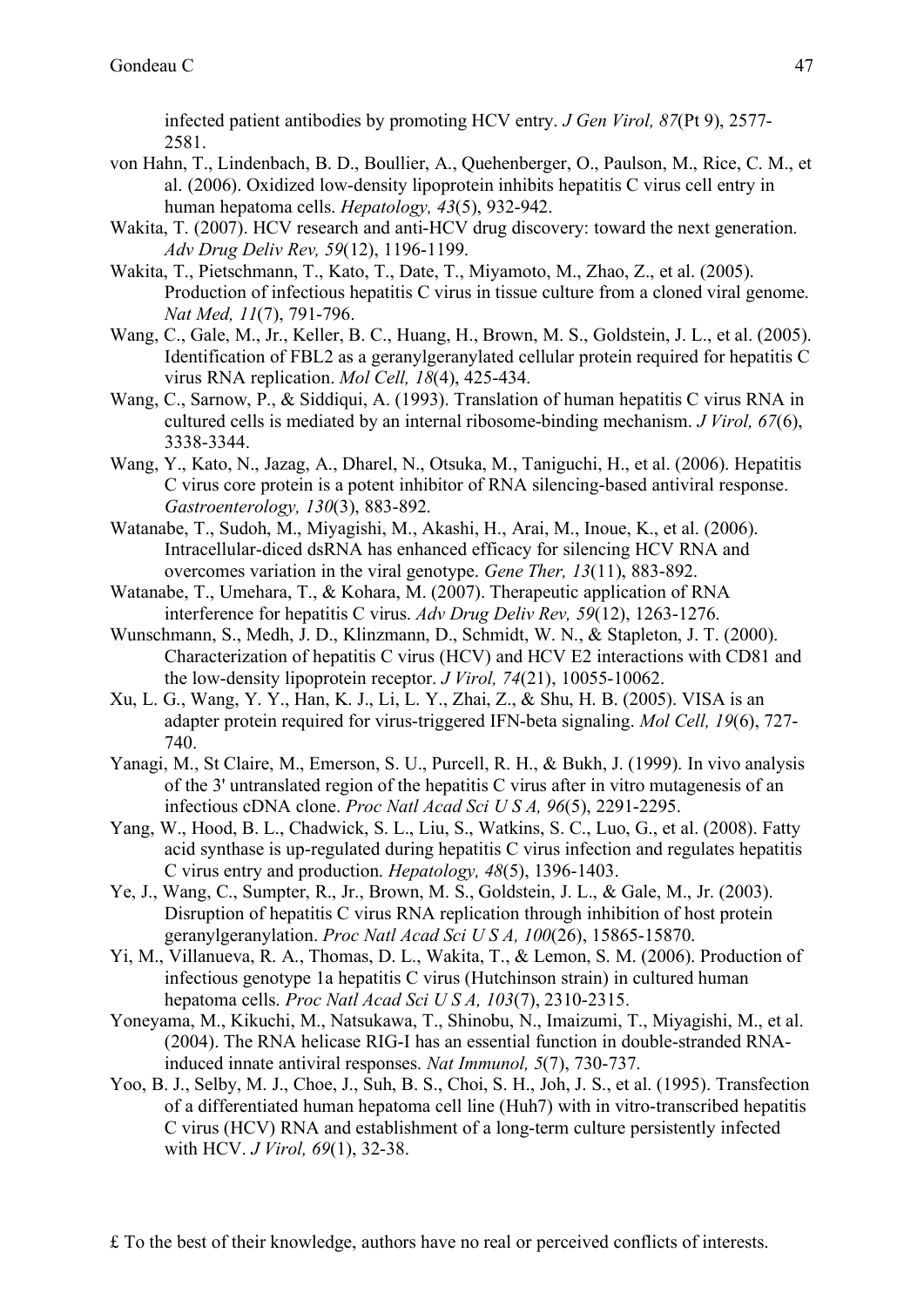infected patient antibodies by promoting HCV entry. *J Gen Virol, 87*(Pt 9), 2577-2581.

von Hahn, T., Lindenbach, B. D., Boullier, A., Quehenberger, O., Paulson, M., Rice, C. M., et al. (2006). Oxidized low-density lipoprotein inhibits hepatitis C virus cell entry in human hepatoma cells. *Hepatology, 43*(5), 932-942.

Wakita, T. (2007). HCV research and anti-HCV drug discovery: toward the next generation. *Adv Drug Deliv Rev, 59*(12), 1196-1199.

Wakita, T., Pietschmann, T., Kato, T., Date, T., Miyamoto, M., Zhao, Z., et al. (2005). Production of infectious hepatitis C virus in tissue culture from a cloned viral genome. *Nat Med, 11*(7), 791-796.

Wang, C., Gale, M., Jr., Keller, B. C., Huang, H., Brown, M. S., Goldstein, J. L., et al. (2005). Identification of FBL2 as a geranylgeranylated cellular protein required for hepatitis C virus RNA replication. *Mol Cell, 18*(4), 425-434.

Wang, C., Sarnow, P., & Siddiqui, A. (1993). Translation of human hepatitis C virus RNA in cultured cells is mediated by an internal ribosome-binding mechanism. *J Virol, 67*(6), 3338-3344.

Wang, Y., Kato, N., Jazag, A., Dharel, N., Otsuka, M., Taniguchi, H., et al. (2006). Hepatitis C virus core protein is a potent inhibitor of RNA silencing-based antiviral response. *Gastroenterology, 130*(3), 883-892.

Watanabe, T., Sudoh, M., Miyagishi, M., Akashi, H., Arai, M., Inoue, K., et al. (2006). Intracellular-diced dsRNA has enhanced efficacy for silencing HCV RNA and overcomes variation in the viral genotype. *Gene Ther, 13*(11), 883-892.

Watanabe, T., Umehara, T., & Kohara, M. (2007). Therapeutic application of RNA interference for hepatitis C virus. *Adv Drug Deliv Rev, 59*(12), 1263-1276.

Wunschmann, S., Medh, J. D., Klinzmann, D., Schmidt, W. N., & Stapleton, J. T. (2000). Characterization of hepatitis C virus (HCV) and HCV E2 interactions with CD81 and the low-density lipoprotein receptor. *J Virol, 74*(21), 10055-10062.

Xu, L. G., Wang, Y. Y., Han, K. J., Li, L. Y., Zhai, Z., & Shu, H. B. (2005). VISA is an adapter protein required for virus-triggered IFN-beta signaling. *Mol Cell, 19*(6), 727-740.

Yanagi, M., St Claire, M., Emerson, S. U., Purcell, R. H., & Bukh, J. (1999). In vivo analysis of the 3' untranslated region of the hepatitis C virus after in vitro mutagenesis of an infectious cDNA clone. *Proc Natl Acad Sci U S A, 96*(5), 2291-2295.

Yang, W., Hood, B. L., Chadwick, S. L., Liu, S., Watkins, S. C., Luo, G., et al. (2008). Fatty acid synthase is up-regulated during hepatitis C virus infection and regulates hepatitis C virus entry and production. *Hepatology, 48*(5), 1396-1403.

Ye, J., Wang, C., Sumpter, R., Jr., Brown, M. S., Goldstein, J. L., & Gale, M., Jr. (2003). Disruption of hepatitis C virus RNA replication through inhibition of host protein geranylgeranylation. *Proc Natl Acad Sci U S A, 100*(26), 15865-15870.

Yi, M., Villanueva, R. A., Thomas, D. L., Wakita, T., & Lemon, S. M. (2006). Production of infectious genotype 1a hepatitis C virus (Hutchinson strain) in cultured human hepatoma cells. *Proc Natl Acad Sci U S A, 103*(7), 2310-2315.

Yoneyama, M., Kikuchi, M., Natsukawa, T., Shinobu, N., Imaizumi, T., Miyagishi, M., et al. (2004). The RNA helicase RIG-I has an essential function in double-stranded RNA-induced innate antiviral responses. *Nat Immunol, 5*(7), 730-737.

Yoo, B. J., Selby, M. J., Choe, J., Suh, B. S., Choi, S. H., Joh, J. S., et al. (1995). Transfection of a differentiated human hepatoma cell line (Huh7) with in vitro-transcribed hepatitis C virus (HCV) RNA and establishment of a long-term culture persistently infected with HCV. *J Virol, 69*(1), 32-38.

£ To the best of their knowledge, authors have no real or perceived conflicts of interests.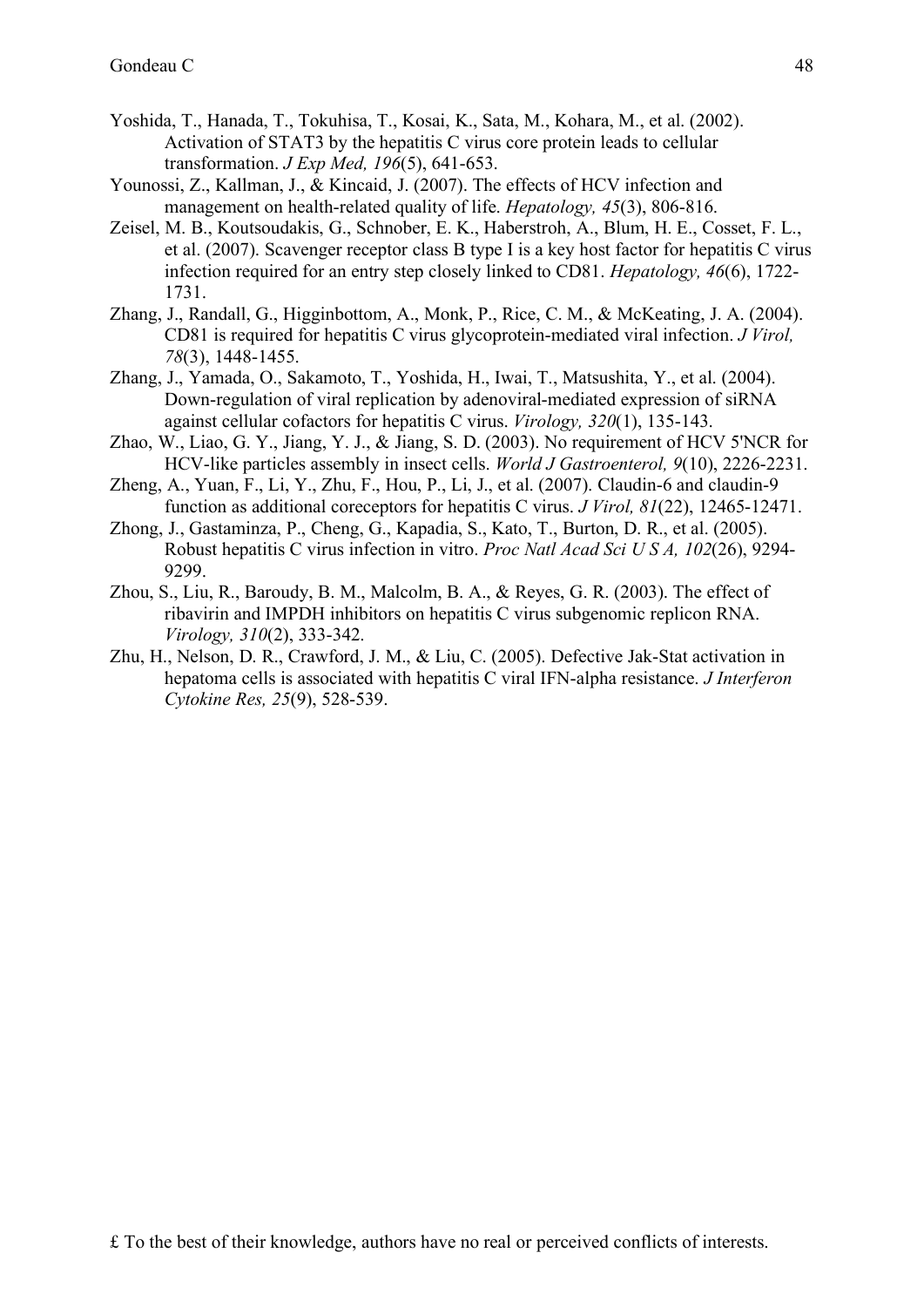Yoshida, T., Hanada, T., Tokuhisa, T., Kosai, K., Sata, M., Kohara, M., et al. (2002). Activation of STAT3 by the hepatitis C virus core protein leads to cellular transformation. *J Exp Med, 196*(5), 641-653.

Younossi, Z., Kallman, J., & Kincaid, J. (2007). The effects of HCV infection and management on health-related quality of life. *Hepatology, 45*(3), 806-816.

Zeisel, M. B., Koutsoudakis, G., Schnober, E. K., Haberstroh, A., Blum, H. E., Cosset, F. L., et al. (2007). Scavenger receptor class B type I is a key host factor for hepatitis C virus infection required for an entry step closely linked to CD81. *Hepatology, 46*(6), 1722-1731.

Zhang, J., Randall, G., Higginbottom, A., Monk, P., Rice, C. M., & McKeating, J. A. (2004). CD81 is required for hepatitis C virus glycoprotein-mediated viral infection. *J Virol, 78*(3), 1448-1455.

Zhang, J., Yamada, O., Sakamoto, T., Yoshida, H., Iwai, T., Matsushita, Y., et al. (2004). Down-regulation of viral replication by adenoviral-mediated expression of siRNA against cellular cofactors for hepatitis C virus. *Virology, 320*(1), 135-143.

Zhao, W., Liao, G. Y., Jiang, Y. J., & Jiang, S. D. (2003). No requirement of HCV 5'NCR for HCV-like particles assembly in insect cells. *World J Gastroenterol, 9*(10), 2226-2231.

Zheng, A., Yuan, F., Li, Y., Zhu, F., Hou, P., Li, J., et al. (2007). Claudin-6 and claudin-9 function as additional coreceptors for hepatitis C virus. *J Virol, 81*(22), 12465-12471.

Zhong, J., Gastaminza, P., Cheng, G., Kapadia, S., Kato, T., Burton, D. R., et al. (2005). Robust hepatitis C virus infection in vitro. *Proc Natl Acad Sci U S A, 102*(26), 9294-9299.

Zhou, S., Liu, R., Baroudy, B. M., Malcolm, B. A., & Reyes, G. R. (2003). The effect of ribavirin and IMPDH inhibitors on hepatitis C virus subgenomic replicon RNA. *Virology, 310*(2), 333-342.

Zhu, H., Nelson, D. R., Crawford, J. M., & Liu, C. (2005). Defective Jak-Stat activation in hepatoma cells is associated with hepatitis C viral IFN-alpha resistance. *J Interferon Cytokine Res, 25*(9), 528-539.

£ To the best of their knowledge, authors have no real or perceived conflicts of interests.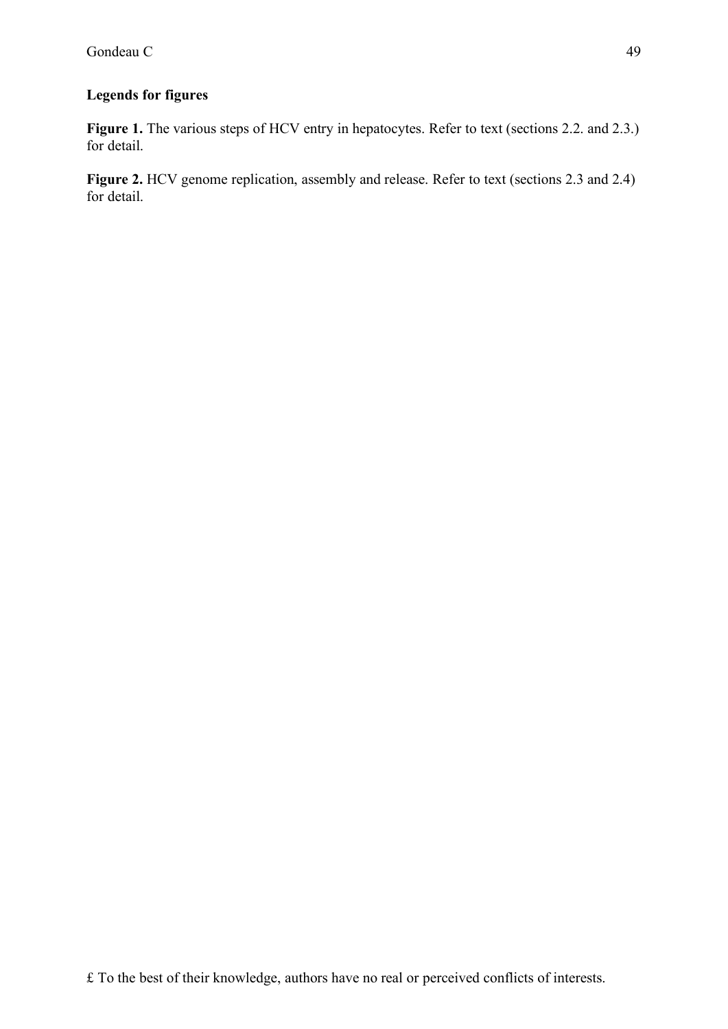**Legends for figures**

**Figure 1.** The various steps of HCV entry in hepatocytes. Refer to text (sections 2.2. and 2.3.) for detail.

**Figure 2.** HCV genome replication, assembly and release. Refer to text (sections 2.3 and 2.4) for detail.

£ To the best of their knowledge, authors have no real or perceived conflicts of interests.